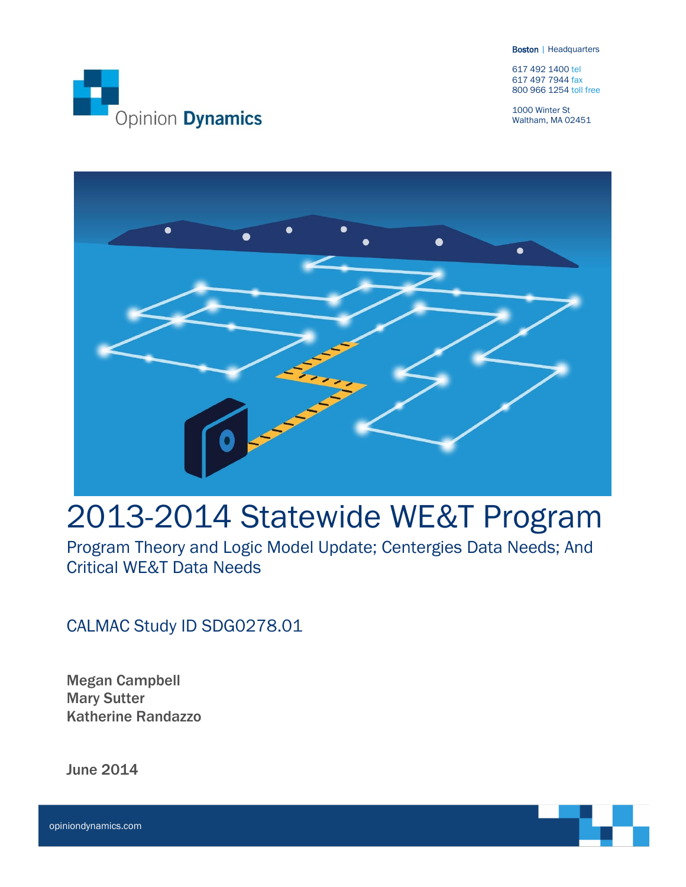Opinion **Dynamics**

**Boston** | Headquarters

617 492 1400 tel
617 497 7944 fax
800 966 1254 toll free

1000 Winter St
Waltham, MA 02451

# 2013-2014 Statewide WE&T Program

## Program Theory and Logic Model Update; Centergies Data Needs; And Critical WE&T Data Needs

CALMAC Study ID SDG0278.01

**Megan Campbell**
**Mary Sutter**
**Katherine Randazzo**

**June 2014**

opiniondynamics.com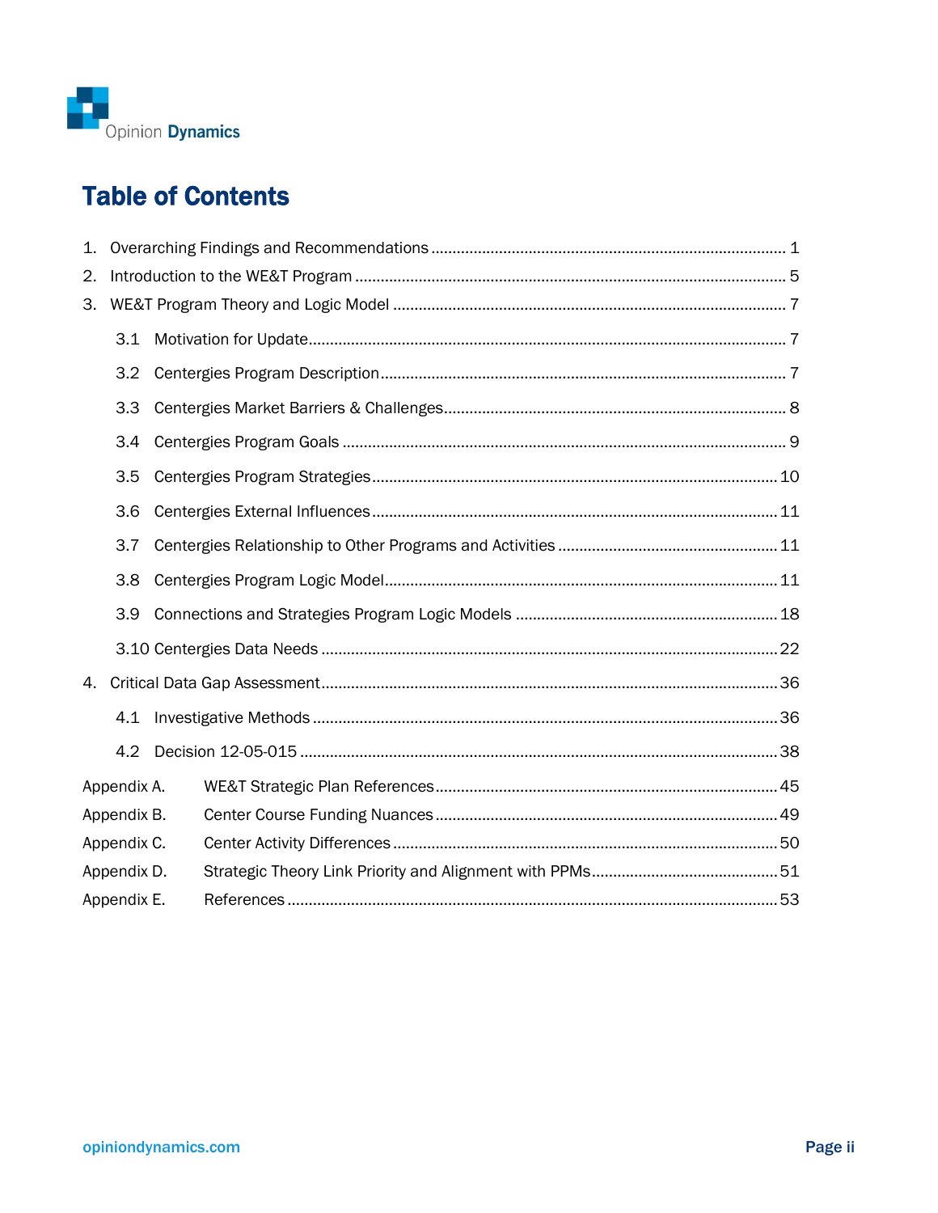# Table of Contents

1. Overarching Findings and Recommendations ..... 1
2. Introduction to the WE&T Program ..... 5
3. WE&T Program Theory and Logic Model ..... 7
   - 3.1 Motivation for Update ..... 7
   - 3.2 Centergies Program Description ..... 7
   - 3.3 Centergies Market Barriers & Challenges ..... 8
   - 3.4 Centergies Program Goals ..... 9
   - 3.5 Centergies Program Strategies ..... 10
   - 3.6 Centergies External Influences ..... 11
   - 3.7 Centergies Relationship to Other Programs and Activities ..... 11
   - 3.8 Centergies Program Logic Model ..... 11
   - 3.9 Connections and Strategies Program Logic Models ..... 18
   - 3.10 Centergies Data Needs ..... 22
4. Critical Data Gap Assessment ..... 36
   - 4.1 Investigative Methods ..... 36
   - 4.2 Decision 12-05-015 ..... 38

Appendix A. WE&T Strategic Plan References ..... 45

Appendix B. Center Course Funding Nuances ..... 49

Appendix C. Center Activity Differences ..... 50

Appendix D. Strategic Theory Link Priority and Alignment with PPMs ..... 51

Appendix E. References ..... 53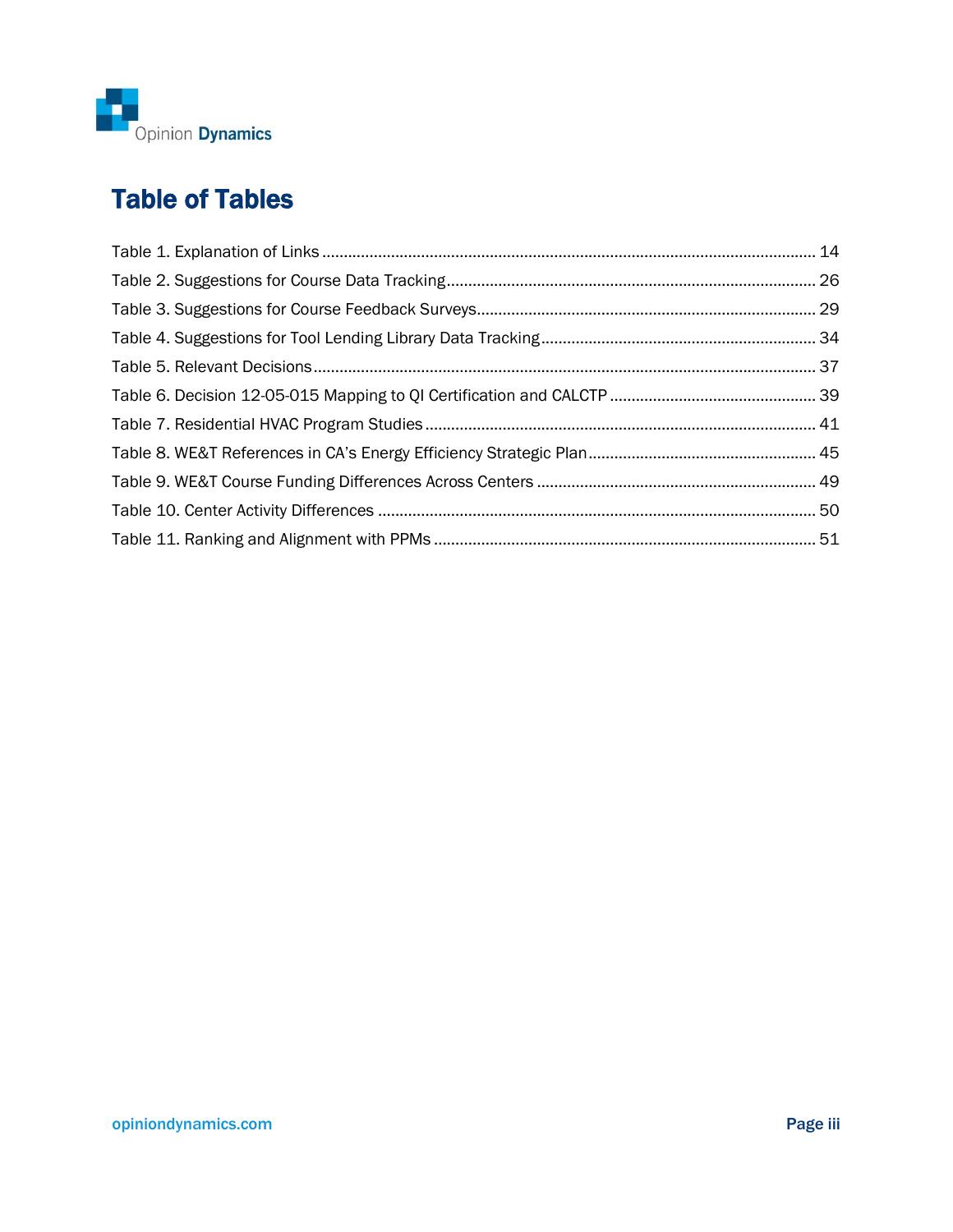# Table of Tables

Table 1. Explanation of Links ............ 14
Table 2. Suggestions for Course Data Tracking ............ 26
Table 3. Suggestions for Course Feedback Surveys ............ 29
Table 4. Suggestions for Tool Lending Library Data Tracking ............ 34
Table 5. Relevant Decisions ............ 37
Table 6. Decision 12-05-015 Mapping to QI Certification and CALCTP ............ 39
Table 7. Residential HVAC Program Studies ............ 41
Table 8. WE&T References in CA's Energy Efficiency Strategic Plan ............ 45
Table 9. WE&T Course Funding Differences Across Centers ............ 49
Table 10. Center Activity Differences ............ 50
Table 11. Ranking and Alignment with PPMs ............ 51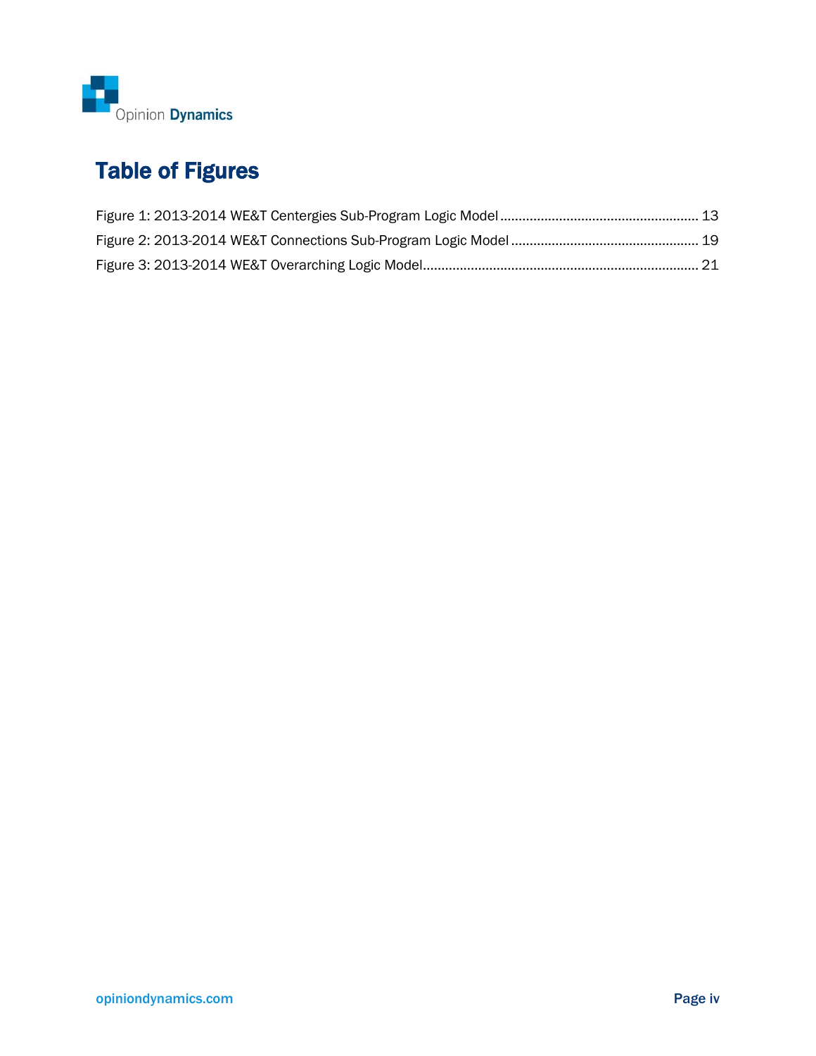# Table of Figures

Figure 1: 2013-2014 WE&T Centergies Sub-Program Logic Model ..................................................... 13
Figure 2: 2013-2014 WE&T Connections Sub-Program Logic Model .................................................. 19
Figure 3: 2013-2014 WE&T Overarching Logic Model ......................................................................... 21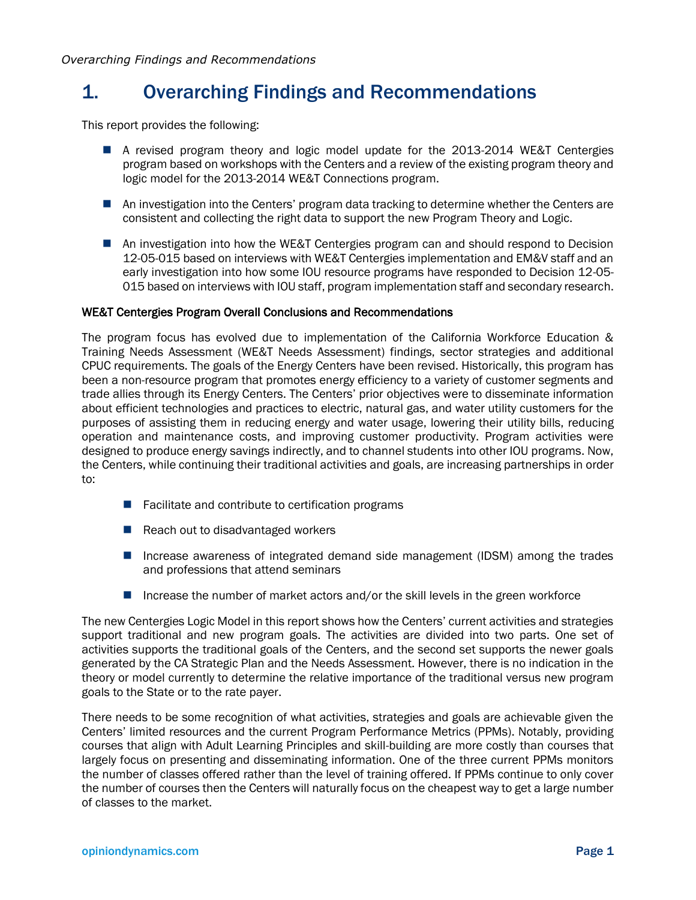# 1. Overarching Findings and Recommendations

This report provides the following:

- A revised program theory and logic model update for the 2013-2014 WE&T Centergies program based on workshops with the Centers and a review of the existing program theory and logic model for the 2013-2014 WE&T Connections program.
- An investigation into the Centers' program data tracking to determine whether the Centers are consistent and collecting the right data to support the new Program Theory and Logic.
- An investigation into how the WE&T Centergies program can and should respond to Decision 12-05-015 based on interviews with WE&T Centergies implementation and EM&V staff and an early investigation into how some IOU resource programs have responded to Decision 12-05-015 based on interviews with IOU staff, program implementation staff and secondary research.

#### WE&T Centergies Program Overall Conclusions and Recommendations

The program focus has evolved due to implementation of the California Workforce Education & Training Needs Assessment (WE&T Needs Assessment) findings, sector strategies and additional CPUC requirements. The goals of the Energy Centers have been revised. Historically, this program has been a non-resource program that promotes energy efficiency to a variety of customer segments and trade allies through its Energy Centers. The Centers' prior objectives were to disseminate information about efficient technologies and practices to electric, natural gas, and water utility customers for the purposes of assisting them in reducing energy and water usage, lowering their utility bills, reducing operation and maintenance costs, and improving customer productivity. Program activities were designed to produce energy savings indirectly, and to channel students into other IOU programs. Now, the Centers, while continuing their traditional activities and goals, are increasing partnerships in order to:

- Facilitate and contribute to certification programs
- Reach out to disadvantaged workers
- Increase awareness of integrated demand side management (IDSM) among the trades and professions that attend seminars
- Increase the number of market actors and/or the skill levels in the green workforce

The new Centergies Logic Model in this report shows how the Centers' current activities and strategies support traditional and new program goals. The activities are divided into two parts. One set of activities supports the traditional goals of the Centers, and the second set supports the newer goals generated by the CA Strategic Plan and the Needs Assessment. However, there is no indication in the theory or model currently to determine the relative importance of the traditional versus new program goals to the State or to the rate payer.

There needs to be some recognition of what activities, strategies and goals are achievable given the Centers' limited resources and the current Program Performance Metrics (PPMs). Notably, providing courses that align with Adult Learning Principles and skill-building are more costly than courses that largely focus on presenting and disseminating information. One of the three current PPMs monitors the number of classes offered rather than the level of training offered. If PPMs continue to only cover the number of courses then the Centers will naturally focus on the cheapest way to get a large number of classes to the market.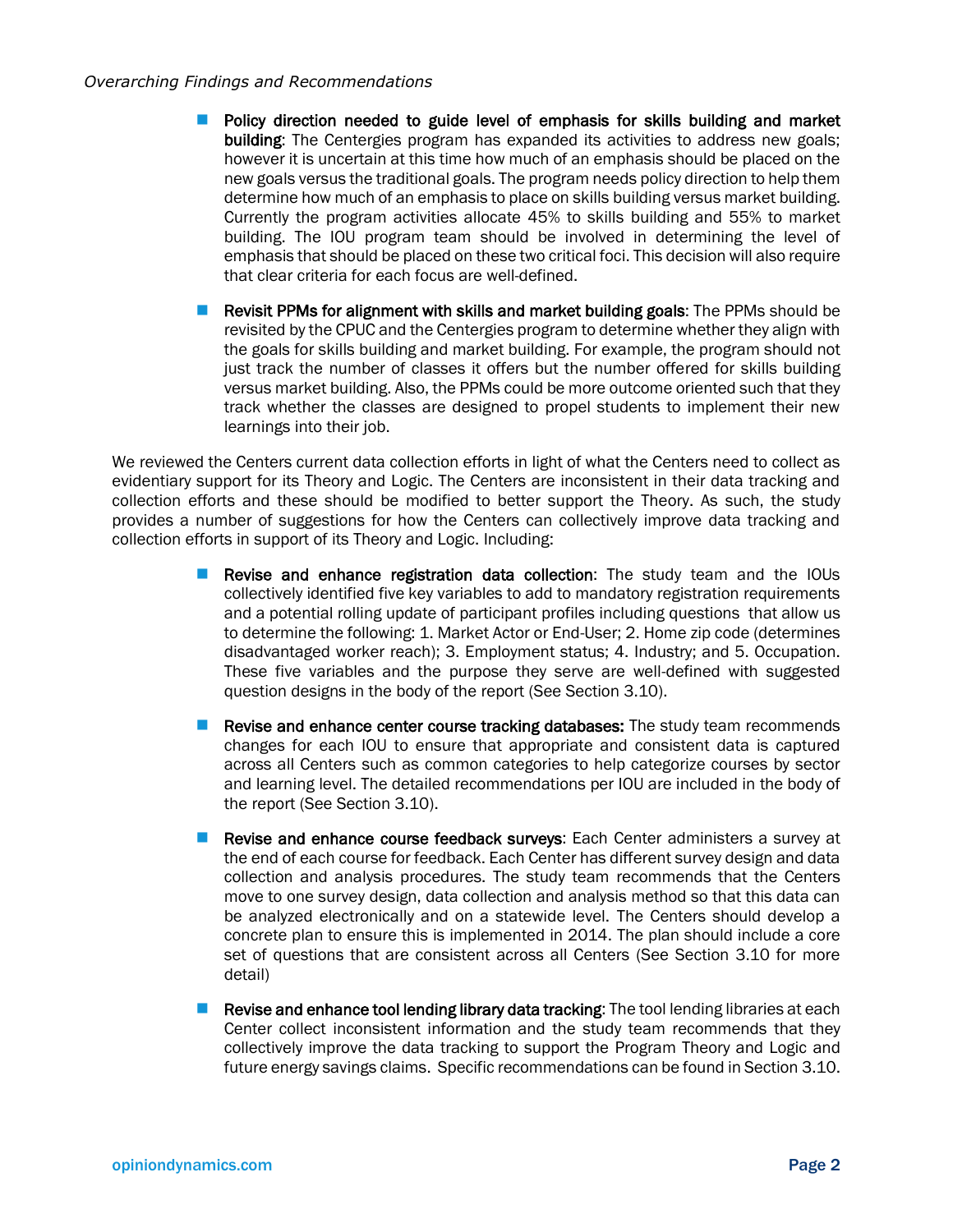- **Policy direction needed to guide level of emphasis for skills building and market building**: The Centergies program has expanded its activities to address new goals; however it is uncertain at this time how much of an emphasis should be placed on the new goals versus the traditional goals. The program needs policy direction to help them determine how much of an emphasis to place on skills building versus market building. Currently the program activities allocate 45% to skills building and 55% to market building. The IOU program team should be involved in determining the level of emphasis that should be placed on these two critical foci. This decision will also require that clear criteria for each focus are well-defined.

- **Revisit PPMs for alignment with skills and market building goals**: The PPMs should be revisited by the CPUC and the Centergies program to determine whether they align with the goals for skills building and market building. For example, the program should not just track the number of classes it offers but the number offered for skills building versus market building. Also, the PPMs could be more outcome oriented such that they track whether the classes are designed to propel students to implement their new learnings into their job.

We reviewed the Centers current data collection efforts in light of what the Centers need to collect as evidentiary support for its Theory and Logic. The Centers are inconsistent in their data tracking and collection efforts and these should be modified to better support the Theory. As such, the study provides a number of suggestions for how the Centers can collectively improve data tracking and collection efforts in support of its Theory and Logic. Including:

- **Revise and enhance registration data collection**: The study team and the IOUs collectively identified five key variables to add to mandatory registration requirements and a potential rolling update of participant profiles including questions that allow us to determine the following: 1. Market Actor or End-User; 2. Home zip code (determines disadvantaged worker reach); 3. Employment status; 4. Industry; and 5. Occupation. These five variables and the purpose they serve are well-defined with suggested question designs in the body of the report (See Section 3.10).

- **Revise and enhance center course tracking databases:** The study team recommends changes for each IOU to ensure that appropriate and consistent data is captured across all Centers such as common categories to help categorize courses by sector and learning level. The detailed recommendations per IOU are included in the body of the report (See Section 3.10).

- **Revise and enhance course feedback surveys**: Each Center administers a survey at the end of each course for feedback. Each Center has different survey design and data collection and analysis procedures. The study team recommends that the Centers move to one survey design, data collection and analysis method so that this data can be analyzed electronically and on a statewide level. The Centers should develop a concrete plan to ensure this is implemented in 2014. The plan should include a core set of questions that are consistent across all Centers (See Section 3.10 for more detail)

- **Revise and enhance tool lending library data tracking**: The tool lending libraries at each Center collect inconsistent information and the study team recommends that they collectively improve the data tracking to support the Program Theory and Logic and future energy savings claims. Specific recommendations can be found in Section 3.10.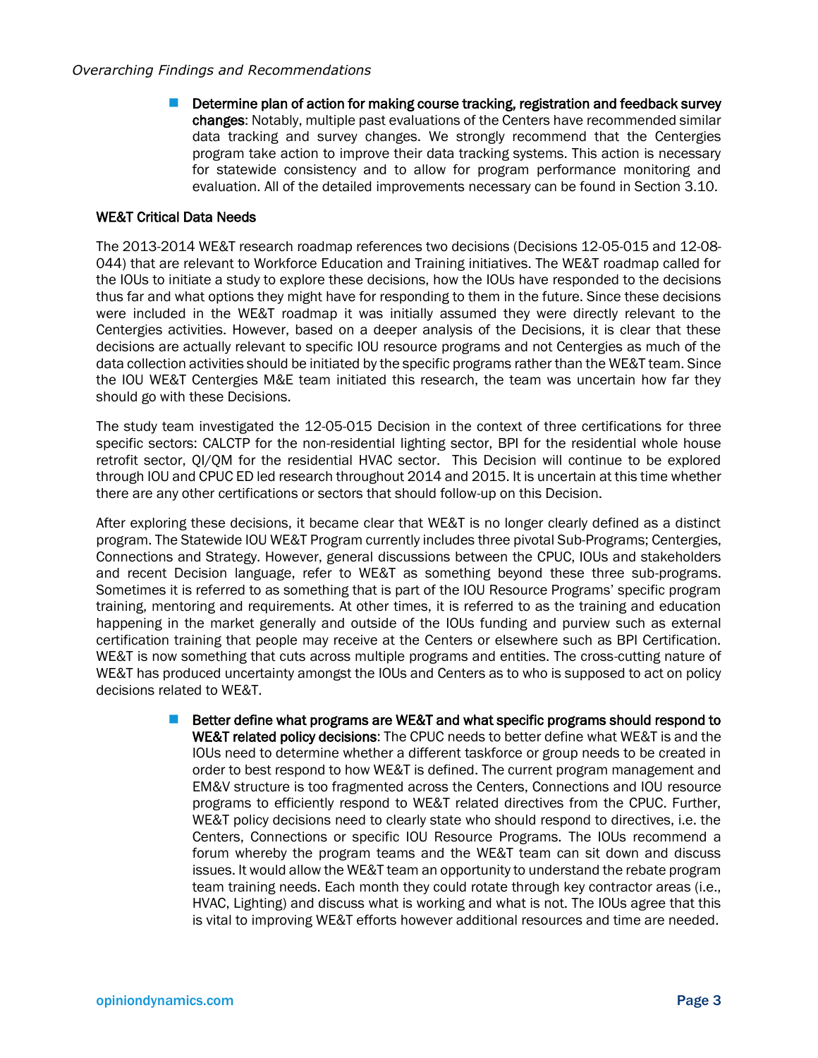- **Determine plan of action for making course tracking, registration and feedback survey changes**: Notably, multiple past evaluations of the Centers have recommended similar data tracking and survey changes. We strongly recommend that the Centergies program take action to improve their data tracking systems. This action is necessary for statewide consistency and to allow for program performance monitoring and evaluation. All of the detailed improvements necessary can be found in Section 3.10.

### WE&T Critical Data Needs

The 2013-2014 WE&T research roadmap references two decisions (Decisions 12-05-015 and 12-08-044) that are relevant to Workforce Education and Training initiatives. The WE&T roadmap called for the IOUs to initiate a study to explore these decisions, how the IOUs have responded to the decisions thus far and what options they might have for responding to them in the future. Since these decisions were included in the WE&T roadmap it was initially assumed they were directly relevant to the Centergies activities. However, based on a deeper analysis of the Decisions, it is clear that these decisions are actually relevant to specific IOU resource programs and not Centergies as much of the data collection activities should be initiated by the specific programs rather than the WE&T team. Since the IOU WE&T Centergies M&E team initiated this research, the team was uncertain how far they should go with these Decisions.

The study team investigated the 12-05-015 Decision in the context of three certifications for three specific sectors: CALCTP for the non-residential lighting sector, BPI for the residential whole house retrofit sector, QI/QM for the residential HVAC sector. This Decision will continue to be explored through IOU and CPUC ED led research throughout 2014 and 2015. It is uncertain at this time whether there are any other certifications or sectors that should follow-up on this Decision.

After exploring these decisions, it became clear that WE&T is no longer clearly defined as a distinct program. The Statewide IOU WE&T Program currently includes three pivotal Sub-Programs; Centergies, Connections and Strategy. However, general discussions between the CPUC, IOUs and stakeholders and recent Decision language, refer to WE&T as something beyond these three sub-programs. Sometimes it is referred to as something that is part of the IOU Resource Programs' specific program training, mentoring and requirements. At other times, it is referred to as the training and education happening in the market generally and outside of the IOUs funding and purview such as external certification training that people may receive at the Centers or elsewhere such as BPI Certification. WE&T is now something that cuts across multiple programs and entities. The cross-cutting nature of WE&T has produced uncertainty amongst the IOUs and Centers as to who is supposed to act on policy decisions related to WE&T.

- **Better define what programs are WE&T and what specific programs should respond to WE&T related policy decisions**: The CPUC needs to better define what WE&T is and the IOUs need to determine whether a different taskforce or group needs to be created in order to best respond to how WE&T is defined. The current program management and EM&V structure is too fragmented across the Centers, Connections and IOU resource programs to efficiently respond to WE&T related directives from the CPUC. Further, WE&T policy decisions need to clearly state who should respond to directives, i.e. the Centers, Connections or specific IOU Resource Programs. The IOUs recommend a forum whereby the program teams and the WE&T team can sit down and discuss issues. It would allow the WE&T team an opportunity to understand the rebate program team training needs. Each month they could rotate through key contractor areas (i.e., HVAC, Lighting) and discuss what is working and what is not. The IOUs agree that this is vital to improving WE&T efforts however additional resources and time are needed.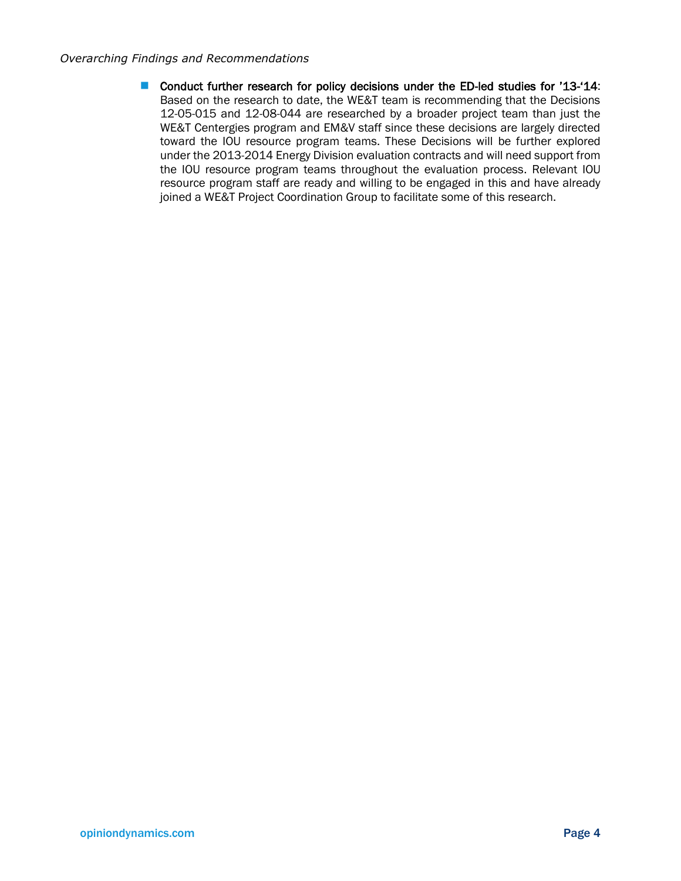- **Conduct further research for policy decisions under the ED-led studies for '13-'14**: Based on the research to date, the WE&T team is recommending that the Decisions 12-05-015 and 12-08-044 are researched by a broader project team than just the WE&T Centergies program and EM&V staff since these decisions are largely directed toward the IOU resource program teams. These Decisions will be further explored under the 2013-2014 Energy Division evaluation contracts and will need support from the IOU resource program teams throughout the evaluation process. Relevant IOU resource program staff are ready and willing to be engaged in this and have already joined a WE&T Project Coordination Group to facilitate some of this research.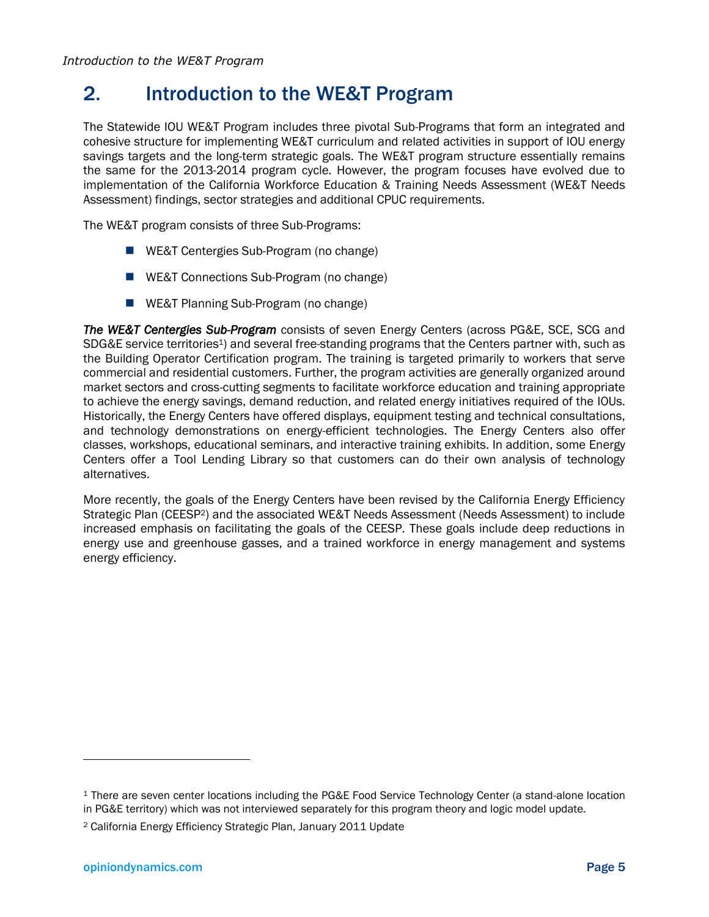# 2. Introduction to the WE&T Program

The Statewide IOU WE&T Program includes three pivotal Sub-Programs that form an integrated and cohesive structure for implementing WE&T curriculum and related activities in support of IOU energy savings targets and the long-term strategic goals. The WE&T program structure essentially remains the same for the 2013-2014 program cycle. However, the program focuses have evolved due to implementation of the California Workforce Education & Training Needs Assessment (WE&T Needs Assessment) findings, sector strategies and additional CPUC requirements.

The WE&T program consists of three Sub-Programs:

- WE&T Centergies Sub-Program (no change)
- WE&T Connections Sub-Program (no change)
- WE&T Planning Sub-Program (no change)

***The WE&T Centergies Sub-Program*** consists of seven Energy Centers (across PG&E, SCE, SCG and SDG&E service territories[1]) and several free-standing programs that the Centers partner with, such as the Building Operator Certification program. The training is targeted primarily to workers that serve commercial and residential customers. Further, the program activities are generally organized around market sectors and cross-cutting segments to facilitate workforce education and training appropriate to achieve the energy savings, demand reduction, and related energy initiatives required of the IOUs. Historically, the Energy Centers have offered displays, equipment testing and technical consultations, and technology demonstrations on energy-efficient technologies. The Energy Centers also offer classes, workshops, educational seminars, and interactive training exhibits. In addition, some Energy Centers offer a Tool Lending Library so that customers can do their own analysis of technology alternatives.

More recently, the goals of the Energy Centers have been revised by the California Energy Efficiency Strategic Plan (CEESP[2]) and the associated WE&T Needs Assessment (Needs Assessment) to include increased emphasis on facilitating the goals of the CEESP. These goals include deep reductions in energy use and greenhouse gasses, and a trained workforce in energy management and systems energy efficiency.

---

[1] There are seven center locations including the PG&E Food Service Technology Center (a stand-alone location in PG&E territory) which was not interviewed separately for this program theory and logic model update.

[2] California Energy Efficiency Strategic Plan, January 2011 Update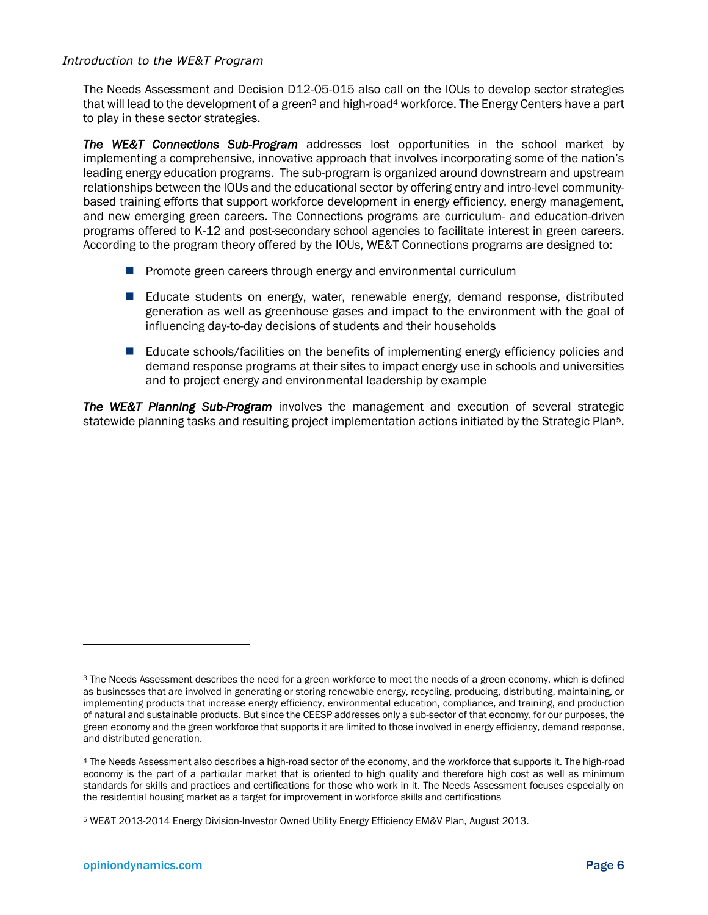*Introduction to the WE&T Program*

The Needs Assessment and Decision D12-05-015 also call on the IOUs to develop sector strategies that will lead to the development of a green[3] and high-road[4] workforce. The Energy Centers have a part to play in these sector strategies.

***The WE&T Connections Sub-Program*** addresses lost opportunities in the school market by implementing a comprehensive, innovative approach that involves incorporating some of the nation's leading energy education programs. The sub-program is organized around downstream and upstream relationships between the IOUs and the educational sector by offering entry and intro-level community-based training efforts that support workforce development in energy efficiency, energy management, and new emerging green careers. The Connections programs are curriculum- and education-driven programs offered to K-12 and post-secondary school agencies to facilitate interest in green careers. According to the program theory offered by the IOUs, WE&T Connections programs are designed to:

- Promote green careers through energy and environmental curriculum
- Educate students on energy, water, renewable energy, demand response, distributed generation as well as greenhouse gases and impact to the environment with the goal of influencing day-to-day decisions of students and their households
- Educate schools/facilities on the benefits of implementing energy efficiency policies and demand response programs at their sites to impact energy use in schools and universities and to project energy and environmental leadership by example

***The WE&T Planning Sub-Program*** involves the management and execution of several strategic statewide planning tasks and resulting project implementation actions initiated by the Strategic Plan[5].

---

[3] The Needs Assessment describes the need for a green workforce to meet the needs of a green economy, which is defined as businesses that are involved in generating or storing renewable energy, recycling, producing, distributing, maintaining, or implementing products that increase energy efficiency, environmental education, compliance, and training, and production of natural and sustainable products. But since the CEESP addresses only a sub-sector of that economy, for our purposes, the green economy and the green workforce that supports it are limited to those involved in energy efficiency, demand response, and distributed generation.

[4] The Needs Assessment also describes a high-road sector of the economy, and the workforce that supports it. The high-road economy is the part of a particular market that is oriented to high quality and therefore high cost as well as minimum standards for skills and practices and certifications for those who work in it. The Needs Assessment focuses especially on the residential housing market as a target for improvement in workforce skills and certifications

[5] WE&T 2013-2014 Energy Division-Investor Owned Utility Energy Efficiency EM&V Plan, August 2013.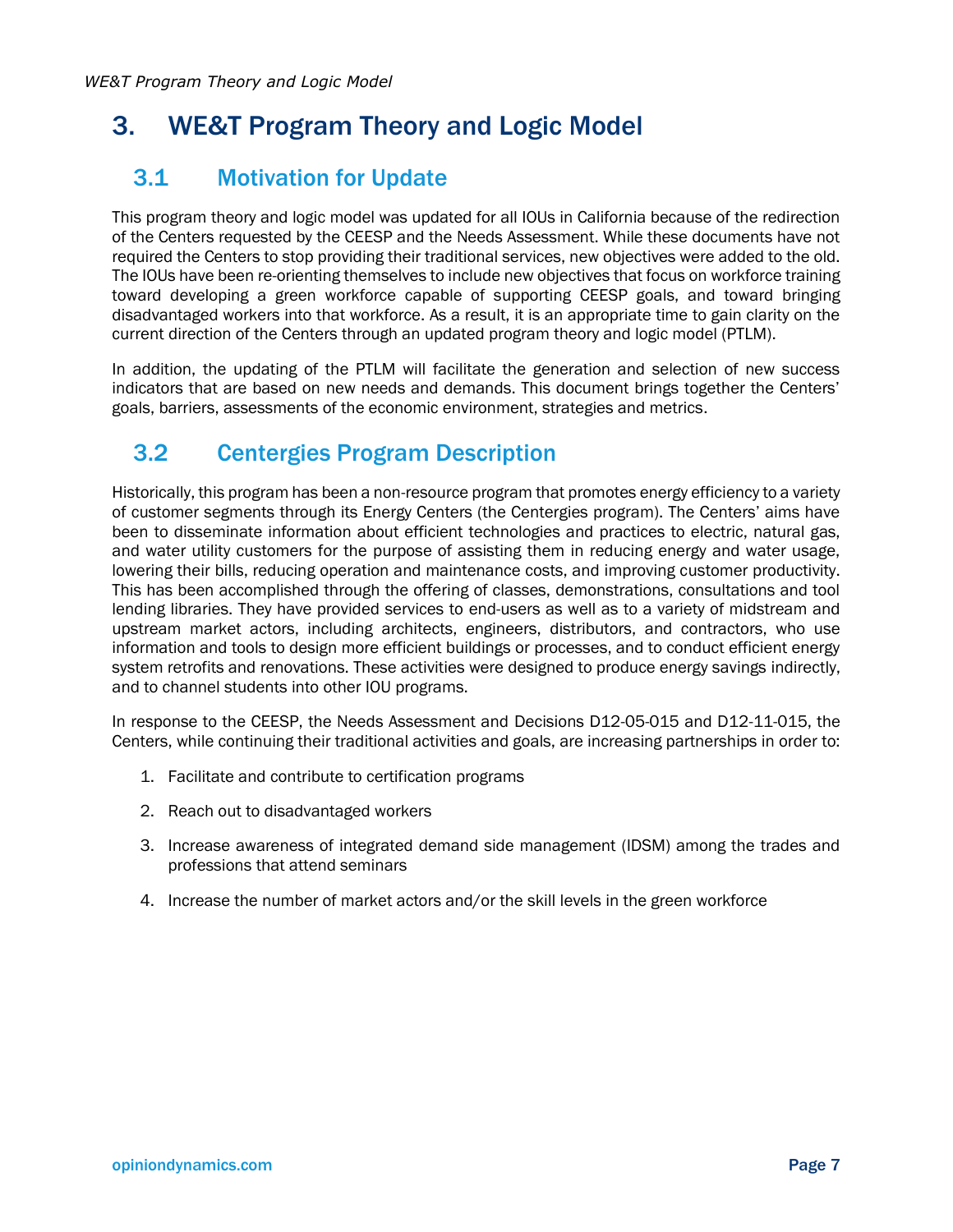# 3. WE&T Program Theory and Logic Model

## 3.1 Motivation for Update

This program theory and logic model was updated for all IOUs in California because of the redirection of the Centers requested by the CEESP and the Needs Assessment. While these documents have not required the Centers to stop providing their traditional services, new objectives were added to the old. The IOUs have been re-orienting themselves to include new objectives that focus on workforce training toward developing a green workforce capable of supporting CEESP goals, and toward bringing disadvantaged workers into that workforce. As a result, it is an appropriate time to gain clarity on the current direction of the Centers through an updated program theory and logic model (PTLM).

In addition, the updating of the PTLM will facilitate the generation and selection of new success indicators that are based on new needs and demands. This document brings together the Centers' goals, barriers, assessments of the economic environment, strategies and metrics.

## 3.2 Centergies Program Description

Historically, this program has been a non-resource program that promotes energy efficiency to a variety of customer segments through its Energy Centers (the Centergies program). The Centers' aims have been to disseminate information about efficient technologies and practices to electric, natural gas, and water utility customers for the purpose of assisting them in reducing energy and water usage, lowering their bills, reducing operation and maintenance costs, and improving customer productivity. This has been accomplished through the offering of classes, demonstrations, consultations and tool lending libraries. They have provided services to end-users as well as to a variety of midstream and upstream market actors, including architects, engineers, distributors, and contractors, who use information and tools to design more efficient buildings or processes, and to conduct efficient energy system retrofits and renovations. These activities were designed to produce energy savings indirectly, and to channel students into other IOU programs.

In response to the CEESP, the Needs Assessment and Decisions D12-05-015 and D12-11-015, the Centers, while continuing their traditional activities and goals, are increasing partnerships in order to:

1. Facilitate and contribute to certification programs
2. Reach out to disadvantaged workers
3. Increase awareness of integrated demand side management (IDSM) among the trades and professions that attend seminars
4. Increase the number of market actors and/or the skill levels in the green workforce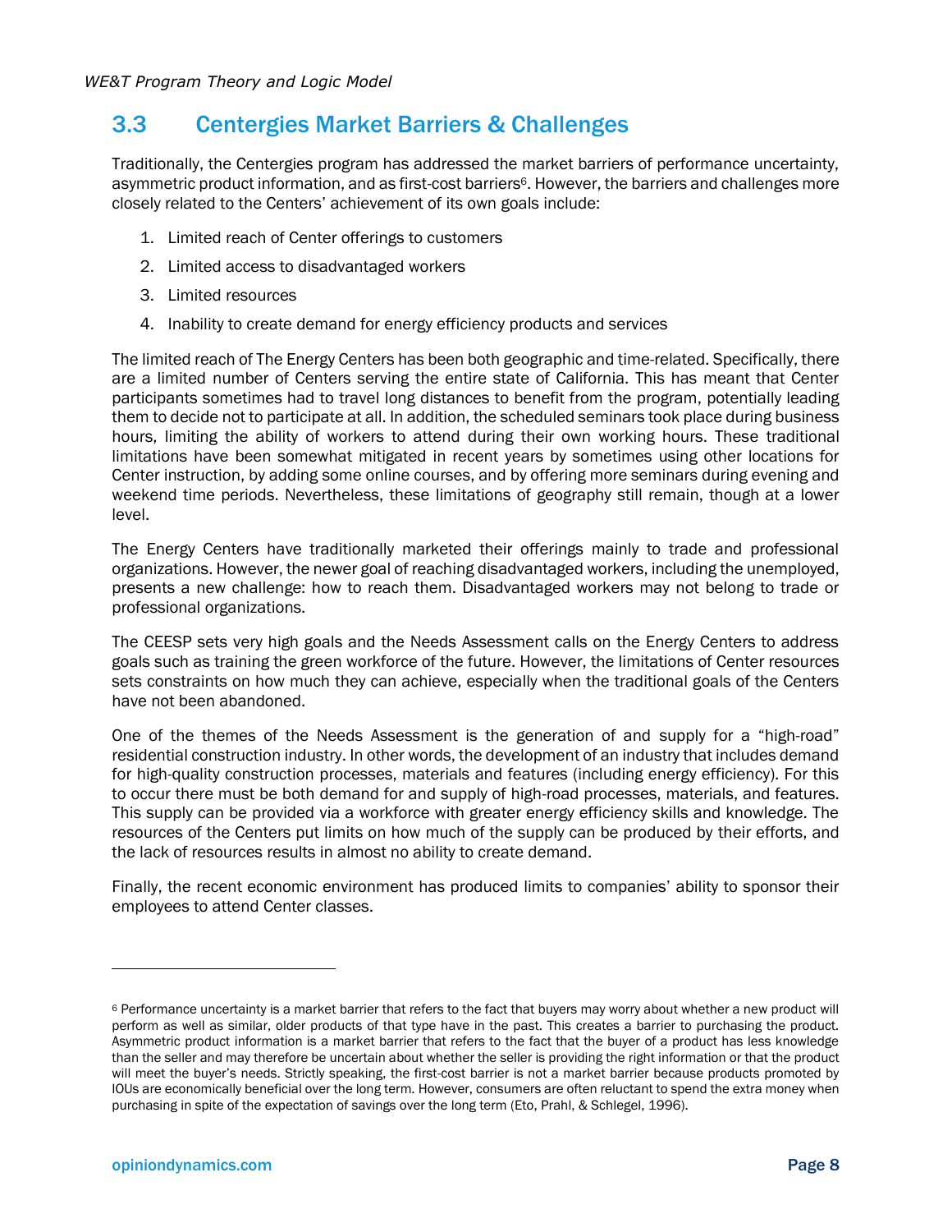## 3.3 Centergies Market Barriers & Challenges

Traditionally, the Centergies program has addressed the market barriers of performance uncertainty, asymmetric product information, and as first-cost barriers[6]. However, the barriers and challenges more closely related to the Centers' achievement of its own goals include:

1. Limited reach of Center offerings to customers
2. Limited access to disadvantaged workers
3. Limited resources
4. Inability to create demand for energy efficiency products and services

The limited reach of The Energy Centers has been both geographic and time-related. Specifically, there are a limited number of Centers serving the entire state of California. This has meant that Center participants sometimes had to travel long distances to benefit from the program, potentially leading them to decide not to participate at all. In addition, the scheduled seminars took place during business hours, limiting the ability of workers to attend during their own working hours. These traditional limitations have been somewhat mitigated in recent years by sometimes using other locations for Center instruction, by adding some online courses, and by offering more seminars during evening and weekend time periods. Nevertheless, these limitations of geography still remain, though at a lower level.

The Energy Centers have traditionally marketed their offerings mainly to trade and professional organizations. However, the newer goal of reaching disadvantaged workers, including the unemployed, presents a new challenge: how to reach them. Disadvantaged workers may not belong to trade or professional organizations.

The CEESP sets very high goals and the Needs Assessment calls on the Energy Centers to address goals such as training the green workforce of the future. However, the limitations of Center resources sets constraints on how much they can achieve, especially when the traditional goals of the Centers have not been abandoned.

One of the themes of the Needs Assessment is the generation of and supply for a "high-road" residential construction industry. In other words, the development of an industry that includes demand for high-quality construction processes, materials and features (including energy efficiency). For this to occur there must be both demand for and supply of high-road processes, materials, and features. This supply can be provided via a workforce with greater energy efficiency skills and knowledge. The resources of the Centers put limits on how much of the supply can be produced by their efforts, and the lack of resources results in almost no ability to create demand.

Finally, the recent economic environment has produced limits to companies' ability to sponsor their employees to attend Center classes.

---

[6] Performance uncertainty is a market barrier that refers to the fact that buyers may worry about whether a new product will perform as well as similar, older products of that type have in the past. This creates a barrier to purchasing the product. Asymmetric product information is a market barrier that refers to the fact that the buyer of a product has less knowledge than the seller and may therefore be uncertain about whether the seller is providing the right information or that the product will meet the buyer's needs. Strictly speaking, the first-cost barrier is not a market barrier because products promoted by IOUs are economically beneficial over the long term. However, consumers are often reluctant to spend the extra money when purchasing in spite of the expectation of savings over the long term (Eto, Prahl, & Schlegel, 1996).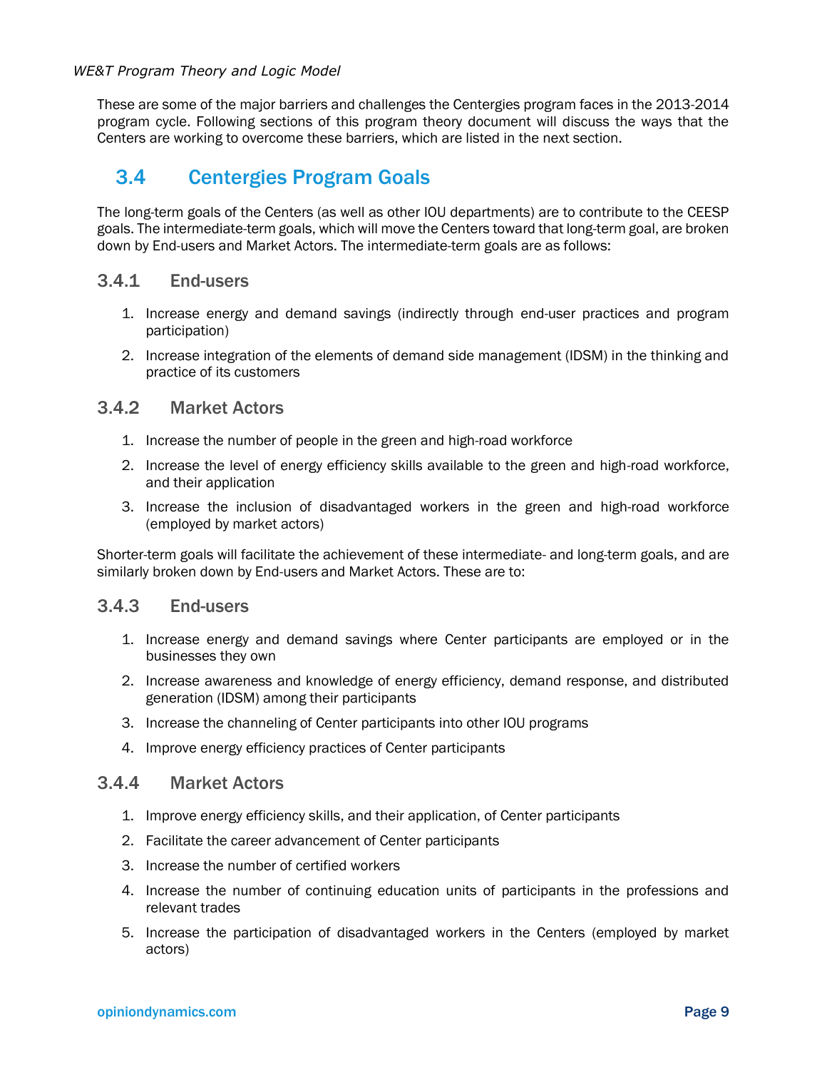These are some of the major barriers and challenges the Centergies program faces in the 2013-2014 program cycle. Following sections of this program theory document will discuss the ways that the Centers are working to overcome these barriers, which are listed in the next section.

## 3.4 Centergies Program Goals

The long-term goals of the Centers (as well as other IOU departments) are to contribute to the CEESP goals. The intermediate-term goals, which will move the Centers toward that long-term goal, are broken down by End-users and Market Actors. The intermediate-term goals are as follows:

### 3.4.1 End-users

1. Increase energy and demand savings (indirectly through end-user practices and program participation)
2. Increase integration of the elements of demand side management (IDSM) in the thinking and practice of its customers

### 3.4.2 Market Actors

1. Increase the number of people in the green and high-road workforce
2. Increase the level of energy efficiency skills available to the green and high-road workforce, and their application
3. Increase the inclusion of disadvantaged workers in the green and high-road workforce (employed by market actors)

Shorter-term goals will facilitate the achievement of these intermediate- and long-term goals, and are similarly broken down by End-users and Market Actors. These are to:

### 3.4.3 End-users

1. Increase energy and demand savings where Center participants are employed or in the businesses they own
2. Increase awareness and knowledge of energy efficiency, demand response, and distributed generation (IDSM) among their participants
3. Increase the channeling of Center participants into other IOU programs
4. Improve energy efficiency practices of Center participants

### 3.4.4 Market Actors

1. Improve energy efficiency skills, and their application, of Center participants
2. Facilitate the career advancement of Center participants
3. Increase the number of certified workers
4. Increase the number of continuing education units of participants in the professions and relevant trades
5. Increase the participation of disadvantaged workers in the Centers (employed by market actors)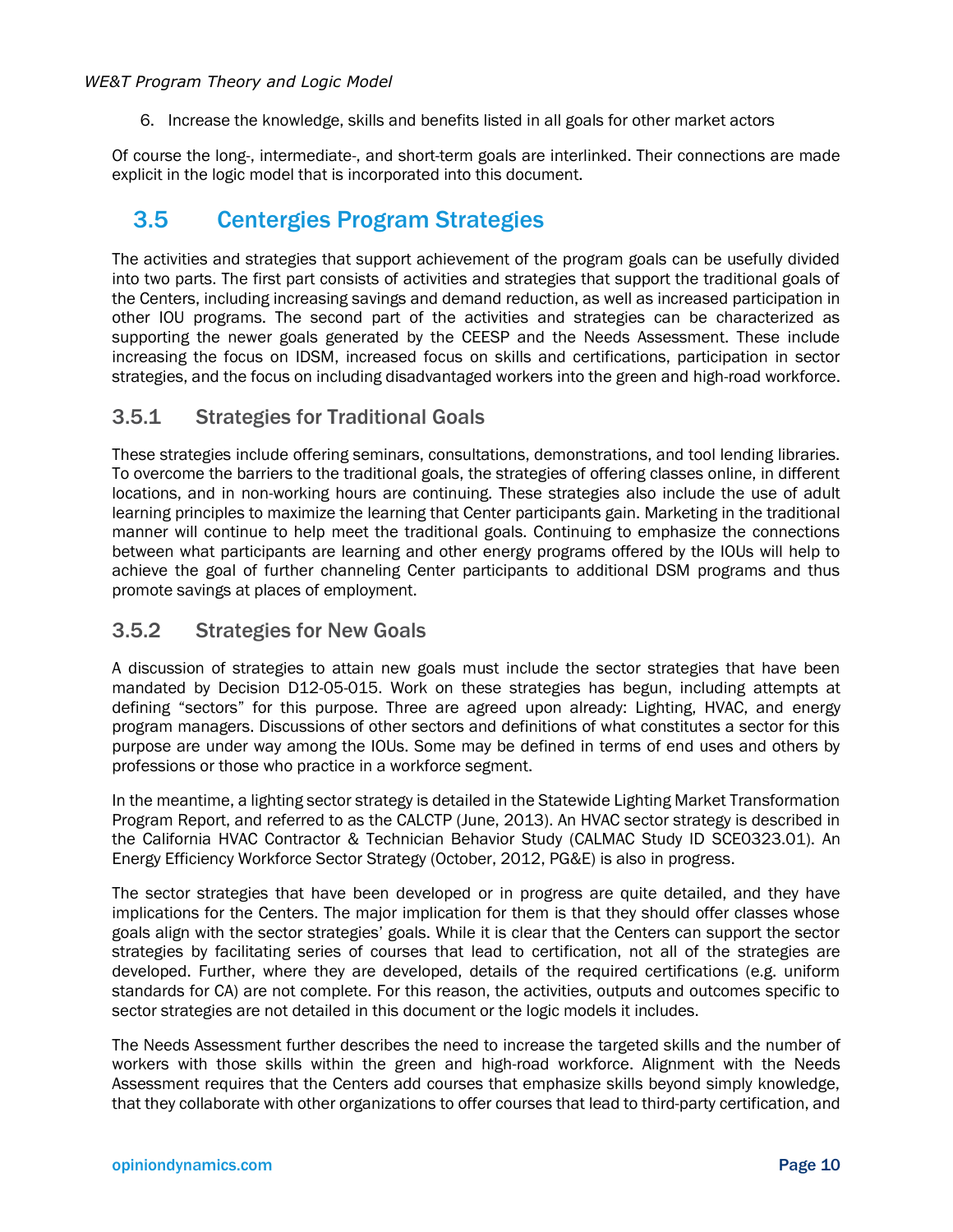6. Increase the knowledge, skills and benefits listed in all goals for other market actors

Of course the long-, intermediate-, and short-term goals are interlinked. Their connections are made explicit in the logic model that is incorporated into this document.

## 3.5 Centergies Program Strategies

The activities and strategies that support achievement of the program goals can be usefully divided into two parts. The first part consists of activities and strategies that support the traditional goals of the Centers, including increasing savings and demand reduction, as well as increased participation in other IOU programs. The second part of the activities and strategies can be characterized as supporting the newer goals generated by the CEESP and the Needs Assessment. These include increasing the focus on IDSM, increased focus on skills and certifications, participation in sector strategies, and the focus on including disadvantaged workers into the green and high-road workforce.

### 3.5.1 Strategies for Traditional Goals

These strategies include offering seminars, consultations, demonstrations, and tool lending libraries. To overcome the barriers to the traditional goals, the strategies of offering classes online, in different locations, and in non-working hours are continuing. These strategies also include the use of adult learning principles to maximize the learning that Center participants gain. Marketing in the traditional manner will continue to help meet the traditional goals. Continuing to emphasize the connections between what participants are learning and other energy programs offered by the IOUs will help to achieve the goal of further channeling Center participants to additional DSM programs and thus promote savings at places of employment.

### 3.5.2 Strategies for New Goals

A discussion of strategies to attain new goals must include the sector strategies that have been mandated by Decision D12-05-015. Work on these strategies has begun, including attempts at defining "sectors" for this purpose. Three are agreed upon already: Lighting, HVAC, and energy program managers. Discussions of other sectors and definitions of what constitutes a sector for this purpose are under way among the IOUs. Some may be defined in terms of end uses and others by professions or those who practice in a workforce segment.

In the meantime, a lighting sector strategy is detailed in the Statewide Lighting Market Transformation Program Report, and referred to as the CALCTP (June, 2013). An HVAC sector strategy is described in the California HVAC Contractor & Technician Behavior Study (CALMAC Study ID SCE0323.01). An Energy Efficiency Workforce Sector Strategy (October, 2012, PG&E) is also in progress.

The sector strategies that have been developed or in progress are quite detailed, and they have implications for the Centers. The major implication for them is that they should offer classes whose goals align with the sector strategies' goals. While it is clear that the Centers can support the sector strategies by facilitating series of courses that lead to certification, not all of the strategies are developed. Further, where they are developed, details of the required certifications (e.g. uniform standards for CA) are not complete. For this reason, the activities, outputs and outcomes specific to sector strategies are not detailed in this document or the logic models it includes.

The Needs Assessment further describes the need to increase the targeted skills and the number of workers with those skills within the green and high-road workforce. Alignment with the Needs Assessment requires that the Centers add courses that emphasize skills beyond simply knowledge, that they collaborate with other organizations to offer courses that lead to third-party certification, and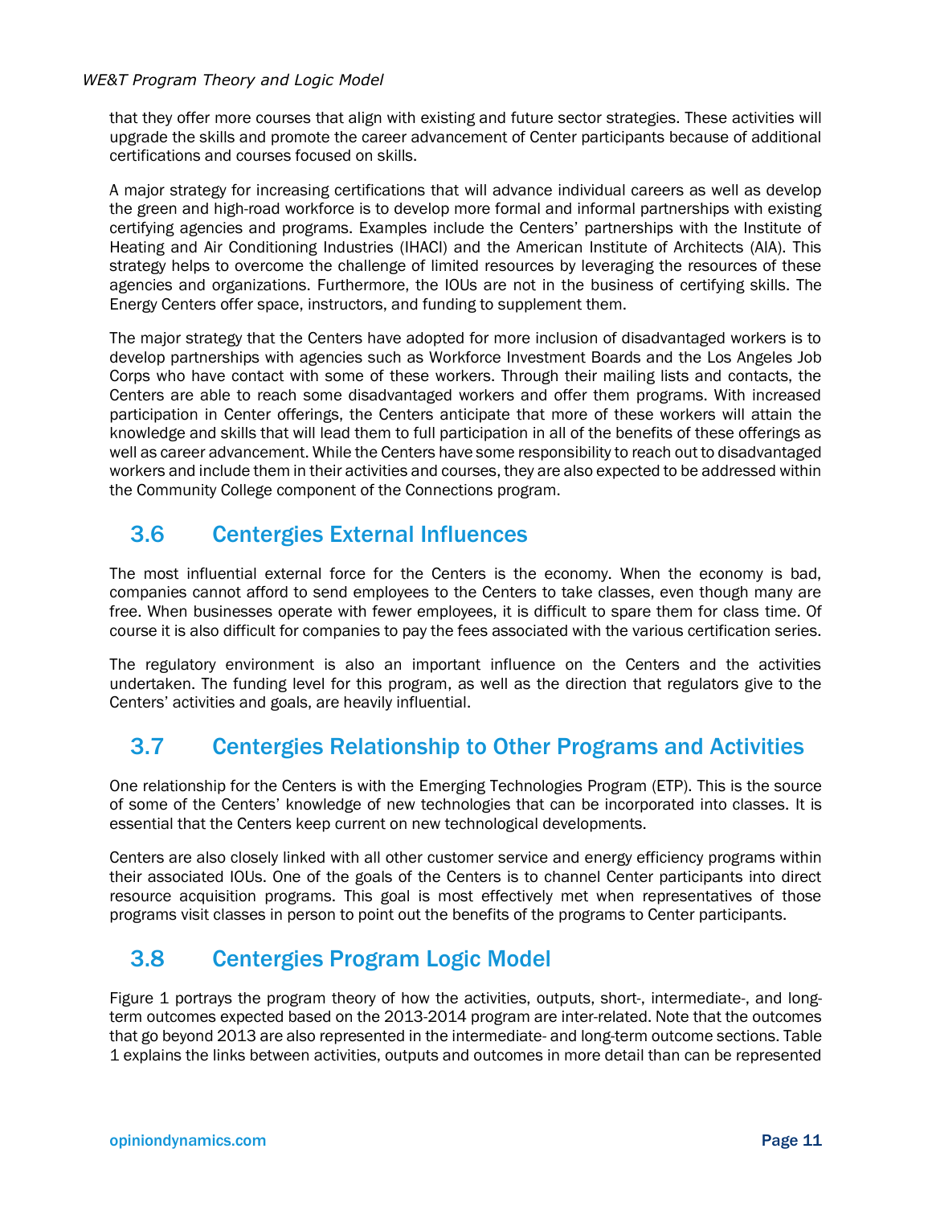that they offer more courses that align with existing and future sector strategies. These activities will upgrade the skills and promote the career advancement of Center participants because of additional certifications and courses focused on skills.

A major strategy for increasing certifications that will advance individual careers as well as develop the green and high-road workforce is to develop more formal and informal partnerships with existing certifying agencies and programs. Examples include the Centers' partnerships with the Institute of Heating and Air Conditioning Industries (IHACI) and the American Institute of Architects (AIA). This strategy helps to overcome the challenge of limited resources by leveraging the resources of these agencies and organizations. Furthermore, the IOUs are not in the business of certifying skills. The Energy Centers offer space, instructors, and funding to supplement them.

The major strategy that the Centers have adopted for more inclusion of disadvantaged workers is to develop partnerships with agencies such as Workforce Investment Boards and the Los Angeles Job Corps who have contact with some of these workers. Through their mailing lists and contacts, the Centers are able to reach some disadvantaged workers and offer them programs. With increased participation in Center offerings, the Centers anticipate that more of these workers will attain the knowledge and skills that will lead them to full participation in all of the benefits of these offerings as well as career advancement. While the Centers have some responsibility to reach out to disadvantaged workers and include them in their activities and courses, they are also expected to be addressed within the Community College component of the Connections program.

## 3.6 Centergies External Influences

The most influential external force for the Centers is the economy. When the economy is bad, companies cannot afford to send employees to the Centers to take classes, even though many are free. When businesses operate with fewer employees, it is difficult to spare them for class time. Of course it is also difficult for companies to pay the fees associated with the various certification series.

The regulatory environment is also an important influence on the Centers and the activities undertaken. The funding level for this program, as well as the direction that regulators give to the Centers' activities and goals, are heavily influential.

## 3.7 Centergies Relationship to Other Programs and Activities

One relationship for the Centers is with the Emerging Technologies Program (ETP). This is the source of some of the Centers' knowledge of new technologies that can be incorporated into classes. It is essential that the Centers keep current on new technological developments.

Centers are also closely linked with all other customer service and energy efficiency programs within their associated IOUs. One of the goals of the Centers is to channel Center participants into direct resource acquisition programs. This goal is most effectively met when representatives of those programs visit classes in person to point out the benefits of the programs to Center participants.

## 3.8 Centergies Program Logic Model

Figure 1 portrays the program theory of how the activities, outputs, short-, intermediate-, and long-term outcomes expected based on the 2013-2014 program are inter-related. Note that the outcomes that go beyond 2013 are also represented in the intermediate- and long-term outcome sections. Table 1 explains the links between activities, outputs and outcomes in more detail than can be represented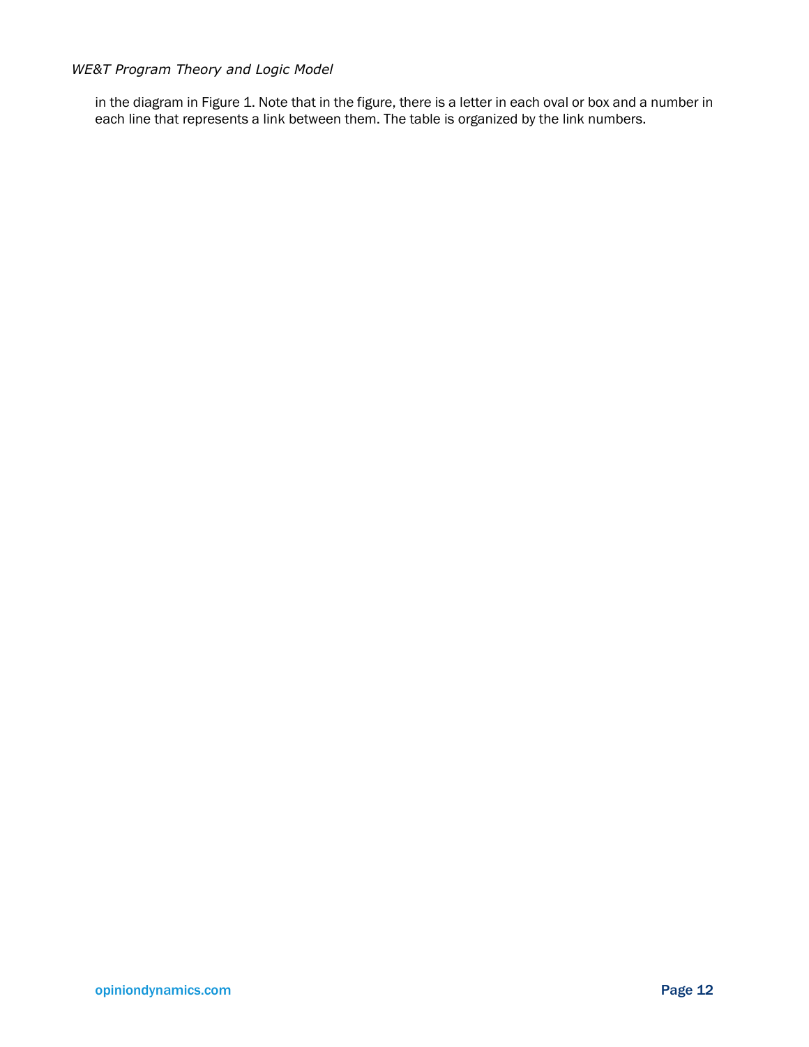in the diagram in Figure 1. Note that in the figure, there is a letter in each oval or box and a number in each line that represents a link between them. The table is organized by the link numbers.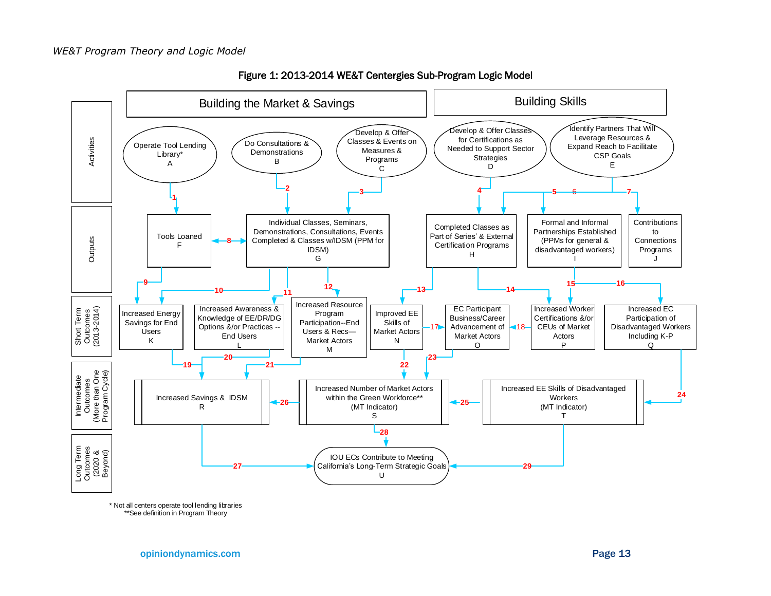## Figure 1: 2013-2014 WE&T Centergies Sub-Program Logic Model

**Building the Market & Savings** | **Building Skills**

**Activities**

- Operate Tool Lending Library* (A)
- Do Consultations & Demonstrations (B)
- Develop & Offer Classes & Events on Measures & Programs (C)
- Develop & Offer Classes for Certifications as Needed to Support Sector Strategies (D)
- Identify Partners That Will Leverage Resources & Expand Reach to Facilitate CSP Goals (E)

**Outputs**

- Tools Loaned (F)
- Individual Classes, Seminars, Demonstrations, Consultations, Events Completed & Classes w/IDSM (PPM for IDSM) (G)
- Completed Classes as Part of Series' & External Certification Programs (H)
- Formal and Informal Partnerships Established (PPMs for general & disadvantaged workers) (I)
- Contributions to Connections Programs (J)

**Short Term Outcomes (2013-2014)**

- Increased Energy Savings for End Users (K)
- Increased Awareness & Knowledge of EE/DR/DG Options &/or Practices -- End Users (L)
- Increased Resource Program Participation--End Users & Recs—Market Actors (M)
- Improved EE Skills of Market Actors (N)
- EC Participant Business/Career Advancement of Market Actors (O)
- Increased Worker Certifications &/or CEUs of Market Actors (P)
- Increased EC Participation of Disadvantaged Workers Including K-P (Q)

**Intermediate Outcomes (More than One Program Cycle)**

- Increased Savings & IDSM (R)
- Increased Number of Market Actors within the Green Workforce** (MT Indicator) (S)
- Increased EE Skills of Disadvantaged Workers (MT Indicator) (T)

**Long Term Outcomes (2020 & Beyond)**

- IOU ECs Contribute to Meeting California's Long-Term Strategic Goals (U)

**Links**

- 1: A → F
- 2: B → G
- 3: C → G
- 4: D → H
- 5, 6: E → H, I
- 7: E → J
- 8: F ↔ G
- 9: F → K
- 10: G → K
- 11: G → L
- 12: G → M
- 13: H → N
- 14: H → P
- 15: I → P
- 16: I → Q
- 17: N → O
- 18: P → O
- 19: K → R
- 20: L → R
- 21: M → R
- 22: N → S
- 23: O → S
- 24: Q → T
- 25: T → S
- 26: S → R
- 27: R → U
- 28: S → U
- 29: T → U

\* Not all centers operate tool lending libraries
\*\*See definition in Program Theory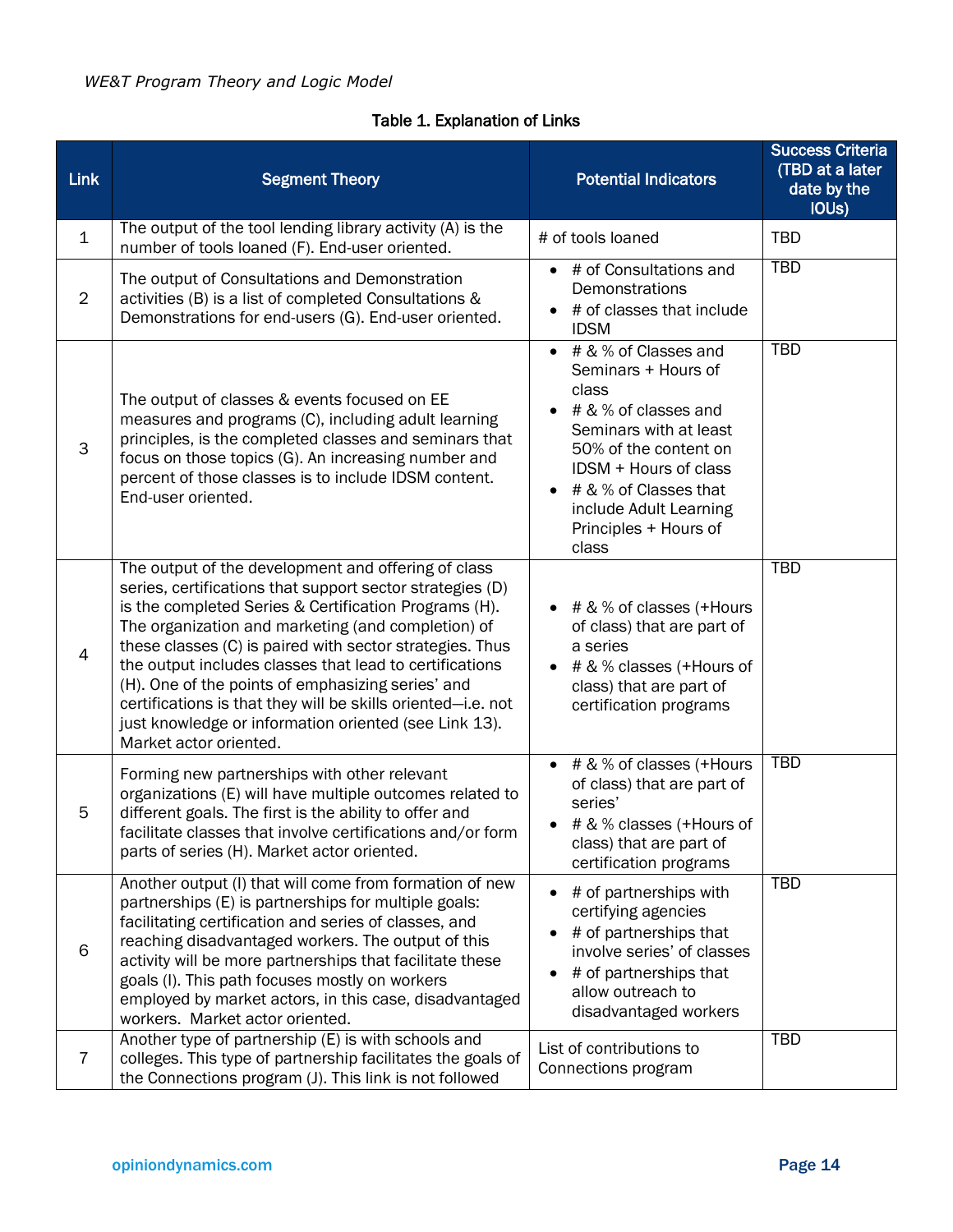Table 1. Explanation of Links

| Link | Segment Theory | Potential Indicators | Success Criteria (TBD at a later date by the IOUs) |
|---|---|---|---|
| 1 | The output of the tool lending library activity (A) is the number of tools loaned (F). End-user oriented. | # of tools loaned | TBD |
| 2 | The output of Consultations and Demonstration activities (B) is a list of completed Consultations & Demonstrations for end-users (G). End-user oriented. | • # of Consultations and Demonstrations<br>• # of classes that include IDSM | TBD |
| 3 | The output of classes & events focused on EE measures and programs (C), including adult learning principles, is the completed classes and seminars that focus on those topics (G). An increasing number and percent of those classes is to include IDSM content. End-user oriented. | • # & % of Classes and Seminars + Hours of class<br>• # & % of classes and Seminars with at least 50% of the content on IDSM + Hours of class<br>• # & % of Classes that include Adult Learning Principles + Hours of class | TBD |
| 4 | The output of the development and offering of class series, certifications that support sector strategies (D) is the completed Series & Certification Programs (H). The organization and marketing (and completion) of these classes (C) is paired with sector strategies. Thus the output includes classes that lead to certifications (H). One of the points of emphasizing series' and certifications is that they will be skills oriented—i.e. not just knowledge or information oriented (see Link 13). Market actor oriented. | • # & % of classes (+Hours of class) that are part of a series<br>• # & % classes (+Hours of class) that are part of certification programs | TBD |
| 5 | Forming new partnerships with other relevant organizations (E) will have multiple outcomes related to different goals. The first is the ability to offer and facilitate classes that involve certifications and/or form parts of series (H). Market actor oriented. | • # & % of classes (+Hours of class) that are part of series'<br>• # & % classes (+Hours of class) that are part of certification programs | TBD |
| 6 | Another output (I) that will come from formation of new partnerships (E) is partnerships for multiple goals: facilitating certification and series of classes, and reaching disadvantaged workers. The output of this activity will be more partnerships that facilitate these goals (I). This path focuses mostly on workers employed by market actors, in this case, disadvantaged workers. Market actor oriented. | • # of partnerships with certifying agencies<br>• # of partnerships that involve series' of classes<br>• # of partnerships that allow outreach to disadvantaged workers | TBD |
| 7 | Another type of partnership (E) is with schools and colleges. This type of partnership facilitates the goals of the Connections program (J). This link is not followed | List of contributions to Connections program | TBD |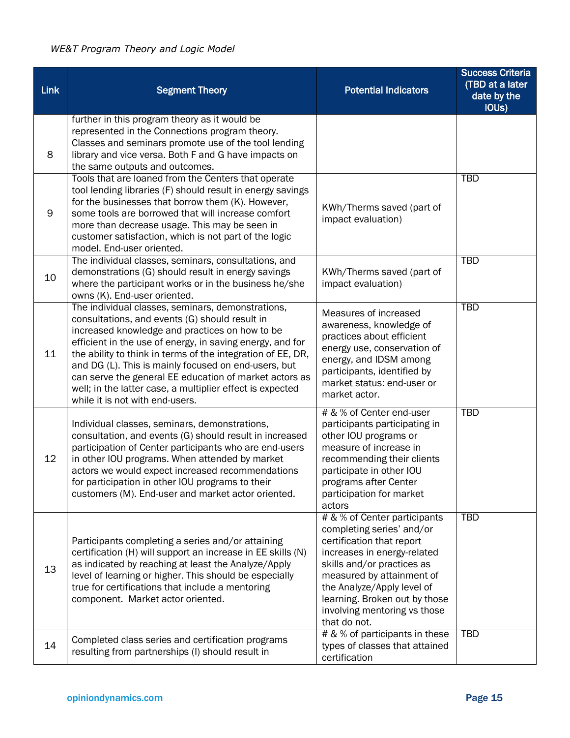| Link | Segment Theory | Potential Indicators | Success Criteria (TBD at a later date by the IOUs) |
|---|---|---|---|
| | further in this program theory as it would be represented in the Connections program theory. | | |
| 8 | Classes and seminars promote use of the tool lending library and vice versa. Both F and G have impacts on the same outputs and outcomes. | | |
| 9 | Tools that are loaned from the Centers that operate tool lending libraries (F) should result in energy savings for the businesses that borrow them (K). However, some tools are borrowed that will increase comfort more than decrease usage. This may be seen in customer satisfaction, which is not part of the logic model. End-user oriented. | KWh/Therms saved (part of impact evaluation) | TBD |
| 10 | The individual classes, seminars, consultations, and demonstrations (G) should result in energy savings where the participant works or in the business he/she owns (K). End-user oriented. | KWh/Therms saved (part of impact evaluation) | TBD |
| 11 | The individual classes, seminars, demonstrations, consultations, and events (G) should result in increased knowledge and practices on how to be efficient in the use of energy, in saving energy, and for the ability to think in terms of the integration of EE, DR, and DG (L). This is mainly focused on end-users, but can serve the general EE education of market actors as well; in the latter case, a multiplier effect is expected while it is not with end-users. | Measures of increased awareness, knowledge of practices about efficient energy use, conservation of energy, and IDSM among participants, identified by market status: end-user or market actor. | TBD |
| 12 | Individual classes, seminars, demonstrations, consultation, and events (G) should result in increased participation of Center participants who are end-users in other IOU programs. When attended by market actors we would expect increased recommendations for participation in other IOU programs to their customers (M). End-user and market actor oriented. | # & % of Center end-user participants participating in other IOU programs or measure of increase in recommending their clients participate in other IOU programs after Center participation for market actors | TBD |
| 13 | Participants completing a series and/or attaining certification (H) will support an increase in EE skills (N) as indicated by reaching at least the Analyze/Apply level of learning or higher. This should be especially true for certifications that include a mentoring component. Market actor oriented. | # & % of Center participants completing series' and/or certification that report increases in energy-related skills and/or practices as measured by attainment of the Analyze/Apply level of learning. Broken out by those involving mentoring vs those that do not. | TBD |
| 14 | Completed class series and certification programs resulting from partnerships (I) should result in | # & % of participants in these types of classes that attained certification | TBD |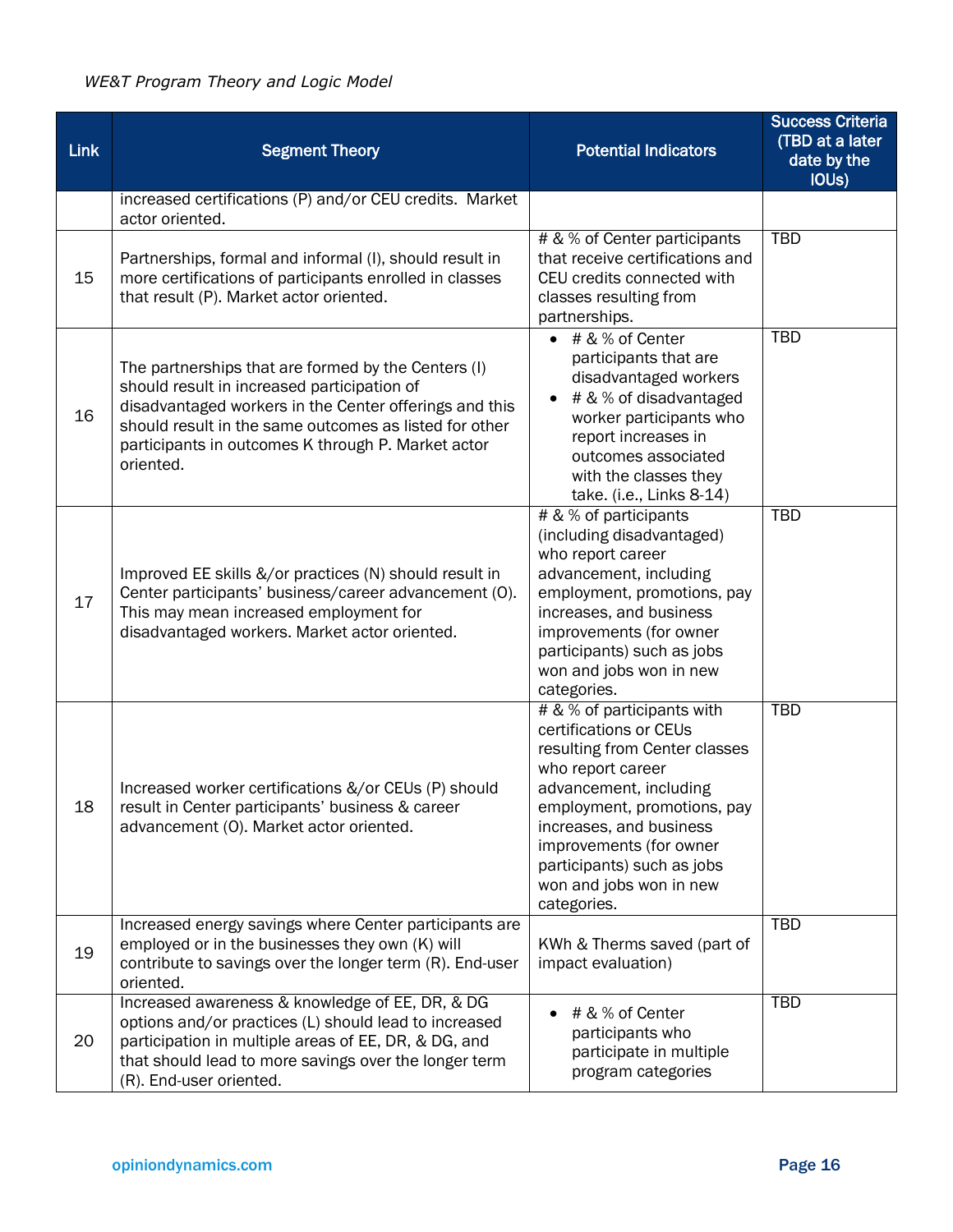| Link | Segment Theory | Potential Indicators | Success Criteria (TBD at a later date by the IOUs) |
|---|---|---|---|
| | increased certifications (P) and/or CEU credits. Market actor oriented. | | |
| 15 | Partnerships, formal and informal (I), should result in more certifications of participants enrolled in classes that result (P). Market actor oriented. | # & % of Center participants that receive certifications and CEU credits connected with classes resulting from partnerships. | TBD |
| 16 | The partnerships that are formed by the Centers (I) should result in increased participation of disadvantaged workers in the Center offerings and this should result in the same outcomes as listed for other participants in outcomes K through P. Market actor oriented. | • # & % of Center participants that are disadvantaged workers<br>• # & % of disadvantaged worker participants who report increases in outcomes associated with the classes they take. (i.e., Links 8-14) | TBD |
| 17 | Improved EE skills &/or practices (N) should result in Center participants' business/career advancement (O). This may mean increased employment for disadvantaged workers. Market actor oriented. | # & % of participants (including disadvantaged) who report career advancement, including employment, promotions, pay increases, and business improvements (for owner participants) such as jobs won and jobs won in new categories. | TBD |
| 18 | Increased worker certifications &/or CEUs (P) should result in Center participants' business & career advancement (O). Market actor oriented. | # & % of participants with certifications or CEUs resulting from Center classes who report career advancement, including employment, promotions, pay increases, and business improvements (for owner participants) such as jobs won and jobs won in new categories. | TBD |
| 19 | Increased energy savings where Center participants are employed or in the businesses they own (K) will contribute to savings over the longer term (R). End-user oriented. | KWh & Therms saved (part of impact evaluation) | TBD |
| 20 | Increased awareness & knowledge of EE, DR, & DG options and/or practices (L) should lead to increased participation in multiple areas of EE, DR, & DG, and that should lead to more savings over the longer term (R). End-user oriented. | • # & % of Center participants who participate in multiple program categories | TBD |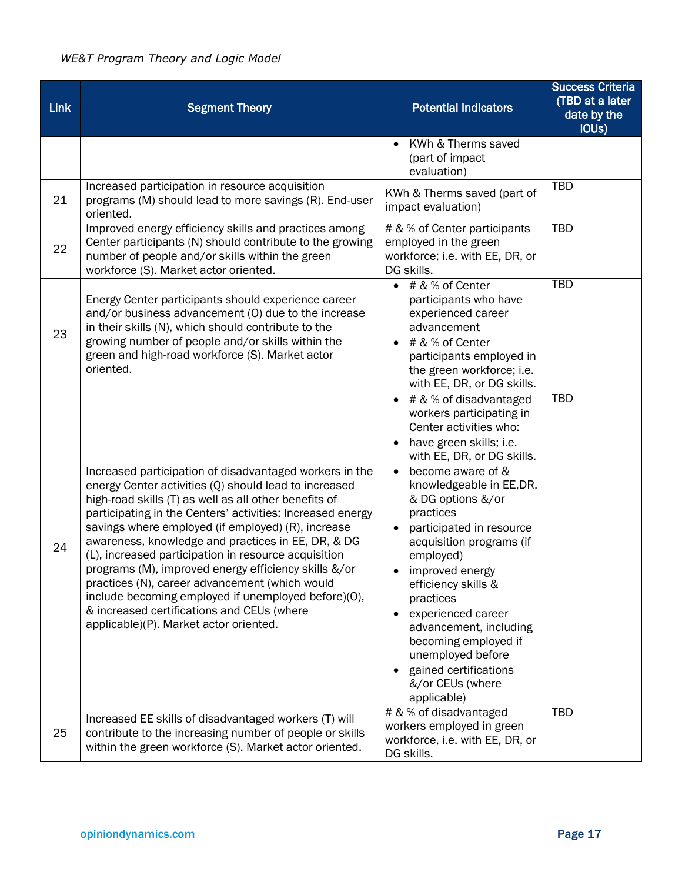| Link | Segment Theory | Potential Indicators | Success Criteria (TBD at a later date by the IOUs) |
|---|---|---|---|
| | | • KWh & Therms saved (part of impact evaluation) | |
| 21 | Increased participation in resource acquisition programs (M) should lead to more savings (R). End-user oriented. | KWh & Therms saved (part of impact evaluation) | TBD |
| 22 | Improved energy efficiency skills and practices among Center participants (N) should contribute to the growing number of people and/or skills within the green workforce (S). Market actor oriented. | # & % of Center participants employed in the green workforce; i.e. with EE, DR, or DG skills. | TBD |
| 23 | Energy Center participants should experience career and/or business advancement (O) due to the increase in their skills (N), which should contribute to the growing number of people and/or skills within the green and high-road workforce (S). Market actor oriented. | • # & % of Center participants who have experienced career advancement<br>• # & % of Center participants employed in the green workforce; i.e. with EE, DR, or DG skills. | TBD |
| 24 | Increased participation of disadvantaged workers in the energy Center activities (Q) should lead to increased high-road skills (T) as well as all other benefits of participating in the Centers' activities: Increased energy savings where employed (if employed) (R), increase awareness, knowledge and practices in EE, DR, & DG (L), increased participation in resource acquisition programs (M), improved energy efficiency skills &/or practices (N), career advancement (which would include becoming employed if unemployed before)(O), & increased certifications and CEUs (where applicable)(P). Market actor oriented. | • # & % of disadvantaged workers participating in Center activities who:<br>• have green skills; i.e. with EE, DR, or DG skills.<br>• become aware of & knowledgeable in EE,DR, & DG options &/or practices<br>• participated in resource acquisition programs (if employed)<br>• improved energy efficiency skills & practices<br>• experienced career advancement, including becoming employed if unemployed before<br>• gained certifications &/or CEUs (where applicable) | TBD |
| 25 | Increased EE skills of disadvantaged workers (T) will contribute to the increasing number of people or skills within the green workforce (S). Market actor oriented. | # & % of disadvantaged workers employed in green workforce, i.e. with EE, DR, or DG skills. | TBD |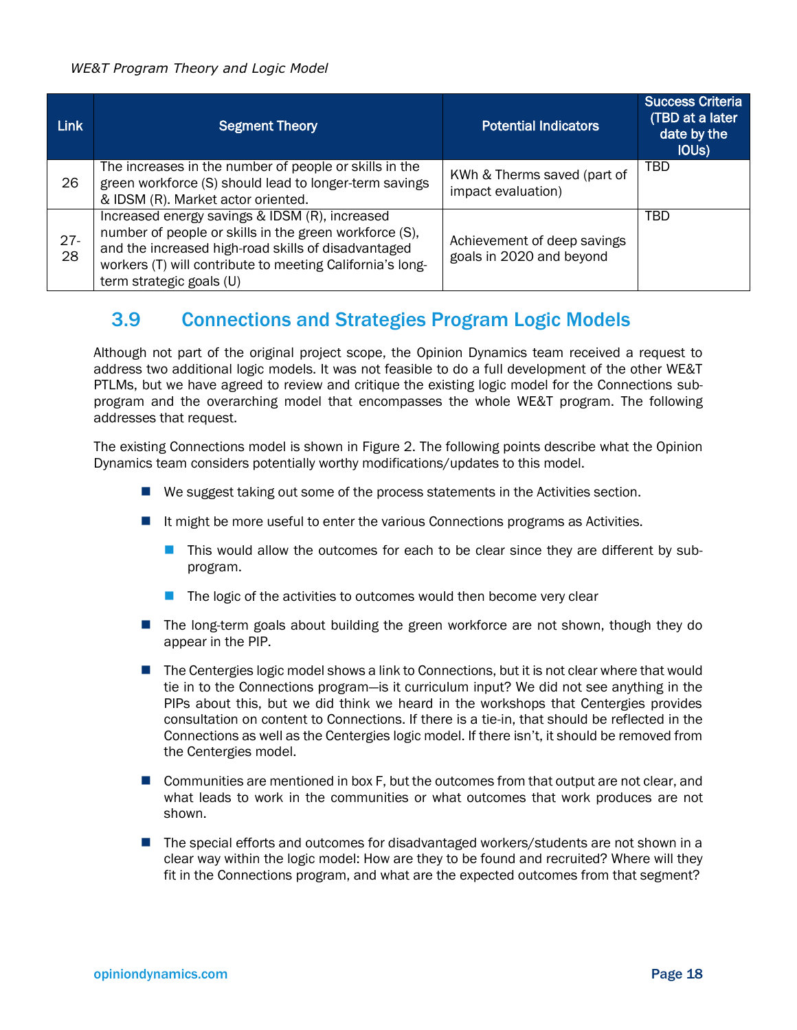| Link | Segment Theory | Potential Indicators | Success Criteria (TBD at a later date by the IOUs) |
|---|---|---|---|
| 26 | The increases in the number of people or skills in the green workforce (S) should lead to longer-term savings & IDSM (R). Market actor oriented. | KWh & Therms saved (part of impact evaluation) | TBD |
| 27-28 | Increased energy savings & IDSM (R), increased number of people or skills in the green workforce (S), and the increased high-road skills of disadvantaged workers (T) will contribute to meeting California's long-term strategic goals (U) | Achievement of deep savings goals in 2020 and beyond | TBD |

## 3.9 Connections and Strategies Program Logic Models

Although not part of the original project scope, the Opinion Dynamics team received a request to address two additional logic models. It was not feasible to do a full development of the other WE&T PTLMs, but we have agreed to review and critique the existing logic model for the Connections sub-program and the overarching model that encompasses the whole WE&T program. The following addresses that request.

The existing Connections model is shown in Figure 2. The following points describe what the Opinion Dynamics team considers potentially worthy modifications/updates to this model.

- We suggest taking out some of the process statements in the Activities section.
- It might be more useful to enter the various Connections programs as Activities.
  - This would allow the outcomes for each to be clear since they are different by sub-program.
  - The logic of the activities to outcomes would then become very clear
- The long-term goals about building the green workforce are not shown, though they do appear in the PIP.
- The Centergies logic model shows a link to Connections, but it is not clear where that would tie in to the Connections program—is it curriculum input? We did not see anything in the PIPs about this, but we did think we heard in the workshops that Centergies provides consultation on content to Connections. If there is a tie-in, that should be reflected in the Connections as well as the Centergies logic model. If there isn't, it should be removed from the Centergies model.
- Communities are mentioned in box F, but the outcomes from that output are not clear, and what leads to work in the communities or what outcomes that work produces are not shown.
- The special efforts and outcomes for disadvantaged workers/students are not shown in a clear way within the logic model: How are they to be found and recruited? Where will they fit in the Connections program, and what are the expected outcomes from that segment?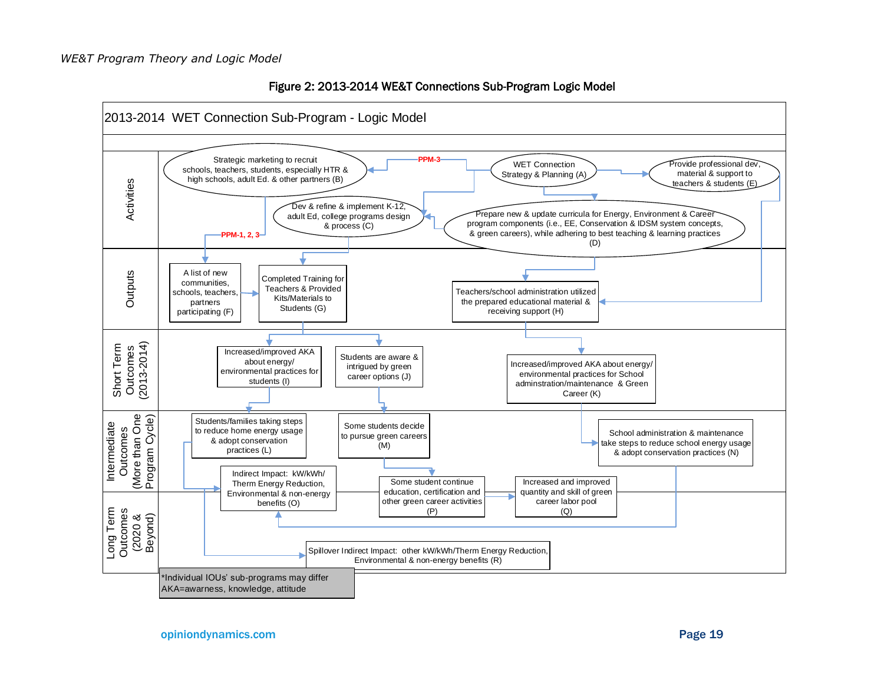**Figure 2: 2013-2014 WE&T Connections Sub-Program Logic Model**

2013-2014 WET Connection Sub-Program - Logic Model

**Activities**

- Strategic marketing to recruit schools, teachers, students, especially HTR & high schools, adult Ed. & other partners (B)
- WET Connection Strategy & Planning (A)
- Provide professional dev, material & support to teachers & students (E)
- Dev & refine & implement K-12, adult Ed, college programs design & process (C)
- Prepare new & update curricula for Energy, Environment & Career program components (i.e., EE, Conservation & IDSM system concepts, & green careers), while adhering to best teaching & learning practices (D)

PPM-3

PPM-1, 2, 3

**Outputs**

- A list of new communities, schools, teachers, partners participating (F)
- Completed Training for Teachers & Provided Kits/Materials to Students (G)
- Teachers/school administration utilized the prepared educational material & receiving support (H)

**Short Term Outcomes (2013-2014)**

- Increased/improved AKA about energy/environmental practices for students (I)
- Students are aware & intrigued by green career options (J)
- Increased/improved AKA about energy/environmental practices for School adminstration/maintenance & Green Career (K)

**Intermediate Outcomes (More than One Program Cycle)**

- Students/families taking steps to reduce home energy usage & adopt conservation practices (L)
- Some students decide to pursue green careers (M)
- School administration & maintenance take steps to reduce school energy usage & adopt conservation practices (N)

**Long Term Outcomes (2020 & Beyond)**

- Indirect Impact: kW/kWh/Therm Energy Reduction, Environmental & non-energy benefits (O)
- Some student continue education, certification and other green career activities (P)
- Increased and improved quantity and skill of green career labor pool (Q)
- Spillover Indirect Impact: other kW/kWh/Therm Energy Reduction, Environmental & non-energy benefits (R)

*Individual IOUs' sub-programs may differ
AKA=awarness, knowledge, attitude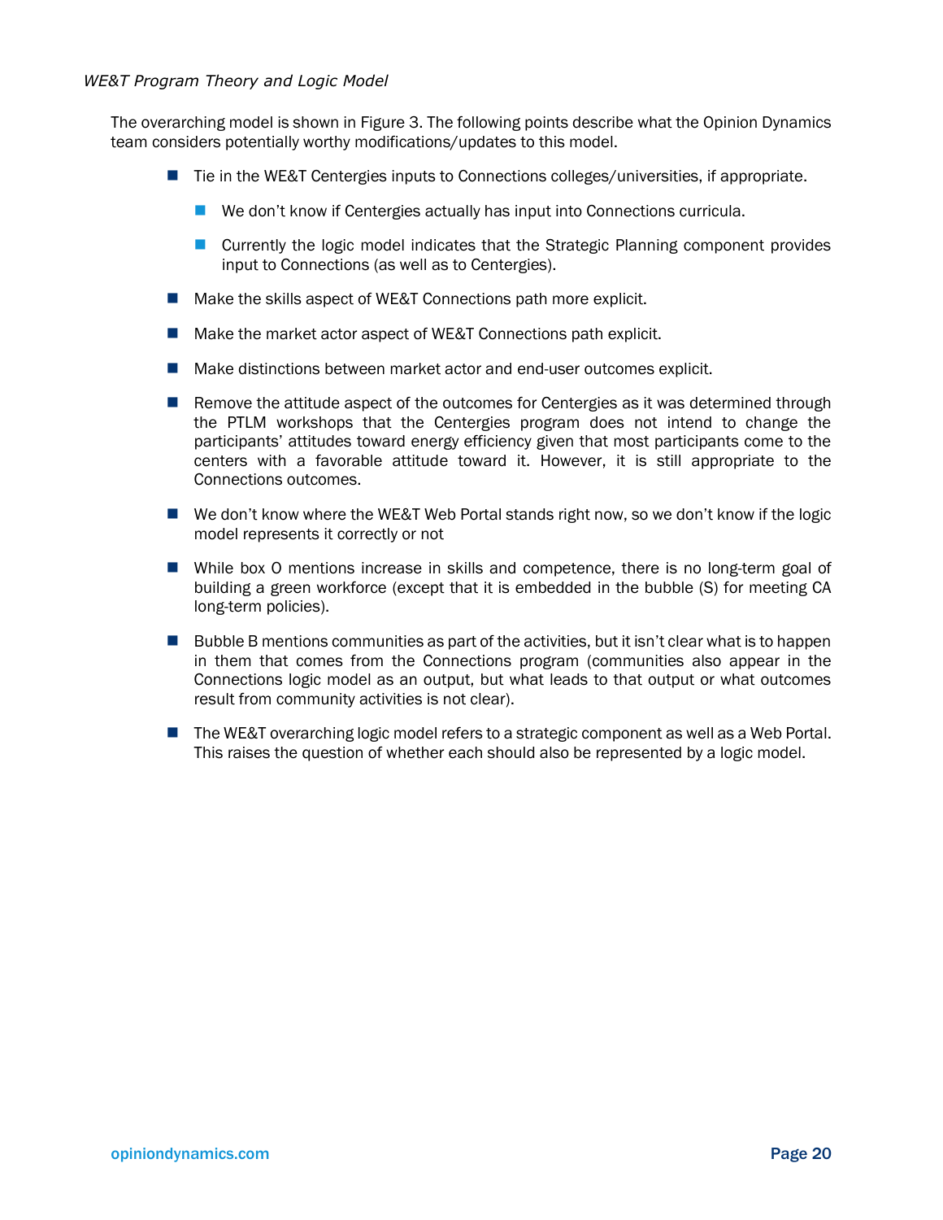*WE&T Program Theory and Logic Model*

The overarching model is shown in Figure 3. The following points describe what the Opinion Dynamics team considers potentially worthy modifications/updates to this model.

- Tie in the WE&T Centergies inputs to Connections colleges/universities, if appropriate.
  - We don't know if Centergies actually has input into Connections curricula.
  - Currently the logic model indicates that the Strategic Planning component provides input to Connections (as well as to Centergies).
- Make the skills aspect of WE&T Connections path more explicit.
- Make the market actor aspect of WE&T Connections path explicit.
- Make distinctions between market actor and end-user outcomes explicit.
- Remove the attitude aspect of the outcomes for Centergies as it was determined through the PTLM workshops that the Centergies program does not intend to change the participants' attitudes toward energy efficiency given that most participants come to the centers with a favorable attitude toward it. However, it is still appropriate to the Connections outcomes.
- We don't know where the WE&T Web Portal stands right now, so we don't know if the logic model represents it correctly or not
- While box O mentions increase in skills and competence, there is no long-term goal of building a green workforce (except that it is embedded in the bubble (S) for meeting CA long-term policies).
- Bubble B mentions communities as part of the activities, but it isn't clear what is to happen in them that comes from the Connections program (communities also appear in the Connections logic model as an output, but what leads to that output or what outcomes result from community activities is not clear).
- The WE&T overarching logic model refers to a strategic component as well as a Web Portal. This raises the question of whether each should also be represented by a logic model.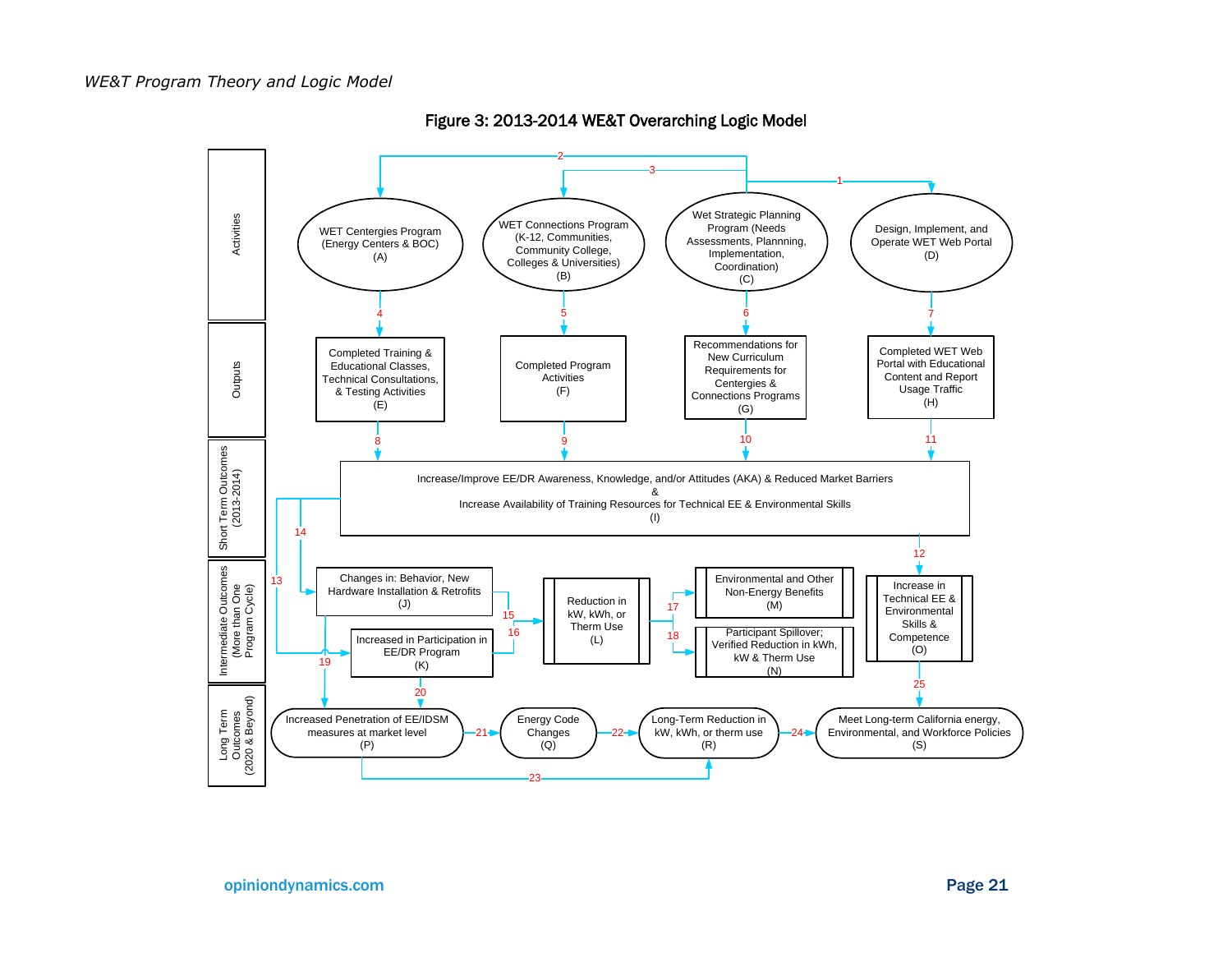## Figure 3: 2013-2014 WE&T Overarching Logic Model

**Activities**

- WET Centergies Program (Energy Centers & BOC) (A)
- WET Connections Program (K-12, Communities, Community College, Colleges & Universities) (B)
- Wet Strategic Planning Program (Needs Assessments, Plannning, Implementation, Coordination) (C)
- Design, Implement, and Operate WET Web Portal (D)

**Outputs**

- Completed Training & Educational Classes, Technical Consultations, & Testing Activities (E)
- Completed Program Activities (F)
- Recommendations for New Curriculum Requirements for Centergies & Connections Programs (G)
- Completed WET Web Portal with Educational Content and Report Usage Traffic (H)

**Short Term Outcomes (2013-2014)**

- Increase/Improve EE/DR Awareness, Knowledge, and/or Attitudes (AKA) & Reduced Market Barriers & Increase Availability of Training Resources for Technical EE & Environmental Skills (I)

**Intermediate Outcomes (More than One Program Cycle)**

- Changes in: Behavior, New Hardware Installation & Retrofits (J)
- Increased in Participation in EE/DR Program (K)
- Reduction in kW, kWh, or Therm Use (L)
- Environmental and Other Non-Energy Benefits (M)
- Participant Spillover; Verified Reduction in kWh, kW & Therm Use (N)
- Increase in Technical EE & Environmental Skills & Competence (O)

**Long Term Outcomes (2020 & Beyond)**

- Increased Penetration of EE/IDSM measures at market level (P)
- Energy Code Changes (Q)
- Long-Term Reduction in kW, kWh, or therm use (R)
- Meet Long-term California energy, Environmental, and Workforce Policies (S)

**Links**

- 1: C → D
- 2: C → A
- 3: C → B
- 4: A → E
- 5: B → F
- 6: C → G
- 7: D → H
- 8: E → I
- 9: F → I
- 10: G → I
- 11: H → I
- 12: I → O
- 13: I → K
- 14: I → J
- 15: J → L
- 16: K → L
- 17: L → M
- 18: L → N
- 19: J → P
- 20: K → P
- 21: P → Q
- 22: Q → R
- 23: P → R
- 24: R → S
- 25: O → S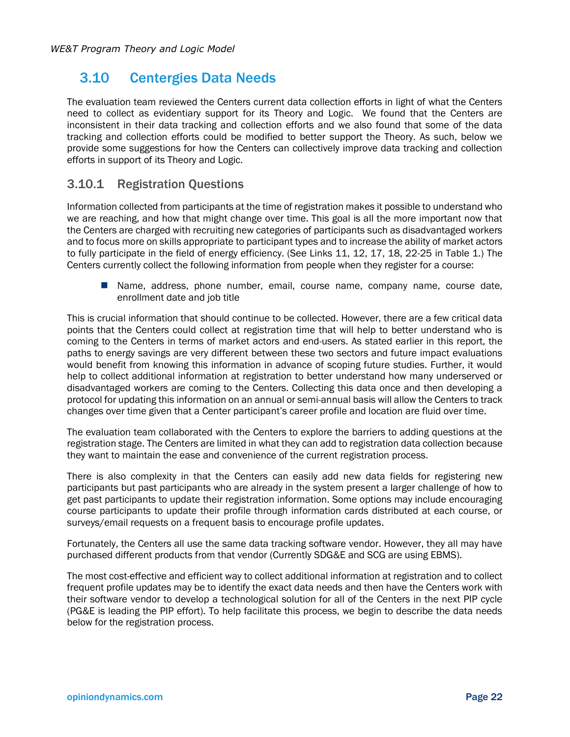## 3.10 Centergies Data Needs

The evaluation team reviewed the Centers current data collection efforts in light of what the Centers need to collect as evidentiary support for its Theory and Logic. We found that the Centers are inconsistent in their data tracking and collection efforts and we also found that some of the data tracking and collection efforts could be modified to better support the Theory. As such, below we provide some suggestions for how the Centers can collectively improve data tracking and collection efforts in support of its Theory and Logic.

### 3.10.1 Registration Questions

Information collected from participants at the time of registration makes it possible to understand who we are reaching, and how that might change over time. This goal is all the more important now that the Centers are charged with recruiting new categories of participants such as disadvantaged workers and to focus more on skills appropriate to participant types and to increase the ability of market actors to fully participate in the field of energy efficiency. (See Links 11, 12, 17, 18, 22-25 in Table 1.) The Centers currently collect the following information from people when they register for a course:

- Name, address, phone number, email, course name, company name, course date, enrollment date and job title

This is crucial information that should continue to be collected. However, there are a few critical data points that the Centers could collect at registration time that will help to better understand who is coming to the Centers in terms of market actors and end-users. As stated earlier in this report, the paths to energy savings are very different between these two sectors and future impact evaluations would benefit from knowing this information in advance of scoping future studies. Further, it would help to collect additional information at registration to better understand how many underserved or disadvantaged workers are coming to the Centers. Collecting this data once and then developing a protocol for updating this information on an annual or semi-annual basis will allow the Centers to track changes over time given that a Center participant's career profile and location are fluid over time.

The evaluation team collaborated with the Centers to explore the barriers to adding questions at the registration stage. The Centers are limited in what they can add to registration data collection because they want to maintain the ease and convenience of the current registration process.

There is also complexity in that the Centers can easily add new data fields for registering new participants but past participants who are already in the system present a larger challenge of how to get past participants to update their registration information. Some options may include encouraging course participants to update their profile through information cards distributed at each course, or surveys/email requests on a frequent basis to encourage profile updates.

Fortunately, the Centers all use the same data tracking software vendor. However, they all may have purchased different products from that vendor (Currently SDG&E and SCG are using EBMS).

The most cost-effective and efficient way to collect additional information at registration and to collect frequent profile updates may be to identify the exact data needs and then have the Centers work with their software vendor to develop a technological solution for all of the Centers in the next PIP cycle (PG&E is leading the PIP effort). To help facilitate this process, we begin to describe the data needs below for the registration process.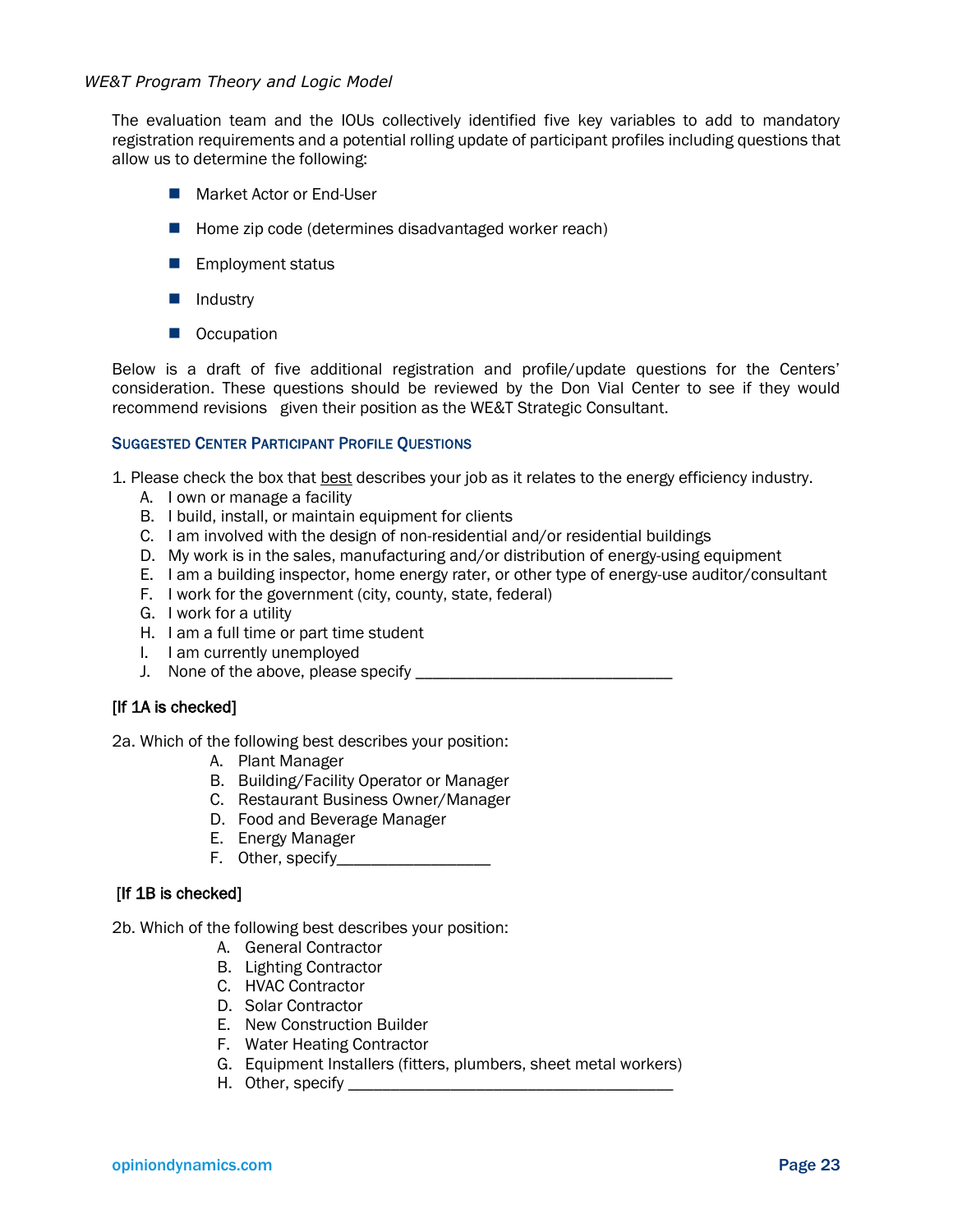The evaluation team and the IOUs collectively identified five key variables to add to mandatory registration requirements and a potential rolling update of participant profiles including questions that allow us to determine the following:

- Market Actor or End-User
- Home zip code (determines disadvantaged worker reach)
- Employment status
- Industry
- Occupation

Below is a draft of five additional registration and profile/update questions for the Centers' consideration. These questions should be reviewed by the Don Vial Center to see if they would recommend revisions given their position as the WE&T Strategic Consultant.

### Suggested Center Participant Profile Questions

1. Please check the box that <u>best</u> describes your job as it relates to the energy efficiency industry.
   - A. I own or manage a facility
   - B. I build, install, or maintain equipment for clients
   - C. I am involved with the design of non-residential and/or residential buildings
   - D. My work is in the sales, manufacturing and/or distribution of energy-using equipment
   - E. I am a building inspector, home energy rater, or other type of energy-use auditor/consultant
   - F. I work for the government (city, county, state, federal)
   - G. I work for a utility
   - H. I am a full time or part time student
   - I. I am currently unemployed
   - J. None of the above, please specify ______________________________

**[If 1A is checked]**

2a. Which of the following best describes your position:
   - A. Plant Manager
   - B. Building/Facility Operator or Manager
   - C. Restaurant Business Owner/Manager
   - D. Food and Beverage Manager
   - E. Energy Manager
   - F. Other, specify_________________

**[If 1B is checked]**

2b. Which of the following best describes your position:
   - A. General Contractor
   - B. Lighting Contractor
   - C. HVAC Contractor
   - D. Solar Contractor
   - E. New Construction Builder
   - F. Water Heating Contractor
   - G. Equipment Installers (fitters, plumbers, sheet metal workers)
   - H. Other, specify ______________________________________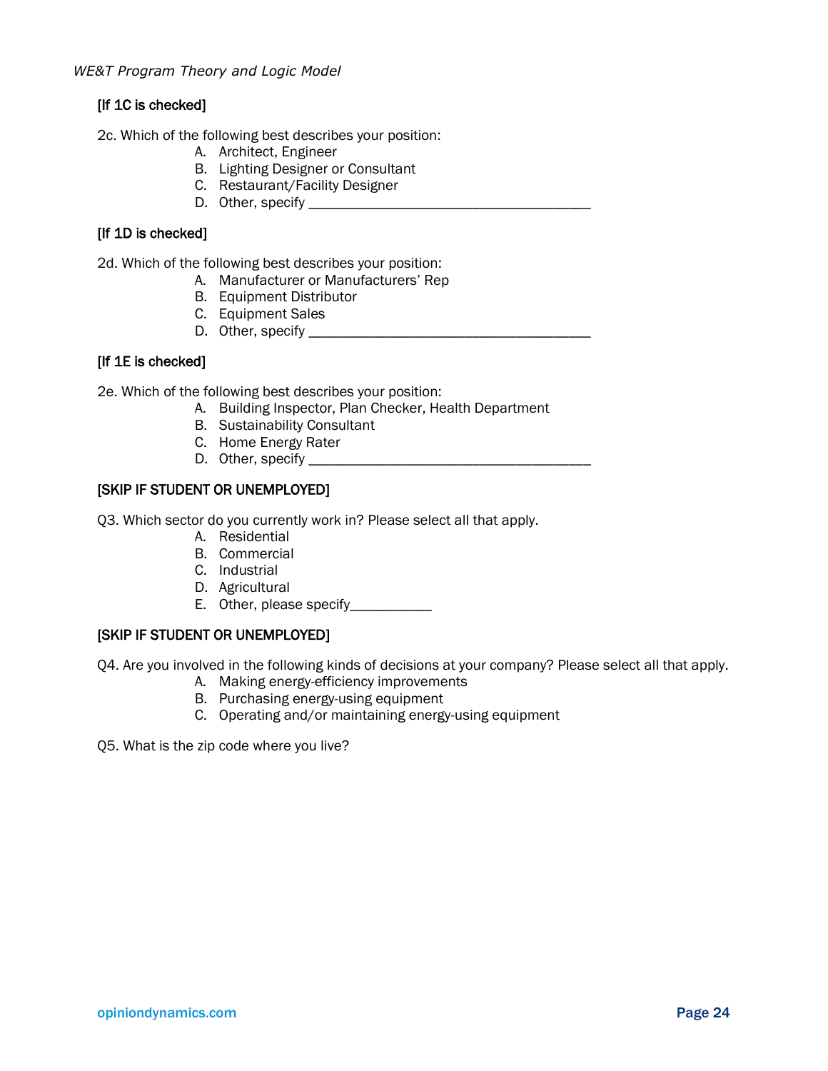**[If 1C is checked]**

2c. Which of the following best describes your position:

- A. Architect, Engineer
- B. Lighting Designer or Consultant
- C. Restaurant/Facility Designer
- D. Other, specify ______________________________________

**[If 1D is checked]**

2d. Which of the following best describes your position:

- A. Manufacturer or Manufacturers' Rep
- B. Equipment Distributor
- C. Equipment Sales
- D. Other, specify ______________________________________

**[If 1E is checked]**

2e. Which of the following best describes your position:

- A. Building Inspector, Plan Checker, Health Department
- B. Sustainability Consultant
- C. Home Energy Rater
- D. Other, specify ______________________________________

**[SKIP IF STUDENT OR UNEMPLOYED]**

Q3. Which sector do you currently work in? Please select all that apply.

- A. Residential
- B. Commercial
- C. Industrial
- D. Agricultural
- E. Other, please specify___________

**[SKIP IF STUDENT OR UNEMPLOYED]**

Q4. Are you involved in the following kinds of decisions at your company? Please select all that apply.

- A. Making energy-efficiency improvements
- B. Purchasing energy-using equipment
- C. Operating and/or maintaining energy-using equipment

Q5. What is the zip code where you live?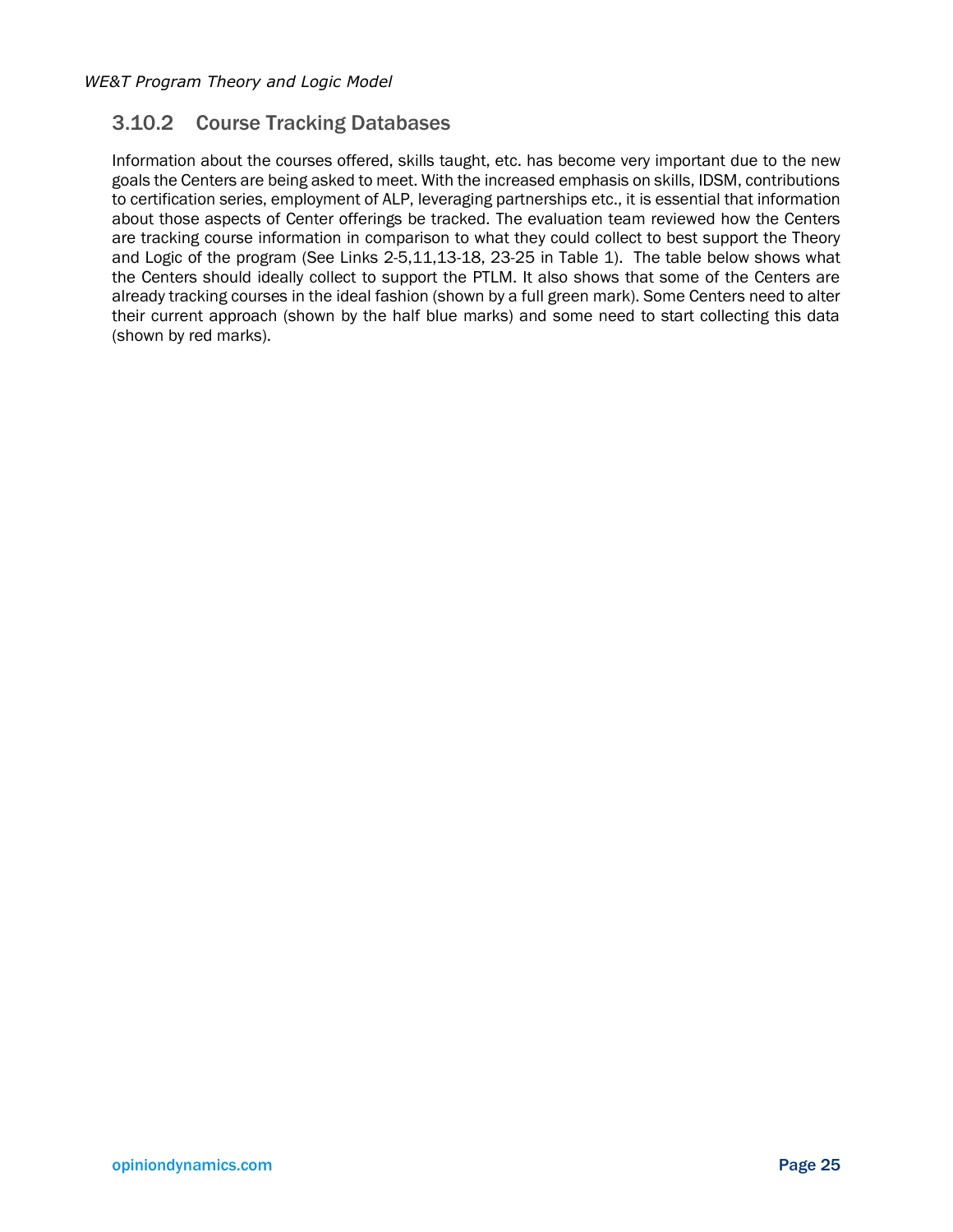### 3.10.2 Course Tracking Databases

Information about the courses offered, skills taught, etc. has become very important due to the new goals the Centers are being asked to meet. With the increased emphasis on skills, IDSM, contributions to certification series, employment of ALP, leveraging partnerships etc., it is essential that information about those aspects of Center offerings be tracked. The evaluation team reviewed how the Centers are tracking course information in comparison to what they could collect to best support the Theory and Logic of the program (See Links 2-5,11,13-18, 23-25 in Table 1). The table below shows what the Centers should ideally collect to support the PTLM. It also shows that some of the Centers are already tracking courses in the ideal fashion (shown by a full green mark). Some Centers need to alter their current approach (shown by the half blue marks) and some need to start collecting this data (shown by red marks).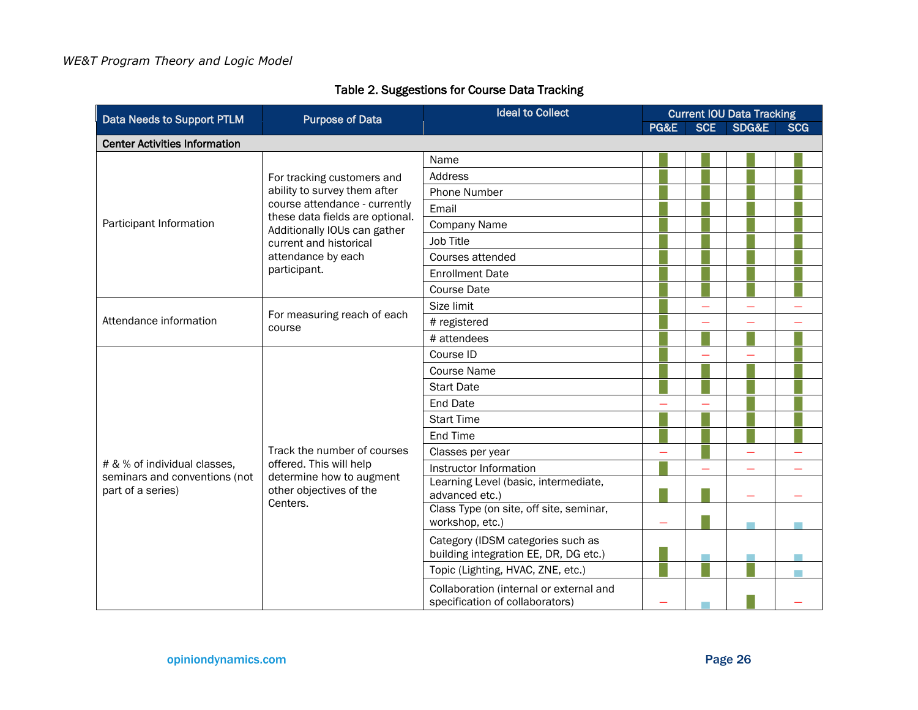**Table 2. Suggestions for Course Data Tracking**

| Data Needs to Support PTLM | Purpose of Data | Ideal to Collect | Current IOU Data Tracking | | | |
|---|---|---|---|---|---|---|
| | | | PG&E | SCE | SDG&E | SCG |
| **Center Activities Information** | | | | | | |
| Participant Information | For tracking customers and ability to survey them after course attendance - currently these data fields are optional. Additionally IOUs can gather current and historical attendance by each participant. | Name | ■ | ■ | ■ | ■ |
| | | Address | ■ | ■ | ■ | ■ |
| | | Phone Number | ■ | ■ | ■ | ■ |
| | | Email | ■ | ■ | ■ | ■ |
| | | Company Name | ■ | ■ | ■ | ■ |
| | | Job Title | ■ | ■ | ■ | ■ |
| | | Courses attended | ■ | ■ | ■ | ■ |
| | | Enrollment Date | ■ | ■ | ■ | ■ |
| | | Course Date | ■ | ■ | ■ | ■ |
| Attendance information | For measuring reach of each course | Size limit | ■ | – | – | – |
| | | # registered | ■ | – | – | – |
| | | # attendees | ■ | ■ | ■ | ■ |
| # & % of individual classes, seminars and conventions (not part of a series) | Track the number of courses offered. This will help determine how to augment other objectives of the Centers. | Course ID | ■ | – | – | ■ |
| | | Course Name | ■ | ■ | ■ | ■ |
| | | Start Date | ■ | ■ | ■ | ■ |
| | | End Date | – | – | ■ | ■ |
| | | Start Time | ■ | ■ | ■ | ■ |
| | | End Time | ■ | ■ | ■ | ■ |
| | | Classes per year | – | ■ | – | – |
| | | Instructor Information | ■ | – | – | – |
| | | Learning Level (basic, intermediate, advanced etc.) | ■ | ■ | – | – |
| | | Class Type (on site, off site, seminar, workshop, etc.) | – | ■ | ▪ | ▪ |
| | | Category (IDSM categories such as building integration EE, DR, DG etc.) | ■ | ▪ | ▪ | ▪ |
| | | Topic (Lighting, HVAC, ZNE, etc.) | ■ | ■ | ■ | ▪ |
| | | Collaboration (internal or external and specification of collaborators) | – | ▪ | ■ | – |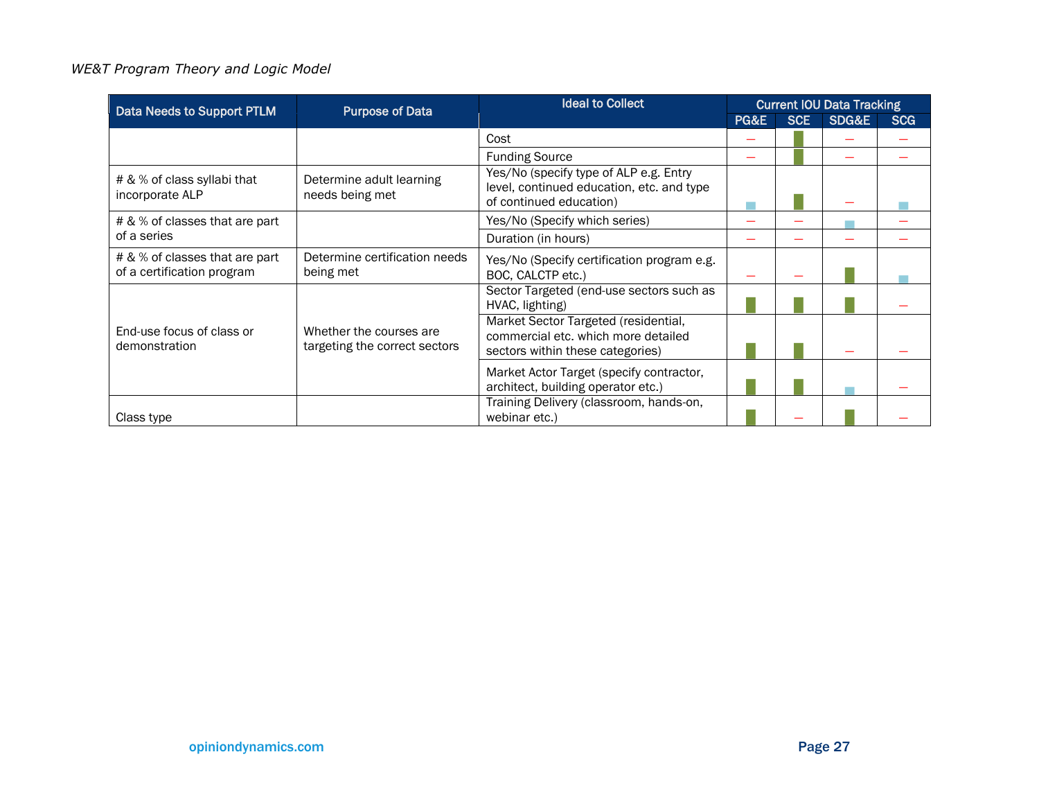| Data Needs to Support PTLM | Purpose of Data | Ideal to Collect | Current IOU Data Tracking | | | |
|---|---|---|---|---|---|---|
| | | | PG&E | SCE | SDG&E | SCG |
| | | Cost | – | ■ | – | – |
| | | Funding Source | – | ■ | – | – |
| # & % of class syllabi that incorporate ALP | Determine adult learning needs being met | Yes/No (specify type of ALP e.g. Entry level, continued education, etc. and type of continued education) | ▪ | ■ | – | ▪ |
| # & % of classes that are part of a series | | Yes/No (Specify which series) | – | – | ▪ | – |
| | | Duration (in hours) | – | – | – | – |
| # & % of classes that are part of a certification program | Determine certification needs being met | Yes/No (Specify certification program e.g. BOC, CALCTP etc.) | – | – | ■ | ▪ |
| End-use focus of class or demonstration | Whether the courses are targeting the correct sectors | Sector Targeted (end-use sectors such as HVAC, lighting) | ■ | ■ | ■ | – |
| | | Market Sector Targeted (residential, commercial etc. which more detailed sectors within these categories) | ■ | ■ | – | – |
| | | Market Actor Target (specify contractor, architect, building operator etc.) | ■ | ■ | ▪ | – |
| Class type | | Training Delivery (classroom, hands-on, webinar etc.) | ■ | – | ■ | – |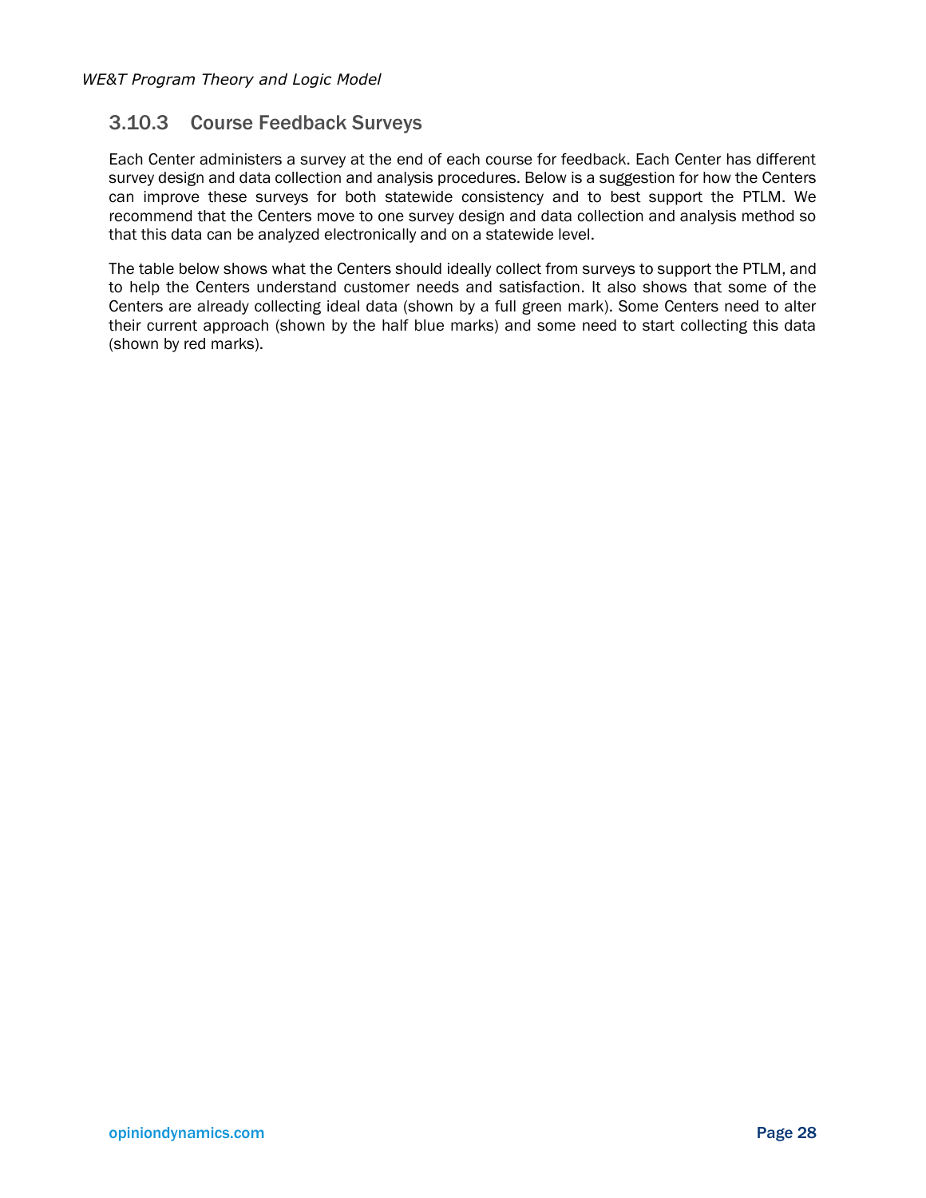### 3.10.3 Course Feedback Surveys

Each Center administers a survey at the end of each course for feedback. Each Center has different survey design and data collection and analysis procedures. Below is a suggestion for how the Centers can improve these surveys for both statewide consistency and to best support the PTLM. We recommend that the Centers move to one survey design and data collection and analysis method so that this data can be analyzed electronically and on a statewide level.

The table below shows what the Centers should ideally collect from surveys to support the PTLM, and to help the Centers understand customer needs and satisfaction. It also shows that some of the Centers are already collecting ideal data (shown by a full green mark). Some Centers need to alter their current approach (shown by the half blue marks) and some need to start collecting this data (shown by red marks).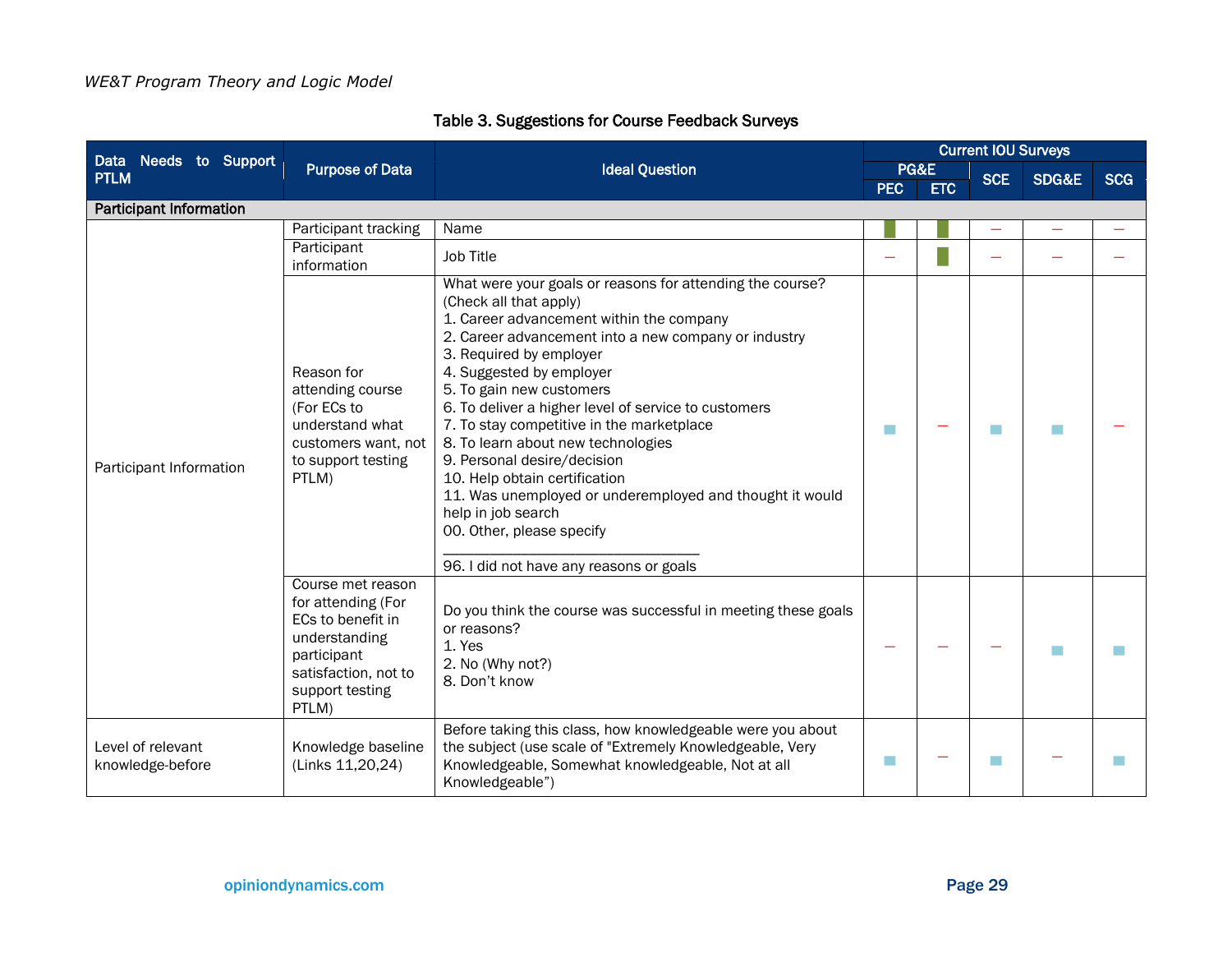**Table 3. Suggestions for Course Feedback Surveys**

| Data Needs to Support PTLM | Purpose of Data | Ideal Question | Current IOU Surveys | | | | |
|---|---|---|---|---|---|---|---|
| | | | PG&E | | SCE | SDG&E | SCG |
| | | | PEC | ETC | | | |
| **Participant Information** | | | | | | | |
| Participant Information | Participant tracking | Name | █ | █ | – | – | – |
| | Participant information | Job Title | – | █ | – | – | – |
| | Reason for attending course (For ECs to understand what customers want, not to support testing PTLM) | What were your goals or reasons for attending the course? (Check all that apply)<br>1. Career advancement within the company<br>2. Career advancement into a new company or industry<br>3. Required by employer<br>4. Suggested by employer<br>5. To gain new customers<br>6. To deliver a higher level of service to customers<br>7. To stay competitive in the marketplace<br>8. To learn about new technologies<br>9. Personal desire/decision<br>10. Help obtain certification<br>11. Was unemployed or underemployed and thought it would help in job search<br>00. Other, please specify<br>_______________________________<br>96. I did not have any reasons or goals | ■ | – | ■ | ■ | – |
| | Course met reason for attending (For ECs to benefit in understanding participant satisfaction, not to support testing PTLM) | Do you think the course was successful in meeting these goals or reasons?<br>1. Yes<br>2. No (Why not?)<br>8. Don't know | – | – | – | ■ | ■ |
| Level of relevant knowledge-before | Knowledge baseline (Links 11,20,24) | Before taking this class, how knowledgeable were you about the subject (use scale of "Extremely Knowledgeable, Very Knowledgeable, Somewhat knowledgeable, Not at all Knowledgeable") | ■ | – | ■ | – | ■ |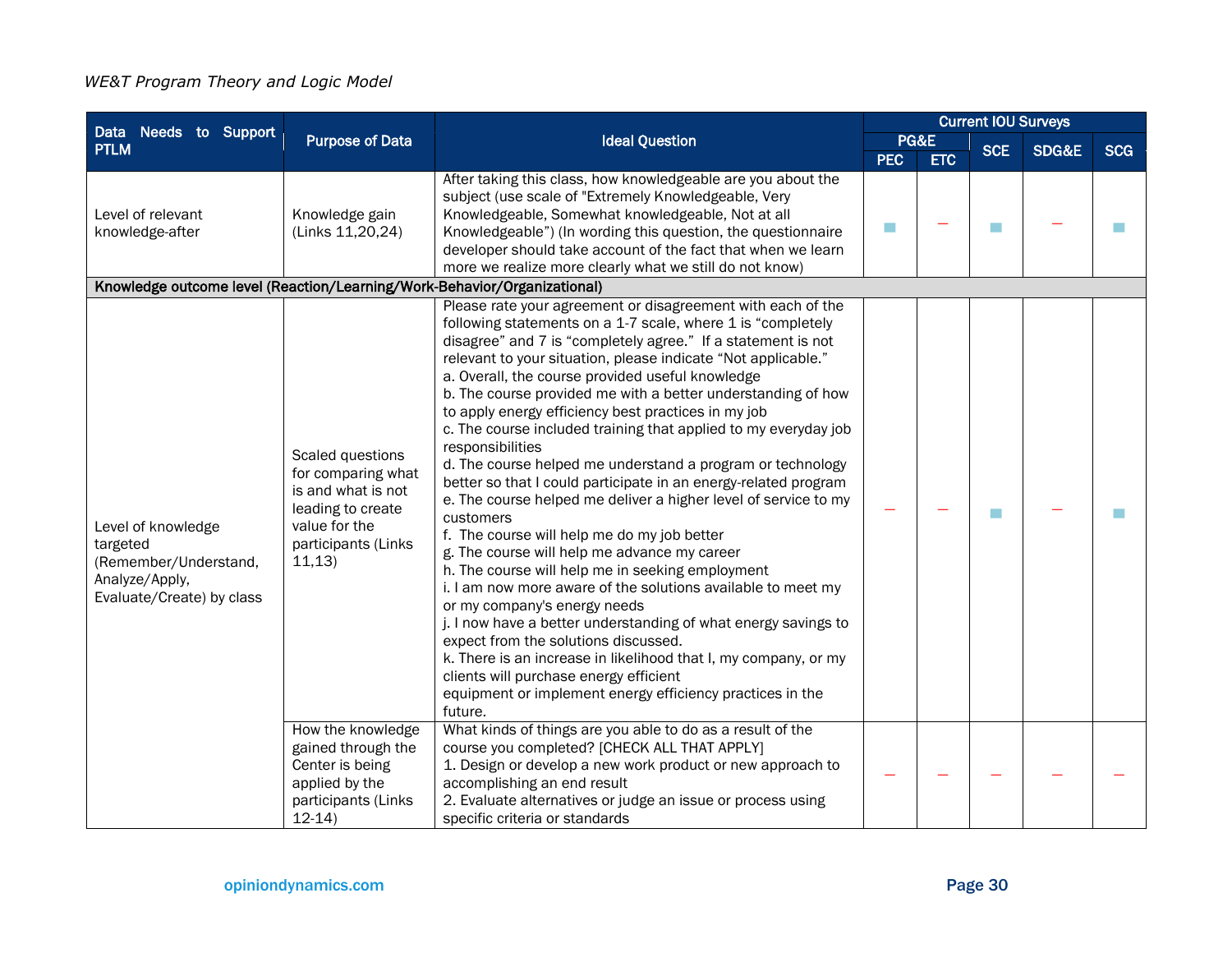| Data Needs to Support PTLM | Purpose of Data | Ideal Question | Current IOU Surveys | | | | |
|---|---|---|---|---|---|---|---|
| | | | PG&E | | SCE | SDG&E | SCG |
| | | | PEC | ETC | | | |
| Level of relevant knowledge-after | Knowledge gain (Links 11,20,24) | After taking this class, how knowledgeable are you about the subject (use scale of "Extremely Knowledgeable, Very Knowledgeable, Somewhat knowledgeable, Not at all Knowledgeable") (In wording this question, the questionnaire developer should take account of the fact that when we learn more we realize more clearly what we still do not know) | ■ | – | ■ | – | ■ |
| **Knowledge outcome level (Reaction/Learning/Work-Behavior/Organizational)** | | | | | | | |
| Level of knowledge targeted (Remember/Understand, Analyze/Apply, Evaluate/Create) by class | Scaled questions for comparing what is and what is not leading to create value for the participants (Links 11,13) | Please rate your agreement or disagreement with each of the following statements on a 1-7 scale, where 1 is "completely disagree" and 7 is "completely agree." If a statement is not relevant to your situation, please indicate "Not applicable."<br>a. Overall, the course provided useful knowledge<br>b. The course provided me with a better understanding of how to apply energy efficiency best practices in my job<br>c. The course included training that applied to my everyday job responsibilities<br>d. The course helped me understand a program or technology better so that I could participate in an energy-related program<br>e. The course helped me deliver a higher level of service to my customers<br>f. The course will help me do my job better<br>g. The course will help me advance my career<br>h. The course will help me in seeking employment<br>i. I am now more aware of the solutions available to meet my or my company's energy needs<br>j. I now have a better understanding of what energy savings to expect from the solutions discussed.<br>k. There is an increase in likelihood that I, my company, or my clients will purchase energy efficient equipment or implement energy efficiency practices in the future. | – | – | ■ | – | ■ |
| | How the knowledge gained through the Center is being applied by the participants (Links 12-14) | What kinds of things are you able to do as a result of the course you completed? [CHECK ALL THAT APPLY]<br>1. Design or develop a new work product or new approach to accomplishing an end result<br>2. Evaluate alternatives or judge an issue or process using specific criteria or standards | – | – | – | – | – |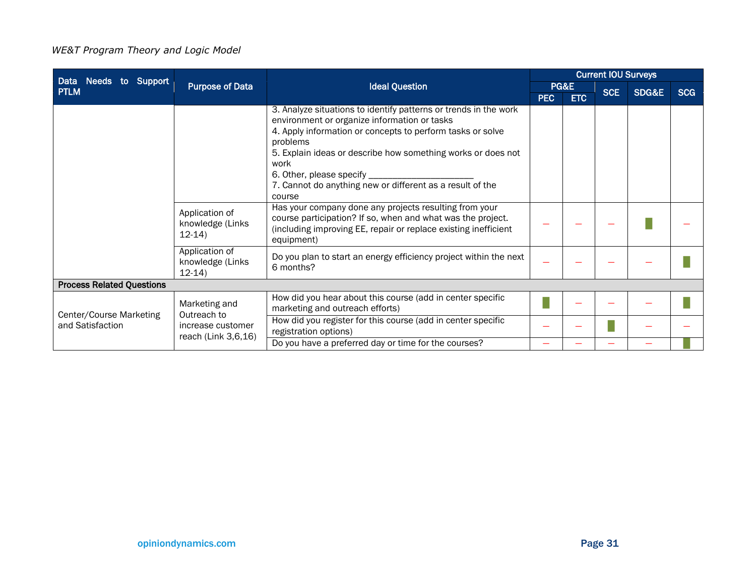| Data Needs to Support PTLM | Purpose of Data | Ideal Question | Current IOU Surveys | | | | |
|---|---|---|---|---|---|---|---|
| | | | PG&E | | SCE | SDG&E | SCG |
| | | | PEC | ETC | | | |
| | | 3. Analyze situations to identify patterns or trends in the work environment or organize information or tasks<br>4. Apply information or concepts to perform tasks or solve problems<br>5. Explain ideas or describe how something works or does not work<br>6. Other, please specify ______________________<br>7. Cannot do anything new or different as a result of the course | | | | | |
| | Application of knowledge (Links 12-14) | Has your company done any projects resulting from your course participation? If so, when and what was the project. (including improving EE, repair or replace existing inefficient equipment) | – | – | – | ■ | – |
| | Application of knowledge (Links 12-14) | Do you plan to start an energy efficiency project within the next 6 months? | – | – | – | – | ■ |
| **Process Related Questions** | | | | | | | |
| Center/Course Marketing and Satisfaction | Marketing and Outreach to increase customer reach (Link 3,6,16) | How did you hear about this course (add in center specific marketing and outreach efforts) | ■ | – | – | – | ■ |
| | | How did you register for this course (add in center specific registration options) | – | – | ■ | – | – |
| | | Do you have a preferred day or time for the courses? | – | – | – | – | ■ |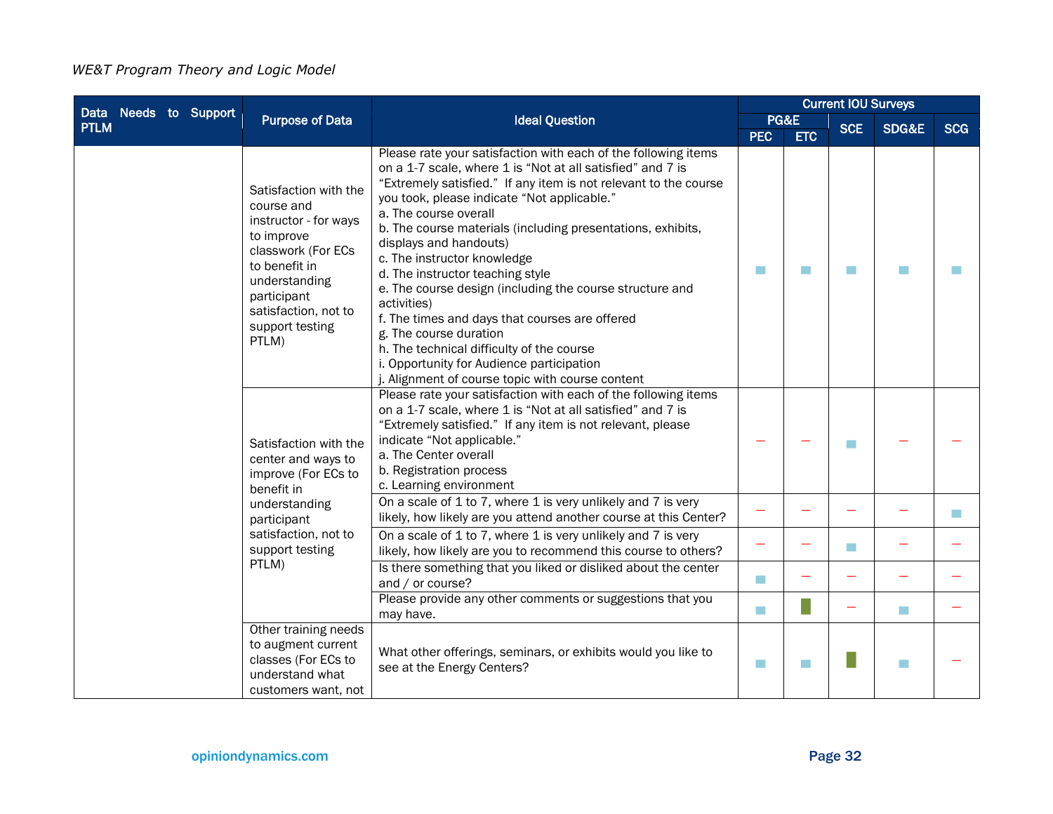| Data Needs to Support PTLM | Purpose of Data | Ideal Question | Current IOU Surveys | | | | |
|---|---|---|---|---|---|---|---|
| | | | PG&E | | SCE | SDG&E | SCG |
| | | | PEC | ETC | | | |
| | Satisfaction with the course and instructor - for ways to improve classwork (For ECs to benefit in understanding participant satisfaction, not to support testing PTLM) | Please rate your satisfaction with each of the following items on a 1-7 scale, where 1 is "Not at all satisfied" and 7 is "Extremely satisfied." If any item is not relevant to the course you took, please indicate "Not applicable."<br>a. The course overall<br>b. The course materials (including presentations, exhibits, displays and handouts)<br>c. The instructor knowledge<br>d. The instructor teaching style<br>e. The course design (including the course structure and activities)<br>f. The times and days that courses are offered<br>g. The course duration<br>h. The technical difficulty of the course<br>i. Opportunity for Audience participation<br>j. Alignment of course topic with course content | ■ | ■ | ■ | ■ | ■ |
| | Satisfaction with the center and ways to improve (For ECs to benefit in understanding participant satisfaction, not to support testing PTLM) | Please rate your satisfaction with each of the following items on a 1-7 scale, where 1 is "Not at all satisfied" and 7 is "Extremely satisfied." If any item is not relevant, please indicate "Not applicable."<br>a. The Center overall<br>b. Registration process<br>c. Learning environment | – | – | ■ | – | – |
| | | On a scale of 1 to 7, where 1 is very unlikely and 7 is very likely, how likely are you attend another course at this Center? | – | – | – | – | ■ |
| | | On a scale of 1 to 7, where 1 is very unlikely and 7 is very likely, how likely are you to recommend this course to others? | – | – | ■ | – | – |
| | | Is there something that you liked or disliked about the center and / or course? | ■ | – | – | – | – |
| | | Please provide any other comments or suggestions that you may have. | ■ | ▮ | – | ■ | – |
| | Other training needs to augment current classes (For ECs to understand what customers want, not | What other offerings, seminars, or exhibits would you like to see at the Energy Centers? | ■ | ■ | ▮ | ■ | – |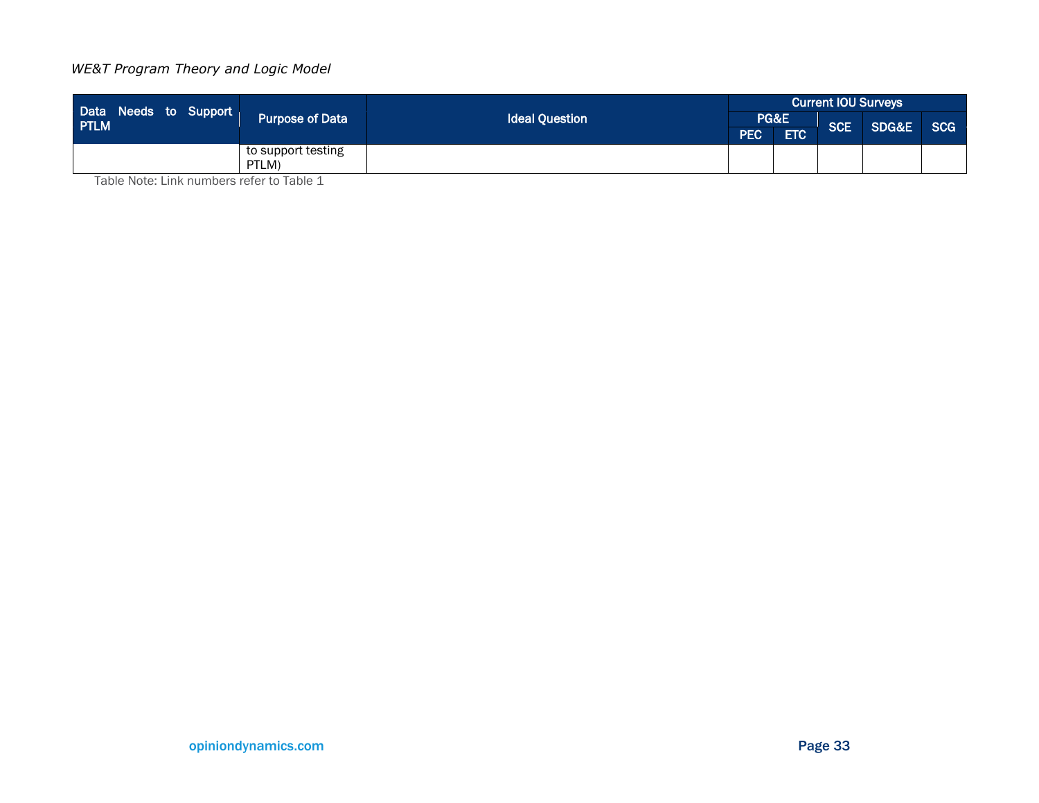| Data Needs to Support PTLM | Purpose of Data | Ideal Question | Current IOU Surveys | | | | |
|---|---|---|---|---|---|---|---|
| | | | PG&E | | SCE | SDG&E | SCG |
| | | | PEC | ETC | | | |
| | to support testing PTLM) | | | | | | |

Table Note: Link numbers refer to Table 1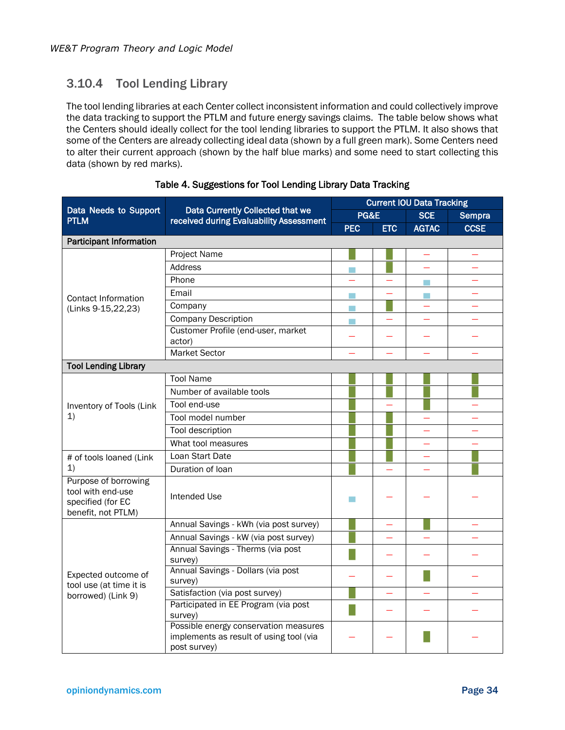### 3.10.4 Tool Lending Library

The tool lending libraries at each Center collect inconsistent information and could collectively improve the data tracking to support the PTLM and future energy savings claims. The table below shows what the Centers should ideally collect for the tool lending libraries to support the PTLM. It also shows that some of the Centers are already collecting ideal data (shown by a full green mark). Some Centers need to alter their current approach (shown by the half blue marks) and some need to start collecting this data (shown by red marks).

**Table 4. Suggestions for Tool Lending Library Data Tracking**

Legend: ■ = full green mark; ▪ = half blue mark; – = red mark

| Data Needs to Support PTLM | Data Currently Collected that we received during Evaluability Assessment | Current IOU Data Tracking | | | |
|---|---|---|---|---|---|
| | | PG&E | | SCE | Sempra |
| | | PEC | ETC | AGTAC | CCSE |
| **Participant Information** | | | | | |
| Contact Information (Links 9-15,22,23) | Project Name | ■ | ■ | – | – |
| | Address | ▪ | ■ | – | – |
| | Phone | – | – | ▪ | – |
| | Email | ▪ | – | ▪ | – |
| | Company | ▪ | ■ | – | – |
| | Company Description | ▪ | – | – | – |
| | Customer Profile (end-user, market actor) | – | – | – | – |
| | Market Sector | – | – | – | – |
| **Tool Lending Library** | | | | | |
| Inventory of Tools (Link 1) | Tool Name | ■ | ■ | ■ | ■ |
| | Number of available tools | ■ | ■ | ■ | ■ |
| | Tool end-use | ■ | – | ■ | – |
| | Tool model number | ■ | ■ | – | – |
| | Tool description | ■ | ■ | – | – |
| | What tool measures | ■ | ■ | – | – |
| # of tools loaned (Link 1) | Loan Start Date | ■ | ■ | – | ■ |
| | Duration of loan | ■ | – | – | ■ |
| Purpose of borrowing tool with end-use specified (for EC benefit, not PTLM) | Intended Use | ▪ | – | – | – |
| Expected outcome of tool use (at time it is borrowed) (Link 9) | Annual Savings - kWh (via post survey) | ■ | – | ■ | – |
| | Annual Savings - kW (via post survey) | ■ | – | – | – |
| | Annual Savings - Therms (via post survey) | ■ | – | – | – |
| | Annual Savings - Dollars (via post survey) | – | – | ■ | – |
| | Satisfaction (via post survey) | ■ | – | – | – |
| | Participated in EE Program (via post survey) | ■ | – | – | – |
| | Possible energy conservation measures implements as result of using tool (via post survey) | – | – | ■ | – |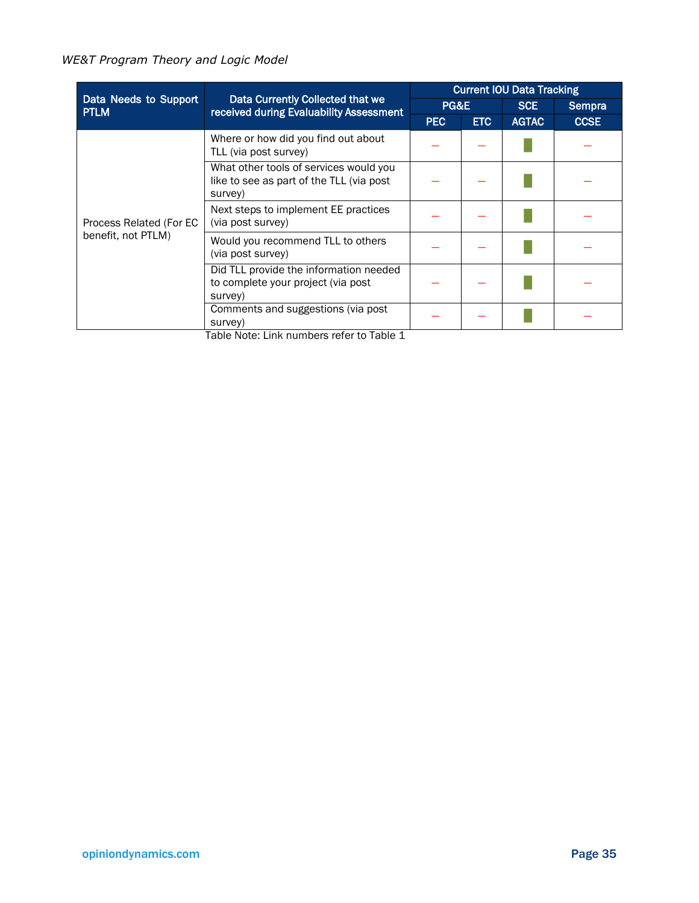| Data Needs to Support PTLM | Data Currently Collected that we received during Evaluability Assessment | Current IOU Data Tracking | | | |
|---|---|---|---|---|---|
| | | PG&E | | SCE | Sempra |
| | | PEC | ETC | AGTAC | CCSE |
| Process Related (For EC benefit, not PTLM) | Where or how did you find out about TLL (via post survey) | – | – | █ | – |
| | What other tools of services would you like to see as part of the TLL (via post survey) | – | – | █ | – |
| | Next steps to implement EE practices (via post survey) | – | – | █ | – |
| | Would you recommend TLL to others (via post survey) | – | – | █ | – |
| | Did TLL provide the information needed to complete your project (via post survey) | – | – | █ | – |
| | Comments and suggestions (via post survey) | – | – | █ | – |

Table Note: Link numbers refer to Table 1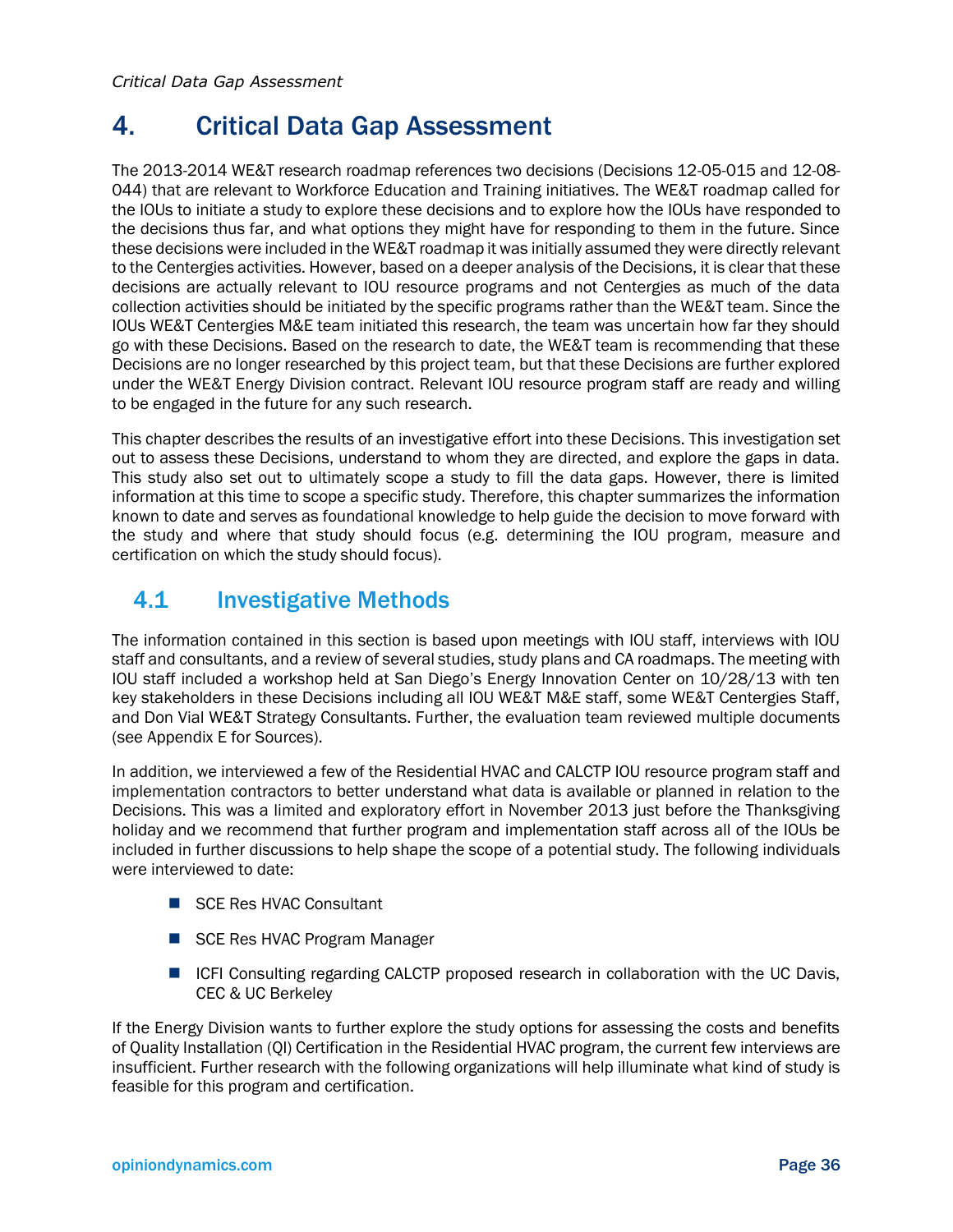# 4. Critical Data Gap Assessment

The 2013-2014 WE&T research roadmap references two decisions (Decisions 12-05-015 and 12-08-044) that are relevant to Workforce Education and Training initiatives. The WE&T roadmap called for the IOUs to initiate a study to explore these decisions and to explore how the IOUs have responded to the decisions thus far, and what options they might have for responding to them in the future. Since these decisions were included in the WE&T roadmap it was initially assumed they were directly relevant to the Centergies activities. However, based on a deeper analysis of the Decisions, it is clear that these decisions are actually relevant to IOU resource programs and not Centergies as much of the data collection activities should be initiated by the specific programs rather than the WE&T team. Since the IOUs WE&T Centergies M&E team initiated this research, the team was uncertain how far they should go with these Decisions. Based on the research to date, the WE&T team is recommending that these Decisions are no longer researched by this project team, but that these Decisions are further explored under the WE&T Energy Division contract. Relevant IOU resource program staff are ready and willing to be engaged in the future for any such research.

This chapter describes the results of an investigative effort into these Decisions. This investigation set out to assess these Decisions, understand to whom they are directed, and explore the gaps in data. This study also set out to ultimately scope a study to fill the data gaps. However, there is limited information at this time to scope a specific study. Therefore, this chapter summarizes the information known to date and serves as foundational knowledge to help guide the decision to move forward with the study and where that study should focus (e.g. determining the IOU program, measure and certification on which the study should focus).

## 4.1 Investigative Methods

The information contained in this section is based upon meetings with IOU staff, interviews with IOU staff and consultants, and a review of several studies, study plans and CA roadmaps. The meeting with IOU staff included a workshop held at San Diego's Energy Innovation Center on 10/28/13 with ten key stakeholders in these Decisions including all IOU WE&T M&E staff, some WE&T Centergies Staff, and Don Vial WE&T Strategy Consultants. Further, the evaluation team reviewed multiple documents (see Appendix E for Sources).

In addition, we interviewed a few of the Residential HVAC and CALCTP IOU resource program staff and implementation contractors to better understand what data is available or planned in relation to the Decisions. This was a limited and exploratory effort in November 2013 just before the Thanksgiving holiday and we recommend that further program and implementation staff across all of the IOUs be included in further discussions to help shape the scope of a potential study. The following individuals were interviewed to date:

- SCE Res HVAC Consultant
- SCE Res HVAC Program Manager
- ICFI Consulting regarding CALCTP proposed research in collaboration with the UC Davis, CEC & UC Berkeley

If the Energy Division wants to further explore the study options for assessing the costs and benefits of Quality Installation (QI) Certification in the Residential HVAC program, the current few interviews are insufficient. Further research with the following organizations will help illuminate what kind of study is feasible for this program and certification.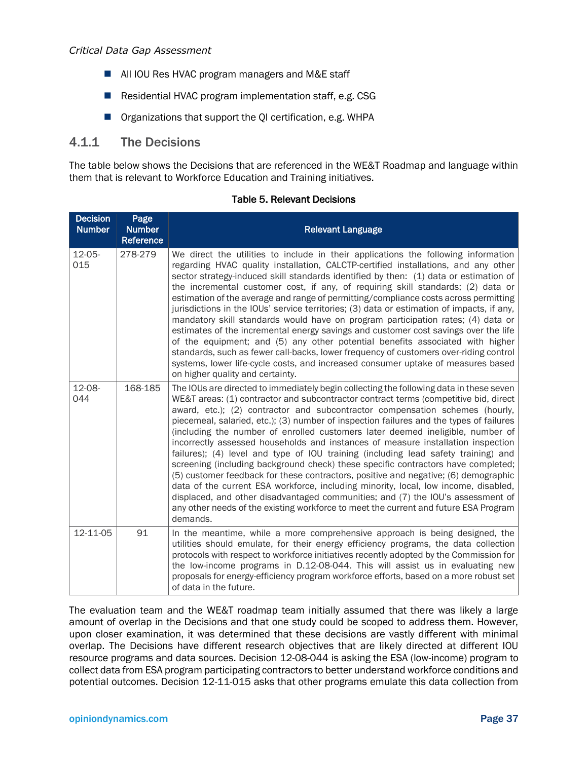- All IOU Res HVAC program managers and M&E staff
- Residential HVAC program implementation staff, e.g. CSG
- Organizations that support the QI certification, e.g. WHPA

### 4.1.1 The Decisions

The table below shows the Decisions that are referenced in the WE&T Roadmap and language within them that is relevant to Workforce Education and Training initiatives.

**Table 5. Relevant Decisions**

| Decision Number | Page Number Reference | Relevant Language |
|---|---|---|
| 12-05-015 | 278-279 | We direct the utilities to include in their applications the following information regarding HVAC quality installation, CALCTP-certified installations, and any other sector strategy-induced skill standards identified by then: (1) data or estimation of the incremental customer cost, if any, of requiring skill standards; (2) data or estimation of the average and range of permitting/compliance costs across permitting jurisdictions in the IOUs' service territories; (3) data or estimation of impacts, if any, mandatory skill standards would have on program participation rates; (4) data or estimates of the incremental energy savings and customer cost savings over the life of the equipment; and (5) any other potential benefits associated with higher standards, such as fewer call-backs, lower frequency of customers over-riding control systems, lower life-cycle costs, and increased consumer uptake of measures based on higher quality and certainty. |
| 12-08-044 | 168-185 | The IOUs are directed to immediately begin collecting the following data in these seven WE&T areas: (1) contractor and subcontractor contract terms (competitive bid, direct award, etc.); (2) contractor and subcontractor compensation schemes (hourly, piecemeal, salaried, etc.); (3) number of inspection failures and the types of failures (including the number of enrolled customers later deemed ineligible, number of incorrectly assessed households and instances of measure installation inspection failures); (4) level and type of IOU training (including lead safety training) and screening (including background check) these specific contractors have completed; (5) customer feedback for these contractors, positive and negative; (6) demographic data of the current ESA workforce, including minority, local, low income, disabled, displaced, and other disadvantaged communities; and (7) the IOU's assessment of any other needs of the existing workforce to meet the current and future ESA Program demands. |
| 12-11-05 | 91 | In the meantime, while a more comprehensive approach is being designed, the utilities should emulate, for their energy efficiency programs, the data collection protocols with respect to workforce initiatives recently adopted by the Commission for the low-income programs in D.12-08-044. This will assist us in evaluating new proposals for energy-efficiency program workforce efforts, based on a more robust set of data in the future. |

The evaluation team and the WE&T roadmap team initially assumed that there was likely a large amount of overlap in the Decisions and that one study could be scoped to address them. However, upon closer examination, it was determined that these decisions are vastly different with minimal overlap. The Decisions have different research objectives that are likely directed at different IOU resource programs and data sources. Decision 12-08-044 is asking the ESA (low-income) program to collect data from ESA program participating contractors to better understand workforce conditions and potential outcomes. Decision 12-11-015 asks that other programs emulate this data collection from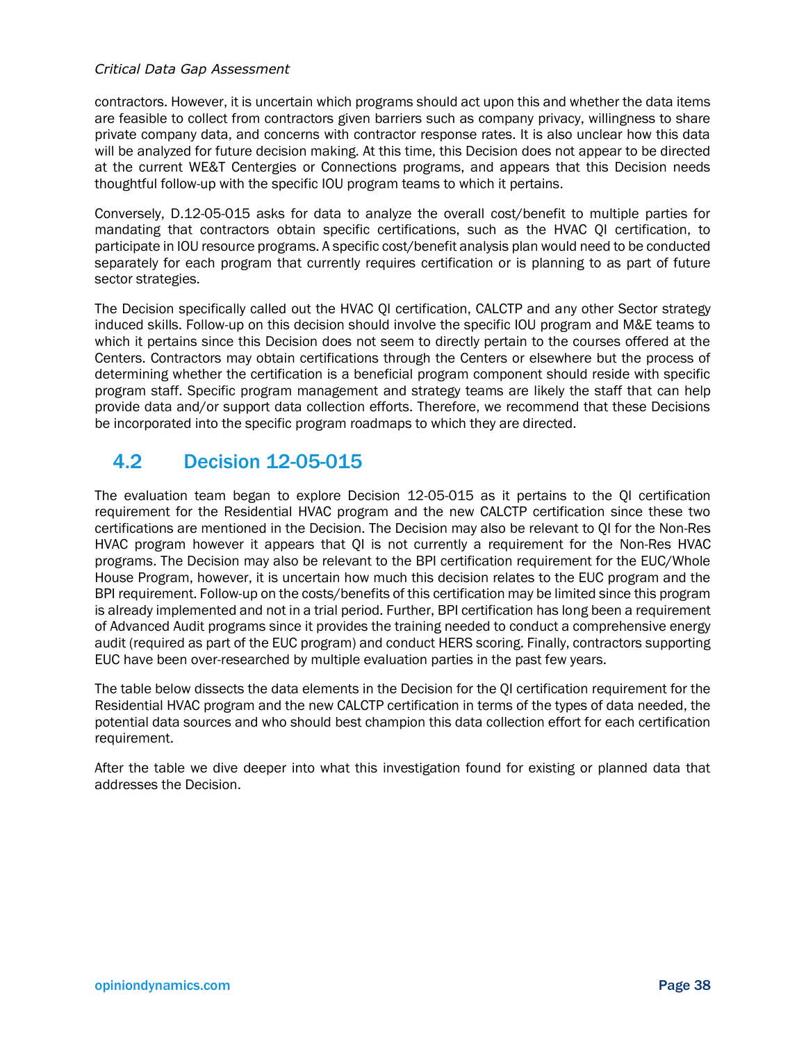contractors. However, it is uncertain which programs should act upon this and whether the data items are feasible to collect from contractors given barriers such as company privacy, willingness to share private company data, and concerns with contractor response rates. It is also unclear how this data will be analyzed for future decision making. At this time, this Decision does not appear to be directed at the current WE&T Centergies or Connections programs, and appears that this Decision needs thoughtful follow-up with the specific IOU program teams to which it pertains.

Conversely, D.12-05-015 asks for data to analyze the overall cost/benefit to multiple parties for mandating that contractors obtain specific certifications, such as the HVAC QI certification, to participate in IOU resource programs. A specific cost/benefit analysis plan would need to be conducted separately for each program that currently requires certification or is planning to as part of future sector strategies.

The Decision specifically called out the HVAC QI certification, CALCTP and any other Sector strategy induced skills. Follow-up on this decision should involve the specific IOU program and M&E teams to which it pertains since this Decision does not seem to directly pertain to the courses offered at the Centers. Contractors may obtain certifications through the Centers or elsewhere but the process of determining whether the certification is a beneficial program component should reside with specific program staff. Specific program management and strategy teams are likely the staff that can help provide data and/or support data collection efforts. Therefore, we recommend that these Decisions be incorporated into the specific program roadmaps to which they are directed.

## 4.2 Decision 12-05-015

The evaluation team began to explore Decision 12-05-015 as it pertains to the QI certification requirement for the Residential HVAC program and the new CALCTP certification since these two certifications are mentioned in the Decision. The Decision may also be relevant to QI for the Non-Res HVAC program however it appears that QI is not currently a requirement for the Non-Res HVAC programs. The Decision may also be relevant to the BPI certification requirement for the EUC/Whole House Program, however, it is uncertain how much this decision relates to the EUC program and the BPI requirement. Follow-up on the costs/benefits of this certification may be limited since this program is already implemented and not in a trial period. Further, BPI certification has long been a requirement of Advanced Audit programs since it provides the training needed to conduct a comprehensive energy audit (required as part of the EUC program) and conduct HERS scoring. Finally, contractors supporting EUC have been over-researched by multiple evaluation parties in the past few years.

The table below dissects the data elements in the Decision for the QI certification requirement for the Residential HVAC program and the new CALCTP certification in terms of the types of data needed, the potential data sources and who should best champion this data collection effort for each certification requirement.

After the table we dive deeper into what this investigation found for existing or planned data that addresses the Decision.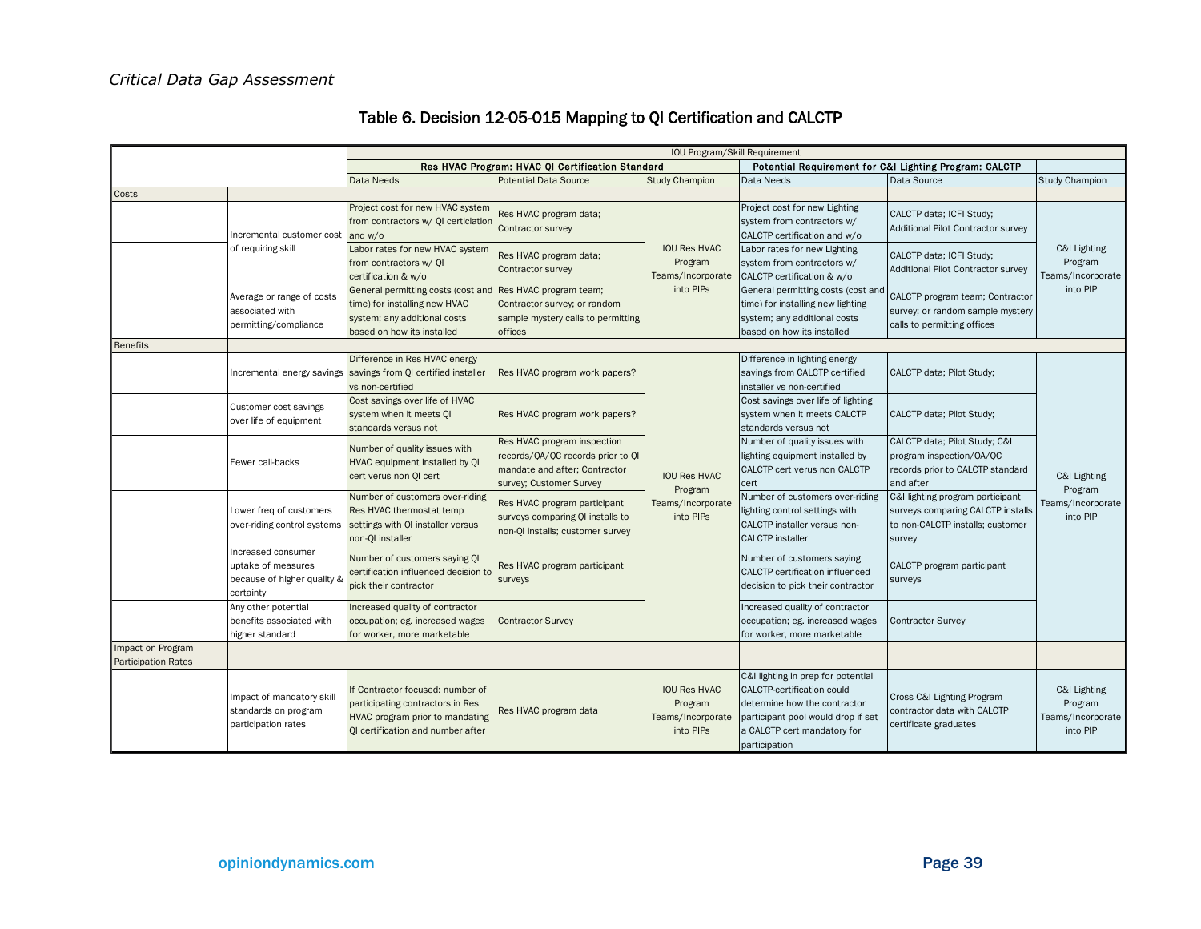# Table 6. Decision 12-05-015 Mapping to QI Certification and CALCTP

| | | IOU Program/Skill Requirement | | | | | |
|---|---|---|---|---|---|---|---|
| | | **Res HVAC Program: HVAC QI Certification Standard** | | | **Potential Requirement for C&I Lighting Program: CALCTP** | | |
| | | Data Needs | Potential Data Source | Study Champion | Data Needs | Data Source | Study Champion |
| Costs | | | | | | | |
| | Incremental customer cost of requiring skill | Project cost for new HVAC system from contractors w/ QI certiciation and w/o | Res HVAC program data; Contractor survey | IOU Res HVAC Program Teams/Incorporate into PIPs | Project cost for new Lighting system from contractors w/ CALCTP certification and w/o | CALCTP data; ICFI Study; Additional Pilot Contractor survey | C&I Lighting Program Teams/Incorporate into PIP |
| | | Labor rates for new HVAC system from contractors w/ QI certification & w/o | Res HVAC program data; Contractor survey | | Labor rates for new Lighting system from contractors w/ CALCTP certification & w/o | CALCTP data; ICFI Study; Additional Pilot Contractor survey | |
| | Average or range of costs associated with permitting/compliance | General permitting costs (cost and time) for installing new HVAC system; any additional costs based on how its installed | Res HVAC program team; Contractor survey; or random sample mystery calls to permitting offices | | General permitting costs (cost and time) for installing new lighting system; any additional costs based on how its installed | CALCTP program team; Contractor survey; or random sample mystery calls to permitting offices | |
| Benefits | | | | | | | |
| | Incremental energy savings | Difference in Res HVAC energy savings from QI certified installer vs non-certified | Res HVAC program work papers? | IOU Res HVAC Program Teams/Incorporate into PIPs | Difference in lighting energy savings from CALCTP certified installer vs non-certified | CALCTP data; Pilot Study; | C&I Lighting Program Teams/Incorporate into PIP |
| | Customer cost savings over life of equipment | Cost savings over life of HVAC system when it meets QI standards versus not | Res HVAC program work papers? | | Cost savings over life of lighting system when it meets CALCTP standards versus not | CALCTP data; Pilot Study; | |
| | Fewer call-backs | Number of quality issues with HVAC equipment installed by QI cert verus non QI cert | Res HVAC program inspection records/QA/QC records prior to QI mandate and after; Contractor survey; Customer Survey | | Number of quality issues with lighting equipment installed by CALCTP cert verus non CALCTP cert | CALCTP data; Pilot Study; C&I program inspection/QA/QC records prior to CALCTP standard and after | |
| | Lower freq of customers over-riding control systems | Number of customers over-riding Res HVAC thermostat temp settings with QI installer versus non-QI installer | Res HVAC program participant surveys comparing QI installs to non-QI installs; customer survey | | Number of customers over-riding lighting control settings with CALCTP installer versus non-CALCTP installer | C&I lighting program participant surveys comparing CALCTP installs to non-CALCTP installs; customer survey | |
| | Increased consumer uptake of measures because of higher quality & certainty | Number of customers saying QI certification influenced decision to pick their contractor | Res HVAC program participant surveys | | Number of customers saying CALCTP certification influenced decision to pick their contractor | CALCTP program participant surveys | |
| | Any other potential benefits associated with higher standard | Increased quality of contractor occupation; eg. increased wages for worker, more marketable | Contractor Survey | | Increased quality of contractor occupation; eg. increased wages for worker, more marketable | Contractor Survey | |
| Impact on Program Participation Rates | | | | | | | |
| | Impact of mandatory skill standards on program participation rates | If Contractor focused: number of participating contractors in Res HVAC program prior to mandating QI certification and number after | Res HVAC program data | IOU Res HVAC Program Teams/Incorporate into PIPs | C&I lighting in prep for potential CALCTP-certification could determine how the contractor participant pool would drop if set a CALCTP cert mandatory for participation | Cross C&I Lighting Program contractor data with CALCTP certificate graduates | C&I Lighting Program Teams/Incorporate into PIP |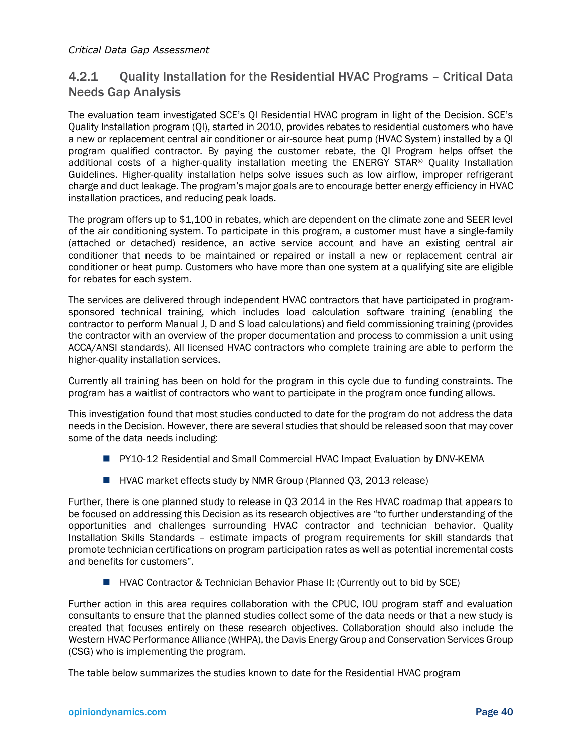### 4.2.1 Quality Installation for the Residential HVAC Programs – Critical Data Needs Gap Analysis

The evaluation team investigated SCE's QI Residential HVAC program in light of the Decision. SCE's Quality Installation program (QI), started in 2010, provides rebates to residential customers who have a new or replacement central air conditioner or air-source heat pump (HVAC System) installed by a QI program qualified contractor. By paying the customer rebate, the QI Program helps offset the additional costs of a higher-quality installation meeting the ENERGY STAR® Quality Installation Guidelines. Higher-quality installation helps solve issues such as low airflow, improper refrigerant charge and duct leakage. The program's major goals are to encourage better energy efficiency in HVAC installation practices, and reducing peak loads.

The program offers up to $1,100 in rebates, which are dependent on the climate zone and SEER level of the air conditioning system. To participate in this program, a customer must have a single-family (attached or detached) residence, an active service account and have an existing central air conditioner that needs to be maintained or repaired or install a new or replacement central air conditioner or heat pump. Customers who have more than one system at a qualifying site are eligible for rebates for each system.

The services are delivered through independent HVAC contractors that have participated in program-sponsored technical training, which includes load calculation software training (enabling the contractor to perform Manual J, D and S load calculations) and field commissioning training (provides the contractor with an overview of the proper documentation and process to commission a unit using ACCA/ANSI standards). All licensed HVAC contractors who complete training are able to perform the higher-quality installation services.

Currently all training has been on hold for the program in this cycle due to funding constraints. The program has a waitlist of contractors who want to participate in the program once funding allows.

This investigation found that most studies conducted to date for the program do not address the data needs in the Decision. However, there are several studies that should be released soon that may cover some of the data needs including:

- PY10-12 Residential and Small Commercial HVAC Impact Evaluation by DNV-KEMA
- HVAC market effects study by NMR Group (Planned Q3, 2013 release)

Further, there is one planned study to release in Q3 2014 in the Res HVAC roadmap that appears to be focused on addressing this Decision as its research objectives are "to further understanding of the opportunities and challenges surrounding HVAC contractor and technician behavior. Quality Installation Skills Standards – estimate impacts of program requirements for skill standards that promote technician certifications on program participation rates as well as potential incremental costs and benefits for customers".

- HVAC Contractor & Technician Behavior Phase II: (Currently out to bid by SCE)

Further action in this area requires collaboration with the CPUC, IOU program staff and evaluation consultants to ensure that the planned studies collect some of the data needs or that a new study is created that focuses entirely on these research objectives. Collaboration should also include the Western HVAC Performance Alliance (WHPA), the Davis Energy Group and Conservation Services Group (CSG) who is implementing the program.

The table below summarizes the studies known to date for the Residential HVAC program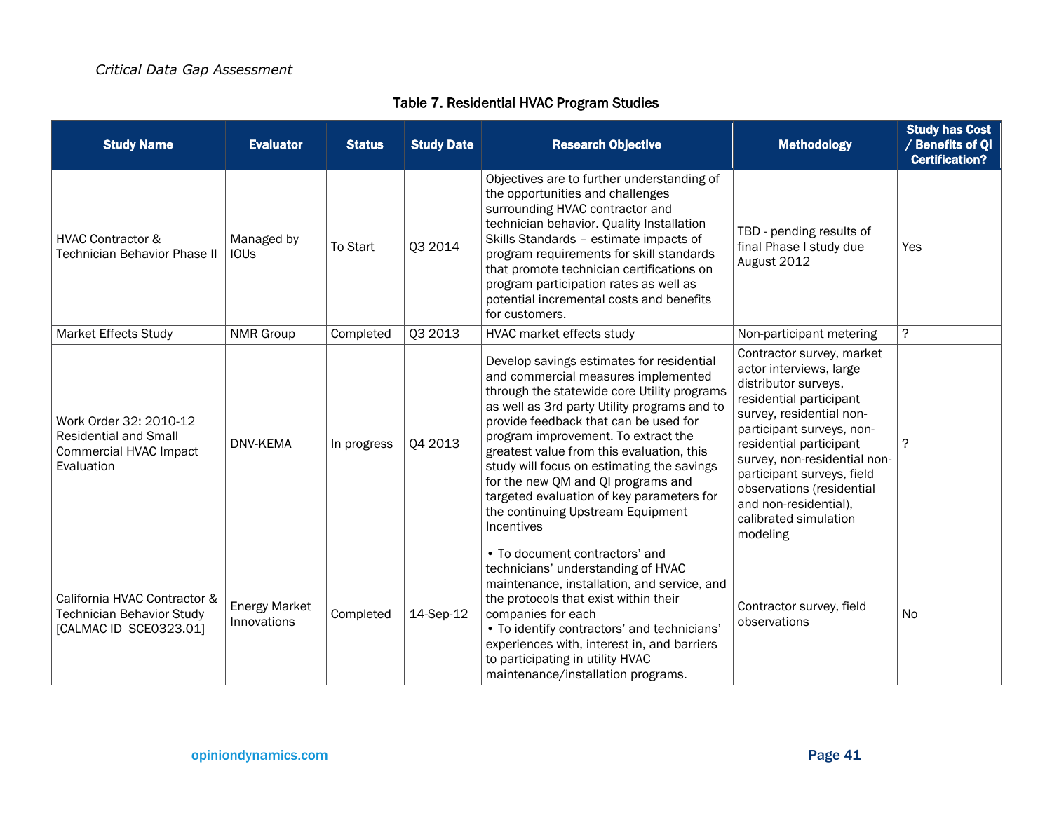**Table 7. Residential HVAC Program Studies**

| Study Name | Evaluator | Status | Study Date | Research Objective | Methodology | Study has Cost / Benefits of QI Certification? |
|---|---|---|---|---|---|---|
| HVAC Contractor & Technician Behavior Phase II | Managed by IOUs | To Start | Q3 2014 | Objectives are to further understanding of the opportunities and challenges surrounding HVAC contractor and technician behavior. Quality Installation Skills Standards – estimate impacts of program requirements for skill standards that promote technician certifications on program participation rates as well as potential incremental costs and benefits for customers. | TBD - pending results of final Phase I study due August 2012 | Yes |
| Market Effects Study | NMR Group | Completed | Q3 2013 | HVAC market effects study | Non-participant metering | ? |
| Work Order 32: 2010-12 Residential and Small Commercial HVAC Impact Evaluation | DNV-KEMA | In progress | Q4 2013 | Develop savings estimates for residential and commercial measures implemented through the statewide core Utility programs as well as 3rd party Utility programs and to provide feedback that can be used for program improvement. To extract the greatest value from this evaluation, this study will focus on estimating the savings for the new QM and QI programs and targeted evaluation of key parameters for the continuing Upstream Equipment Incentives | Contractor survey, market actor interviews, large distributor surveys, residential participant survey, residential non-participant surveys, non-residential participant survey, non-residential non-participant surveys, field observations (residential and non-residential), calibrated simulation modeling | ? |
| California HVAC Contractor & Technician Behavior Study [CALMAC ID SCE0323.01] | Energy Market Innovations | Completed | 14-Sep-12 | • To document contractors' and technicians' understanding of HVAC maintenance, installation, and service, and the protocols that exist within their companies for each<br>• To identify contractors' and technicians' experiences with, interest in, and barriers to participating in utility HVAC maintenance/installation programs. | Contractor survey, field observations | No |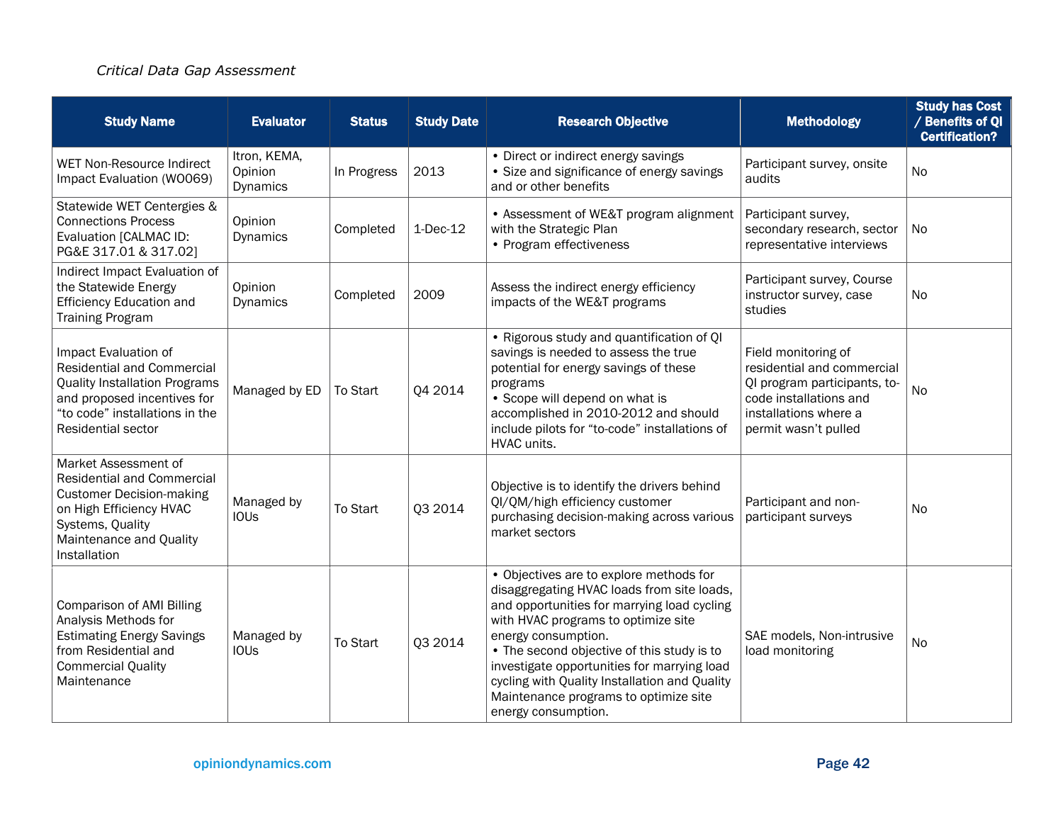| Study Name | Evaluator | Status | Study Date | Research Objective | Methodology | Study has Cost / Benefits of QI Certification? |
|---|---|---|---|---|---|---|
| WET Non-Resource Indirect Impact Evaluation (WO069) | Itron, KEMA, Opinion Dynamics | In Progress | 2013 | • Direct or indirect energy savings<br>• Size and significance of energy savings and or other benefits | Participant survey, onsite audits | No |
| Statewide WET Centergies & Connections Process Evaluation [CALMAC ID: PG&E 317.01 & 317.02] | Opinion Dynamics | Completed | 1-Dec-12 | • Assessment of WE&T program alignment with the Strategic Plan<br>• Program effectiveness | Participant survey, secondary research, sector representative interviews | No |
| Indirect Impact Evaluation of the Statewide Energy Efficiency Education and Training Program | Opinion Dynamics | Completed | 2009 | Assess the indirect energy efficiency impacts of the WE&T programs | Participant survey, Course instructor survey, case studies | No |
| Impact Evaluation of Residential and Commercial Quality Installation Programs and proposed incentives for "to code" installations in the Residential sector | Managed by ED | To Start | Q4 2014 | • Rigorous study and quantification of QI savings is needed to assess the true potential for energy savings of these programs<br>• Scope will depend on what is accomplished in 2010-2012 and should include pilots for "to-code" installations of HVAC units. | Field monitoring of residential and commercial QI program participants, to-code installations and installations where a permit wasn't pulled | No |
| Market Assessment of Residential and Commercial Customer Decision-making on High Efficiency HVAC Systems, Quality Maintenance and Quality Installation | Managed by IOUs | To Start | Q3 2014 | Objective is to identify the drivers behind QI/QM/high efficiency customer purchasing decision-making across various market sectors | Participant and non-participant surveys | No |
| Comparison of AMI Billing Analysis Methods for Estimating Energy Savings from Residential and Commercial Quality Maintenance | Managed by IOUs | To Start | Q3 2014 | • Objectives are to explore methods for disaggregating HVAC loads from site loads, and opportunities for marrying load cycling with HVAC programs to optimize site energy consumption.<br>• The second objective of this study is to investigate opportunities for marrying load cycling with Quality Installation and Quality Maintenance programs to optimize site energy consumption. | SAE models, Non-intrusive load monitoring | No |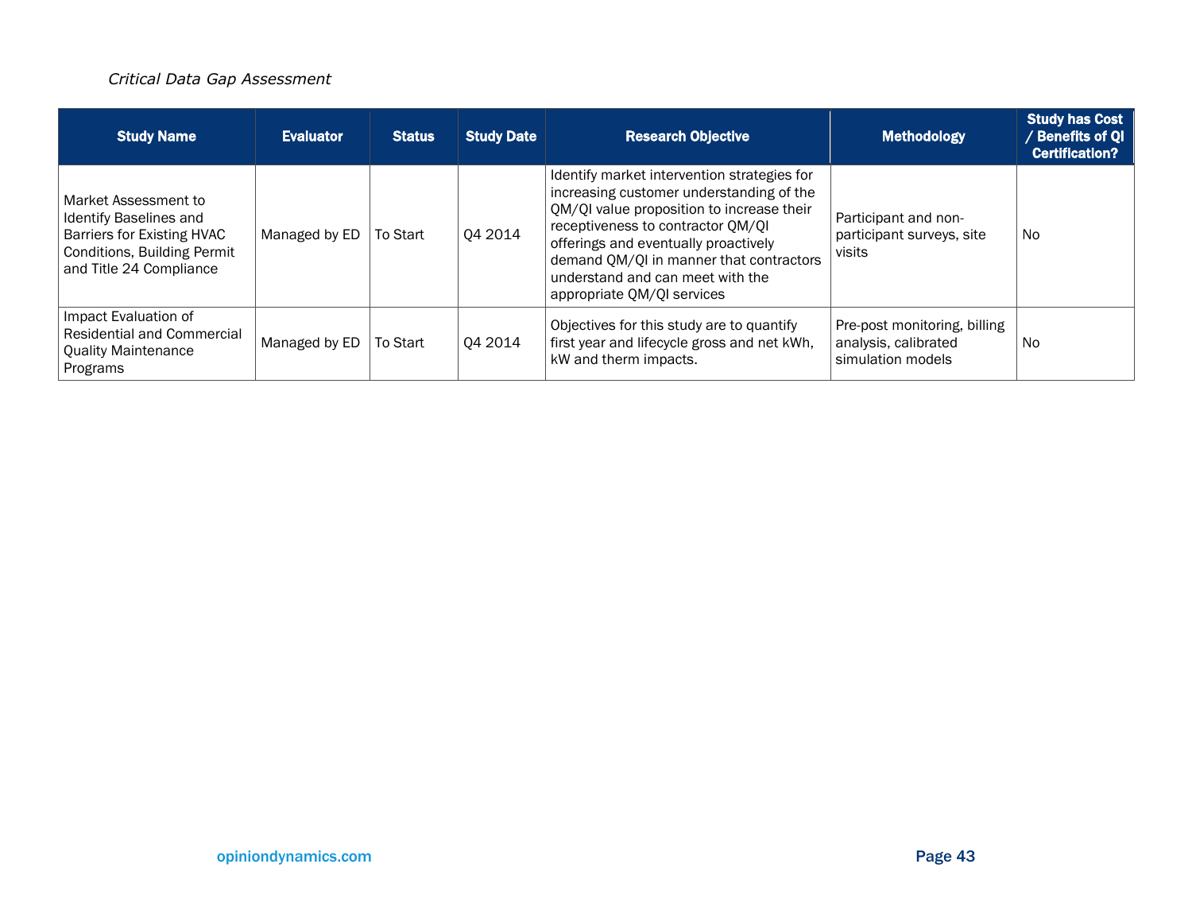*Critical Data Gap Assessment*

| Study Name | Evaluator | Status | Study Date | Research Objective | Methodology | Study has Cost / Benefits of QI Certification? |
|---|---|---|---|---|---|---|
| Market Assessment to Identify Baselines and Barriers for Existing HVAC Conditions, Building Permit and Title 24 Compliance | Managed by ED | To Start | Q4 2014 | Identify market intervention strategies for increasing customer understanding of the QM/QI value proposition to increase their receptiveness to contractor QM/QI offerings and eventually proactively demand QM/QI in manner that contractors understand and can meet with the appropriate QM/QI services | Participant and non-participant surveys, site visits | No |
| Impact Evaluation of Residential and Commercial Quality Maintenance Programs | Managed by ED | To Start | Q4 2014 | Objectives for this study are to quantify first year and lifecycle gross and net kWh, kW and therm impacts. | Pre-post monitoring, billing analysis, calibrated simulation models | No |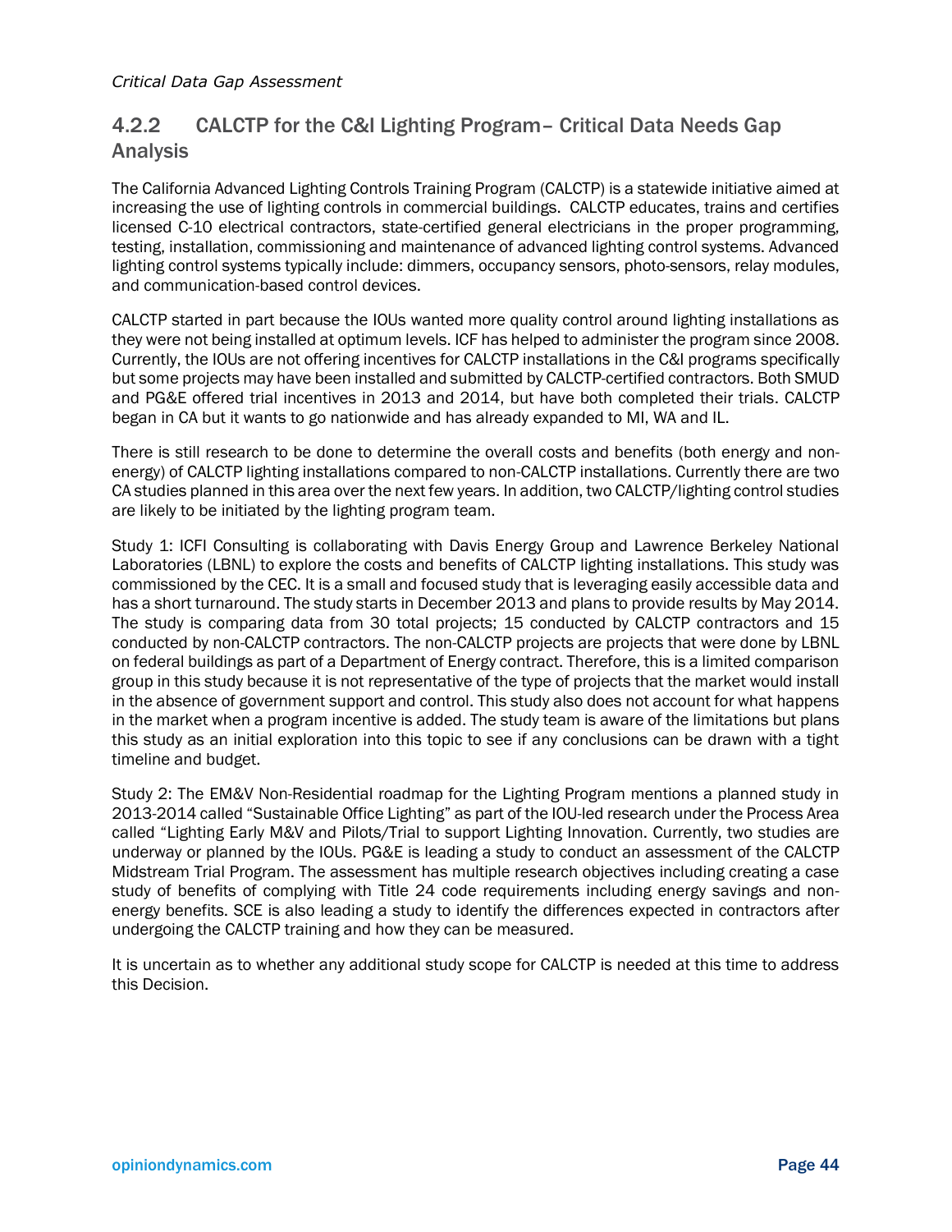### 4.2.2 CALCTP for the C&I Lighting Program– Critical Data Needs Gap Analysis

The California Advanced Lighting Controls Training Program (CALCTP) is a statewide initiative aimed at increasing the use of lighting controls in commercial buildings. CALCTP educates, trains and certifies licensed C-10 electrical contractors, state-certified general electricians in the proper programming, testing, installation, commissioning and maintenance of advanced lighting control systems. Advanced lighting control systems typically include: dimmers, occupancy sensors, photo-sensors, relay modules, and communication-based control devices.

CALCTP started in part because the IOUs wanted more quality control around lighting installations as they were not being installed at optimum levels. ICF has helped to administer the program since 2008. Currently, the IOUs are not offering incentives for CALCTP installations in the C&I programs specifically but some projects may have been installed and submitted by CALCTP-certified contractors. Both SMUD and PG&E offered trial incentives in 2013 and 2014, but have both completed their trials. CALCTP began in CA but it wants to go nationwide and has already expanded to MI, WA and IL.

There is still research to be done to determine the overall costs and benefits (both energy and non-energy) of CALCTP lighting installations compared to non-CALCTP installations. Currently there are two CA studies planned in this area over the next few years. In addition, two CALCTP/lighting control studies are likely to be initiated by the lighting program team.

Study 1: ICFI Consulting is collaborating with Davis Energy Group and Lawrence Berkeley National Laboratories (LBNL) to explore the costs and benefits of CALCTP lighting installations. This study was commissioned by the CEC. It is a small and focused study that is leveraging easily accessible data and has a short turnaround. The study starts in December 2013 and plans to provide results by May 2014. The study is comparing data from 30 total projects; 15 conducted by CALCTP contractors and 15 conducted by non-CALCTP contractors. The non-CALCTP projects are projects that were done by LBNL on federal buildings as part of a Department of Energy contract. Therefore, this is a limited comparison group in this study because it is not representative of the type of projects that the market would install in the absence of government support and control. This study also does not account for what happens in the market when a program incentive is added. The study team is aware of the limitations but plans this study as an initial exploration into this topic to see if any conclusions can be drawn with a tight timeline and budget.

Study 2: The EM&V Non-Residential roadmap for the Lighting Program mentions a planned study in 2013-2014 called "Sustainable Office Lighting" as part of the IOU-led research under the Process Area called "Lighting Early M&V and Pilots/Trial to support Lighting Innovation. Currently, two studies are underway or planned by the IOUs. PG&E is leading a study to conduct an assessment of the CALCTP Midstream Trial Program. The assessment has multiple research objectives including creating a case study of benefits of complying with Title 24 code requirements including energy savings and non-energy benefits. SCE is also leading a study to identify the differences expected in contractors after undergoing the CALCTP training and how they can be measured.

It is uncertain as to whether any additional study scope for CALCTP is needed at this time to address this Decision.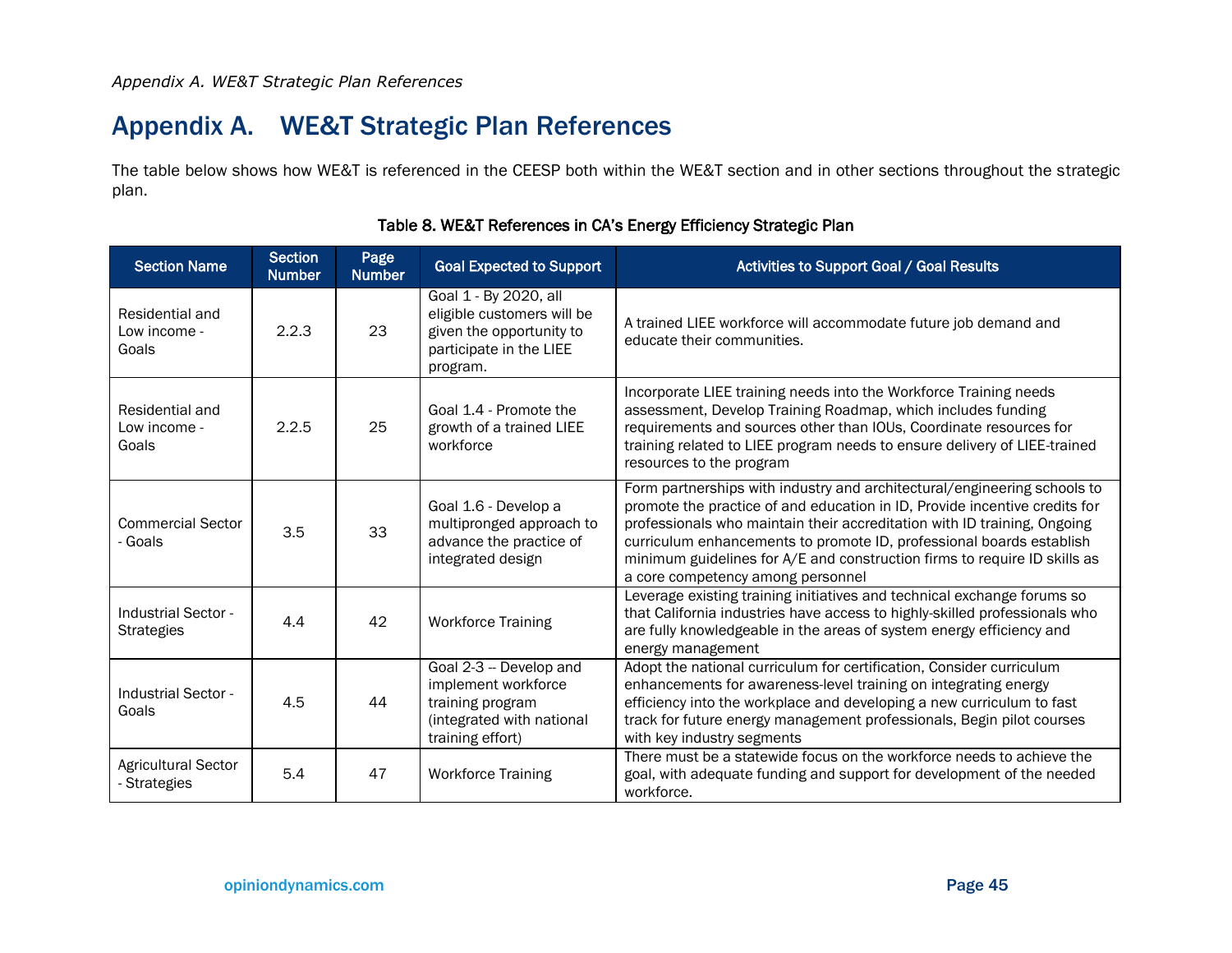# Appendix A. WE&T Strategic Plan References

The table below shows how WE&T is referenced in the CEESP both within the WE&T section and in other sections throughout the strategic plan.

Table 8. WE&T References in CA's Energy Efficiency Strategic Plan

| Section Name | Section Number | Page Number | Goal Expected to Support | Activities to Support Goal / Goal Results |
|---|---|---|---|---|
| Residential and Low income - Goals | 2.2.3 | 23 | Goal 1 - By 2020, all eligible customers will be given the opportunity to participate in the LIEE program. | A trained LIEE workforce will accommodate future job demand and educate their communities. |
| Residential and Low income - Goals | 2.2.5 | 25 | Goal 1.4 - Promote the growth of a trained LIEE workforce | Incorporate LIEE training needs into the Workforce Training needs assessment, Develop Training Roadmap, which includes funding requirements and sources other than IOUs, Coordinate resources for training related to LIEE program needs to ensure delivery of LIEE-trained resources to the program |
| Commercial Sector - Goals | 3.5 | 33 | Goal 1.6 - Develop a multipronged approach to advance the practice of integrated design | Form partnerships with industry and architectural/engineering schools to promote the practice of and education in ID, Provide incentive credits for professionals who maintain their accreditation with ID training, Ongoing curriculum enhancements to promote ID, professional boards establish minimum guidelines for A/E and construction firms to require ID skills as a core competency among personnel |
| Industrial Sector - Strategies | 4.4 | 42 | Workforce Training | Leverage existing training initiatives and technical exchange forums so that California industries have access to highly-skilled professionals who are fully knowledgeable in the areas of system energy efficiency and energy management |
| Industrial Sector - Goals | 4.5 | 44 | Goal 2-3 -- Develop and implement workforce training program (integrated with national training effort) | Adopt the national curriculum for certification, Consider curriculum enhancements for awareness-level training on integrating energy efficiency into the workplace and developing a new curriculum to fast track for future energy management professionals, Begin pilot courses with key industry segments |
| Agricultural Sector - Strategies | 5.4 | 47 | Workforce Training | There must be a statewide focus on the workforce needs to achieve the goal, with adequate funding and support for development of the needed workforce. |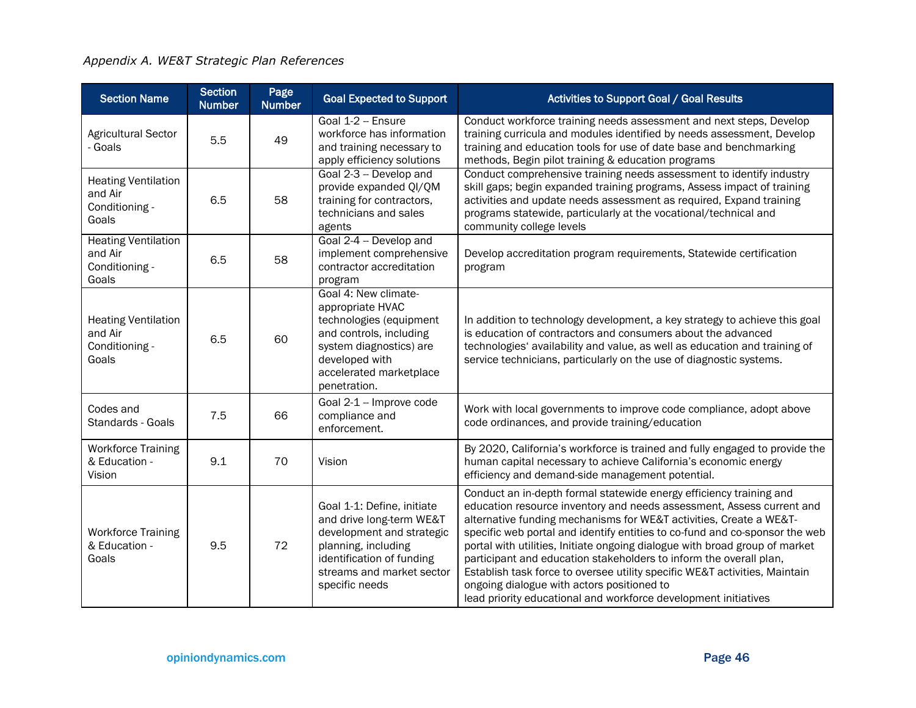*Appendix A. WE&T Strategic Plan References*

| Section Name | Section Number | Page Number | Goal Expected to Support | Activities to Support Goal / Goal Results |
|---|---|---|---|---|
| Agricultural Sector - Goals | 5.5 | 49 | Goal 1-2 -- Ensure workforce has information and training necessary to apply efficiency solutions | Conduct workforce training needs assessment and next steps, Develop training curricula and modules identified by needs assessment, Develop training and education tools for use of date base and benchmarking methods, Begin pilot training & education programs |
| Heating Ventilation and Air Conditioning - Goals | 6.5 | 58 | Goal 2-3 -- Develop and provide expanded QI/QM training for contractors, technicians and sales agents | Conduct comprehensive training needs assessment to identify industry skill gaps; begin expanded training programs, Assess impact of training activities and update needs assessment as required, Expand training programs statewide, particularly at the vocational/technical and community college levels |
| Heating Ventilation and Air Conditioning - Goals | 6.5 | 58 | Goal 2-4 -- Develop and implement comprehensive contractor accreditation program | Develop accreditation program requirements, Statewide certification program |
| Heating Ventilation and Air Conditioning - Goals | 6.5 | 60 | Goal 4: New climate-appropriate HVAC technologies (equipment and controls, including system diagnostics) are developed with accelerated marketplace penetration. | In addition to technology development, a key strategy to achieve this goal is education of contractors and consumers about the advanced technologies' availability and value, as well as education and training of service technicians, particularly on the use of diagnostic systems. |
| Codes and Standards - Goals | 7.5 | 66 | Goal 2-1 -- Improve code compliance and enforcement. | Work with local governments to improve code compliance, adopt above code ordinances, and provide training/education |
| Workforce Training & Education - Vision | 9.1 | 70 | Vision | By 2020, California's workforce is trained and fully engaged to provide the human capital necessary to achieve California's economic energy efficiency and demand-side management potential. |
| Workforce Training & Education - Goals | 9.5 | 72 | Goal 1-1: Define, initiate and drive long-term WE&T development and strategic planning, including identification of funding streams and market sector specific needs | Conduct an in-depth formal statewide energy efficiency training and education resource inventory and needs assessment, Assess current and alternative funding mechanisms for WE&T activities, Create a WE&T-specific web portal and identify entities to co-fund and co-sponsor the web portal with utilities, Initiate ongoing dialogue with broad group of market participant and education stakeholders to inform the overall plan, Establish task force to oversee utility specific WE&T activities, Maintain ongoing dialogue with actors positioned to lead priority educational and workforce development initiatives |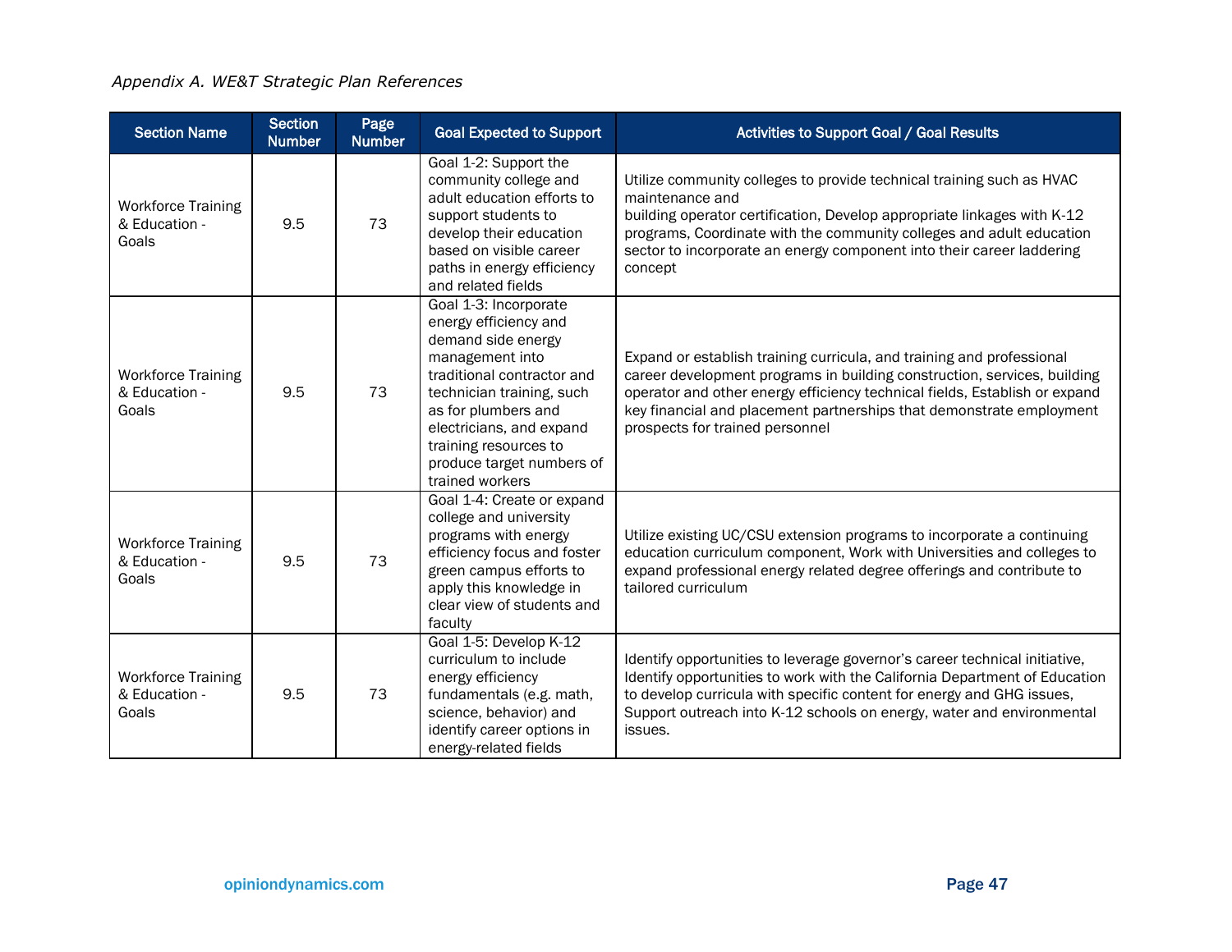*Appendix A. WE&T Strategic Plan References*

| Section Name | Section Number | Page Number | Goal Expected to Support | Activities to Support Goal / Goal Results |
|---|---|---|---|---|
| Workforce Training & Education - Goals | 9.5 | 73 | Goal 1-2: Support the community college and adult education efforts to support students to develop their education based on visible career paths in energy efficiency and related fields | Utilize community colleges to provide technical training such as HVAC maintenance and building operator certification, Develop appropriate linkages with K-12 programs, Coordinate with the community colleges and adult education sector to incorporate an energy component into their career laddering concept |
| Workforce Training & Education - Goals | 9.5 | 73 | Goal 1-3: Incorporate energy efficiency and demand side energy management into traditional contractor and technician training, such as for plumbers and electricians, and expand training resources to produce target numbers of trained workers | Expand or establish training curricula, and training and professional career development programs in building construction, services, building operator and other energy efficiency technical fields, Establish or expand key financial and placement partnerships that demonstrate employment prospects for trained personnel |
| Workforce Training & Education - Goals | 9.5 | 73 | Goal 1-4: Create or expand college and university programs with energy efficiency focus and foster green campus efforts to apply this knowledge in clear view of students and faculty | Utilize existing UC/CSU extension programs to incorporate a continuing education curriculum component, Work with Universities and colleges to expand professional energy related degree offerings and contribute to tailored curriculum |
| Workforce Training & Education - Goals | 9.5 | 73 | Goal 1-5: Develop K-12 curriculum to include energy efficiency fundamentals (e.g. math, science, behavior) and identify career options in energy-related fields | Identify opportunities to leverage governor's career technical initiative, Identify opportunities to work with the California Department of Education to develop curricula with specific content for energy and GHG issues, Support outreach into K-12 schools on energy, water and environmental issues. |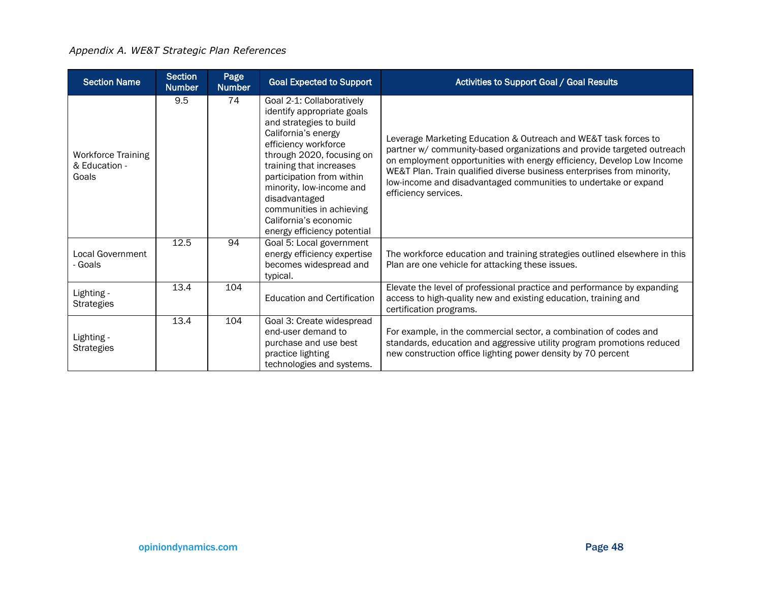*Appendix A. WE&T Strategic Plan References*

| Section Name | Section Number | Page Number | Goal Expected to Support | Activities to Support Goal / Goal Results |
|---|---|---|---|---|
| Workforce Training & Education - Goals | 9.5 | 74 | Goal 2-1: Collaboratively identify appropriate goals and strategies to build California's energy efficiency workforce through 2020, focusing on training that increases participation from within minority, low-income and disadvantaged communities in achieving California's economic energy efficiency potential | Leverage Marketing Education & Outreach and WE&T task forces to partner w/ community-based organizations and provide targeted outreach on employment opportunities with energy efficiency, Develop Low Income WE&T Plan. Train qualified diverse business enterprises from minority, low-income and disadvantaged communities to undertake or expand efficiency services. |
| Local Government - Goals | 12.5 | 94 | Goal 5: Local government energy efficiency expertise becomes widespread and typical. | The workforce education and training strategies outlined elsewhere in this Plan are one vehicle for attacking these issues. |
| Lighting - Strategies | 13.4 | 104 | Education and Certification | Elevate the level of professional practice and performance by expanding access to high-quality new and existing education, training and certification programs. |
| Lighting - Strategies | 13.4 | 104 | Goal 3: Create widespread end-user demand to purchase and use best practice lighting technologies and systems. | For example, in the commercial sector, a combination of codes and standards, education and aggressive utility program promotions reduced new construction office lighting power density by 70 percent |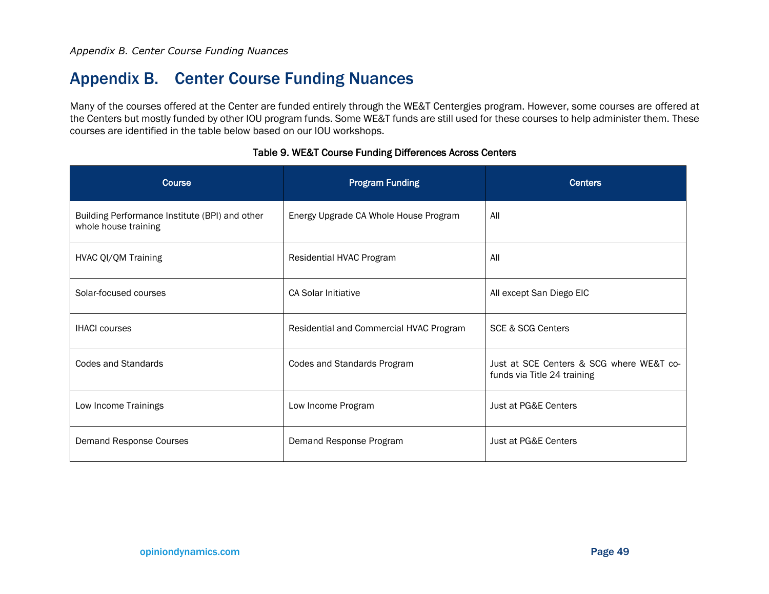# Appendix B. Center Course Funding Nuances

Many of the courses offered at the Center are funded entirely through the WE&T Centergies program. However, some courses are offered at the Centers but mostly funded by other IOU program funds. Some WE&T funds are still used for these courses to help administer them. These courses are identified in the table below based on our IOU workshops.

**Table 9. WE&T Course Funding Differences Across Centers**

| Course | Program Funding | Centers |
|---|---|---|
| Building Performance Institute (BPI) and other whole house training | Energy Upgrade CA Whole House Program | All |
| HVAC QI/QM Training | Residential HVAC Program | All |
| Solar-focused courses | CA Solar Initiative | All except San Diego EIC |
| IHACI courses | Residential and Commercial HVAC Program | SCE & SCG Centers |
| Codes and Standards | Codes and Standards Program | Just at SCE Centers & SCG where WE&T co-funds via Title 24 training |
| Low Income Trainings | Low Income Program | Just at PG&E Centers |
| Demand Response Courses | Demand Response Program | Just at PG&E Centers |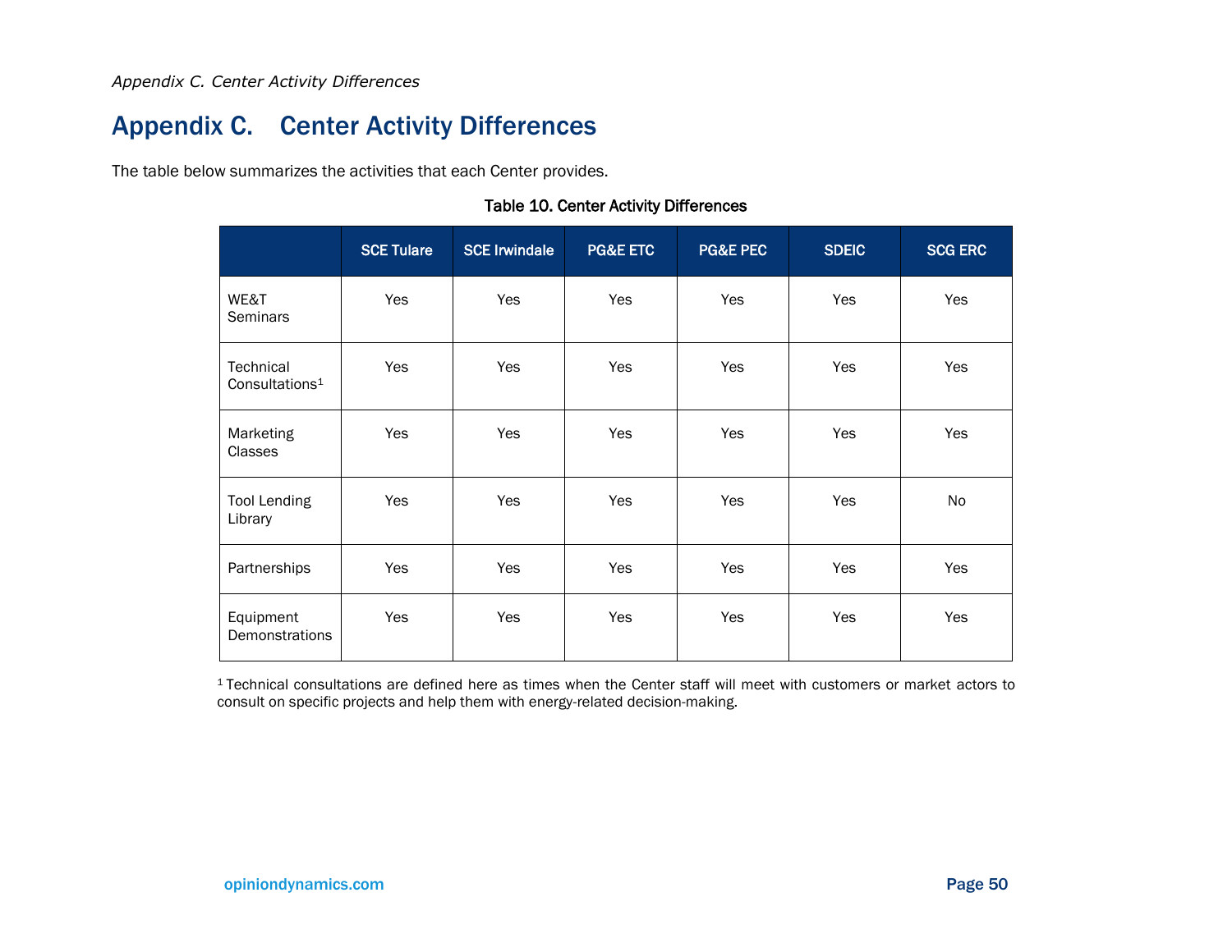# Appendix C. Center Activity Differences

The table below summarizes the activities that each Center provides.

Table 10. Center Activity Differences

| | SCE Tulare | SCE Irwindale | PG&E ETC | PG&E PEC | SDEIC | SCG ERC |
|---|---|---|---|---|---|---|
| WE&T Seminars | Yes | Yes | Yes | Yes | Yes | Yes |
| Technical Consultations[1] | Yes | Yes | Yes | Yes | Yes | Yes |
| Marketing Classes | Yes | Yes | Yes | Yes | Yes | Yes |
| Tool Lending Library | Yes | Yes | Yes | Yes | Yes | No |
| Partnerships | Yes | Yes | Yes | Yes | Yes | Yes |
| Equipment Demonstrations | Yes | Yes | Yes | Yes | Yes | Yes |

[1] Technical consultations are defined here as times when the Center staff will meet with customers or market actors to consult on specific projects and help them with energy-related decision-making.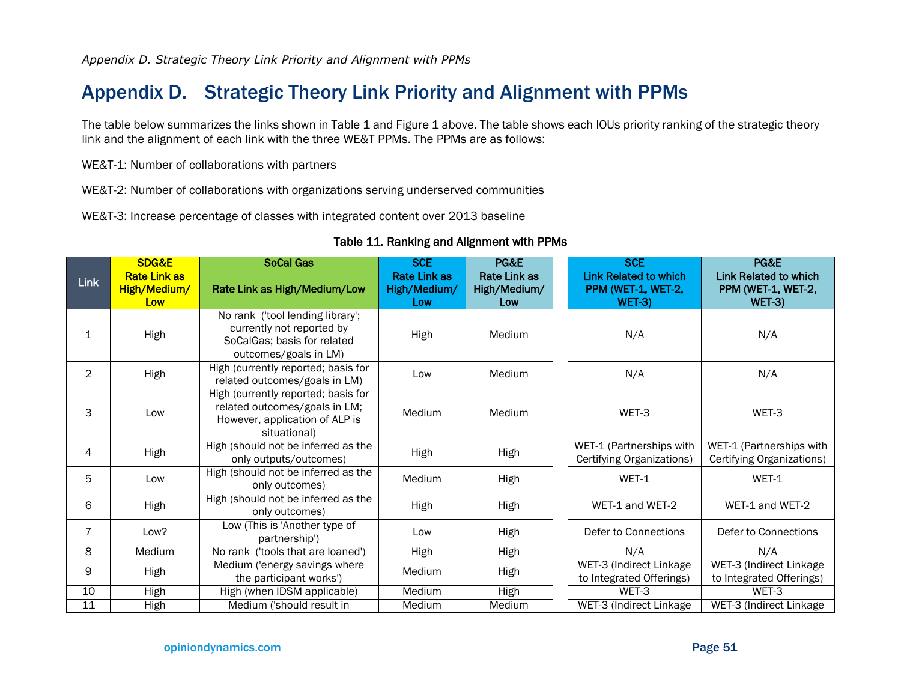# Appendix D. Strategic Theory Link Priority and Alignment with PPMs

The table below summarizes the links shown in Table 1 and Figure 1 above. The table shows each IOUs priority ranking of the strategic theory link and the alignment of each link with the three WE&T PPMs. The PPMs are as follows:

WE&T-1: Number of collaborations with partners

WE&T-2: Number of collaborations with organizations serving underserved communities

WE&T-3: Increase percentage of classes with integrated content over 2013 baseline

**Table 11. Ranking and Alignment with PPMs**

| Link | SDG&E | SoCal Gas | SCE | PG&E | | SCE | PG&E |
|---|---|---|---|---|---|---|---|
| | Rate Link as High/Medium/ Low | Rate Link as High/Medium/Low | Rate Link as High/Medium/ Low | Rate Link as High/Medium/ Low | | Link Related to which PPM (WET-1, WET-2, WET-3) | Link Related to which PPM (WET-1, WET-2, WET-3) |
| 1 | High | No rank ('tool lending library'; currently not reported by SoCalGas; basis for related outcomes/goals in LM) | High | Medium | | N/A | N/A |
| 2 | High | High (currently reported; basis for related outcomes/goals in LM) | Low | Medium | | N/A | N/A |
| 3 | Low | High (currently reported; basis for related outcomes/goals in LM; However, application of ALP is situational) | Medium | Medium | | WET-3 | WET-3 |
| 4 | High | High (should not be inferred as the only outputs/outcomes) | High | High | | WET-1 (Partnerships with Certifying Organizations) | WET-1 (Partnerships with Certifying Organizations) |
| 5 | Low | High (should not be inferred as the only outcomes) | Medium | High | | WET-1 | WET-1 |
| 6 | High | High (should not be inferred as the only outcomes) | High | High | | WET-1 and WET-2 | WET-1 and WET-2 |
| 7 | Low? | Low (This is 'Another type of partnership') | Low | High | | Defer to Connections | Defer to Connections |
| 8 | Medium | No rank ('tools that are loaned') | High | High | | N/A | N/A |
| 9 | High | Medium ('energy savings where the participant works') | Medium | High | | WET-3 (Indirect Linkage to Integrated Offerings) | WET-3 (Indirect Linkage to Integrated Offerings) |
| 10 | High | High (when IDSM applicable) | Medium | High | | WET-3 | WET-3 |
| 11 | High | Medium ('should result in | Medium | Medium | | WET-3 (Indirect Linkage | WET-3 (Indirect Linkage |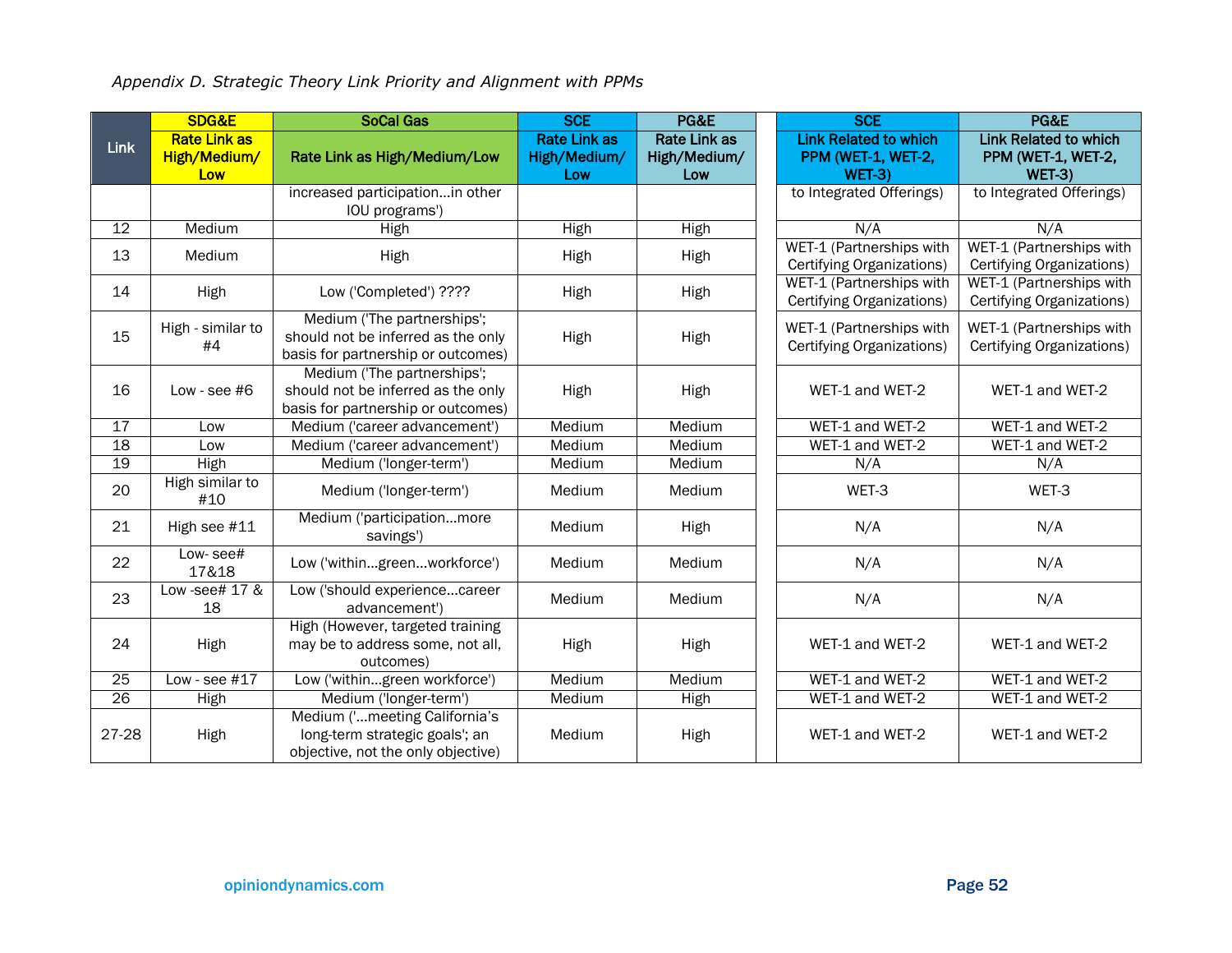*Appendix D. Strategic Theory Link Priority and Alignment with PPMs*

| Link | SDG&E | SoCal Gas | SCE | PG&E | | SCE | PG&E |
|---|---|---|---|---|---|---|---|
| | Rate Link as High/Medium/ Low | Rate Link as High/Medium/Low | Rate Link as High/Medium/ Low | Rate Link as High/Medium/ Low | | Link Related to which PPM (WET-1, WET-2, WET-3) | Link Related to which PPM (WET-1, WET-2, WET-3) |
| | | increased participation…in other IOU programs') | | | | to Integrated Offerings) | to Integrated Offerings) |
| 12 | Medium | High | High | High | | N/A | N/A |
| 13 | Medium | High | High | High | | WET-1 (Partnerships with Certifying Organizations) | WET-1 (Partnerships with Certifying Organizations) |
| 14 | High | Low ('Completed') ???? | High | High | | WET-1 (Partnerships with Certifying Organizations) | WET-1 (Partnerships with Certifying Organizations) |
| 15 | High - similar to #4 | Medium ('The partnerships'; should not be inferred as the only basis for partnership or outcomes) | High | High | | WET-1 (Partnerships with Certifying Organizations) | WET-1 (Partnerships with Certifying Organizations) |
| 16 | Low - see #6 | Medium ('The partnerships'; should not be inferred as the only basis for partnership or outcomes) | High | High | | WET-1 and WET-2 | WET-1 and WET-2 |
| 17 | Low | Medium ('career advancement') | Medium | Medium | | WET-1 and WET-2 | WET-1 and WET-2 |
| 18 | Low | Medium ('career advancement') | Medium | Medium | | WET-1 and WET-2 | WET-1 and WET-2 |
| 19 | High | Medium ('longer-term') | Medium | Medium | | N/A | N/A |
| 20 | High similar to #10 | Medium ('longer-term') | Medium | Medium | | WET-3 | WET-3 |
| 21 | High see #11 | Medium ('participation…more savings') | Medium | High | | N/A | N/A |
| 22 | Low- see# 17&18 | Low ('within…green…workforce') | Medium | Medium | | N/A | N/A |
| 23 | Low -see# 17 & 18 | Low ('should experience…career advancement') | Medium | Medium | | N/A | N/A |
| 24 | High | High (However, targeted training may be to address some, not all, outcomes) | High | High | | WET-1 and WET-2 | WET-1 and WET-2 |
| 25 | Low - see #17 | Low ('within…green workforce') | Medium | Medium | | WET-1 and WET-2 | WET-1 and WET-2 |
| 26 | High | Medium ('longer-term') | Medium | High | | WET-1 and WET-2 | WET-1 and WET-2 |
| 27-28 | High | Medium ('…meeting California's long-term strategic goals'; an objective, not the only objective) | Medium | High | | WET-1 and WET-2 | WET-1 and WET-2 |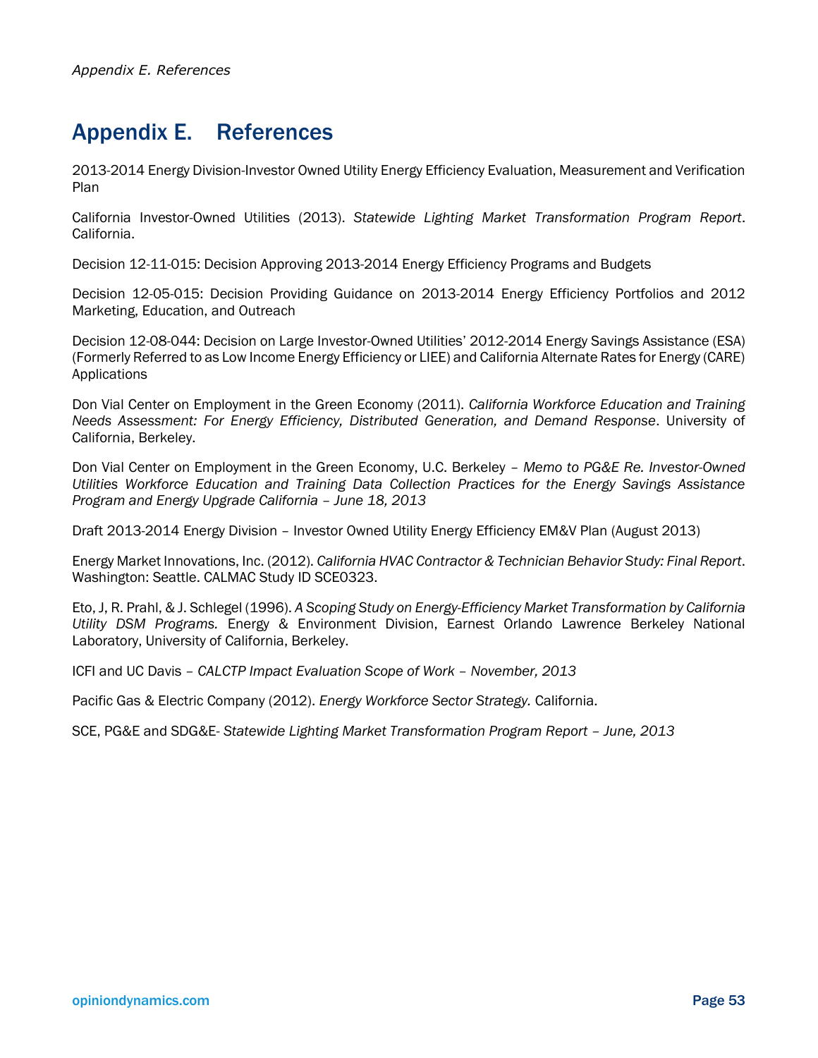# Appendix E. References

2013-2014 Energy Division-Investor Owned Utility Energy Efficiency Evaluation, Measurement and Verification Plan

California Investor-Owned Utilities (2013). *Statewide Lighting Market Transformation Program Report*. California.

Decision 12-11-015: Decision Approving 2013-2014 Energy Efficiency Programs and Budgets

Decision 12-05-015: Decision Providing Guidance on 2013-2014 Energy Efficiency Portfolios and 2012 Marketing, Education, and Outreach

Decision 12-08-044: Decision on Large Investor-Owned Utilities' 2012-2014 Energy Savings Assistance (ESA) (Formerly Referred to as Low Income Energy Efficiency or LIEE) and California Alternate Rates for Energy (CARE) Applications

Don Vial Center on Employment in the Green Economy (2011). *California Workforce Education and Training Needs Assessment: For Energy Efficiency, Distributed Generation, and Demand Response*. University of California, Berkeley.

Don Vial Center on Employment in the Green Economy, U.C. Berkeley – *Memo to PG&E Re. Investor-Owned Utilities Workforce Education and Training Data Collection Practices for the Energy Savings Assistance Program and Energy Upgrade California – June 18, 2013*

Draft 2013-2014 Energy Division – Investor Owned Utility Energy Efficiency EM&V Plan (August 2013)

Energy Market Innovations, Inc. (2012). *California HVAC Contractor & Technician Behavior Study: Final Report*. Washington: Seattle. CALMAC Study ID SCE0323.

Eto, J, R. Prahl, & J. Schlegel (1996). *A Scoping Study on Energy-Efficiency Market Transformation by California Utility DSM Programs.* Energy & Environment Division, Earnest Orlando Lawrence Berkeley National Laboratory, University of California, Berkeley.

ICFI and UC Davis – *CALCTP Impact Evaluation Scope of Work – November, 2013*

Pacific Gas & Electric Company (2012). *Energy Workforce Sector Strategy.* California.

SCE, PG&E and SDG&E- *Statewide Lighting Market Transformation Program Report – June, 2013*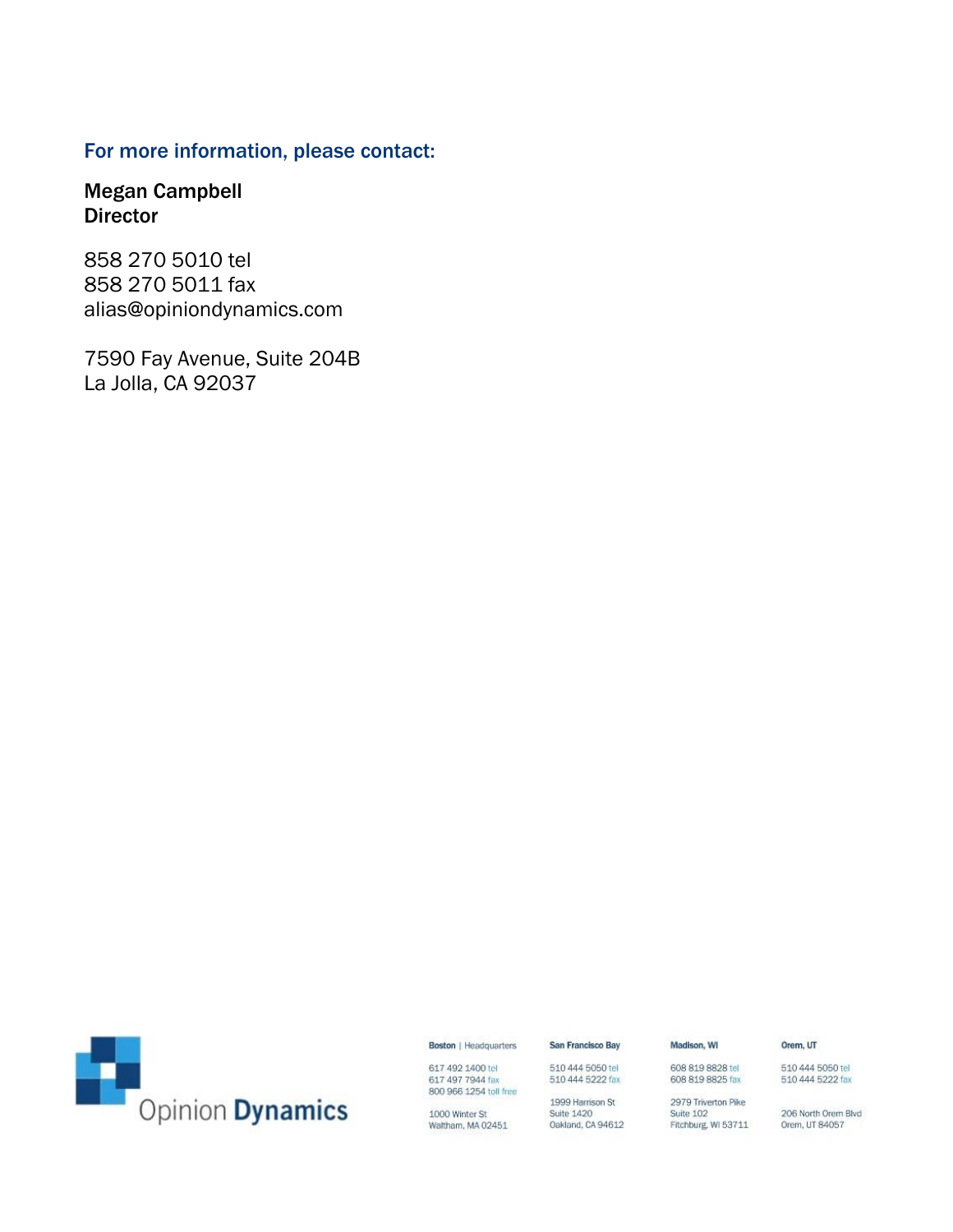For more information, please contact:

**Megan Campbell**
**Director**

858 270 5010 tel
858 270 5011 fax
alias@opiniondynamics.com

7590 Fay Avenue, Suite 204B
La Jolla, CA 92037

Opinion **Dynamics**

**Boston** | Headquarters

617 492 1400 tel
617 497 7944 fax
800 966 1254 toll free

1000 Winter St
Waltham, MA 02451

**San Francisco Bay**

510 444 5050 tel
510 444 5222 fax

1999 Harrison St
Suite 1420
Oakland, CA 94612

**Madison, WI**

608 819 8828 tel
608 819 8825 fax

2979 Triverton Pike
Suite 102
Fitchburg, WI 53711

**Orem, UT**

510 444 5050 tel
510 444 5222 fax

206 North Orem Blvd
Orem, UT 84057